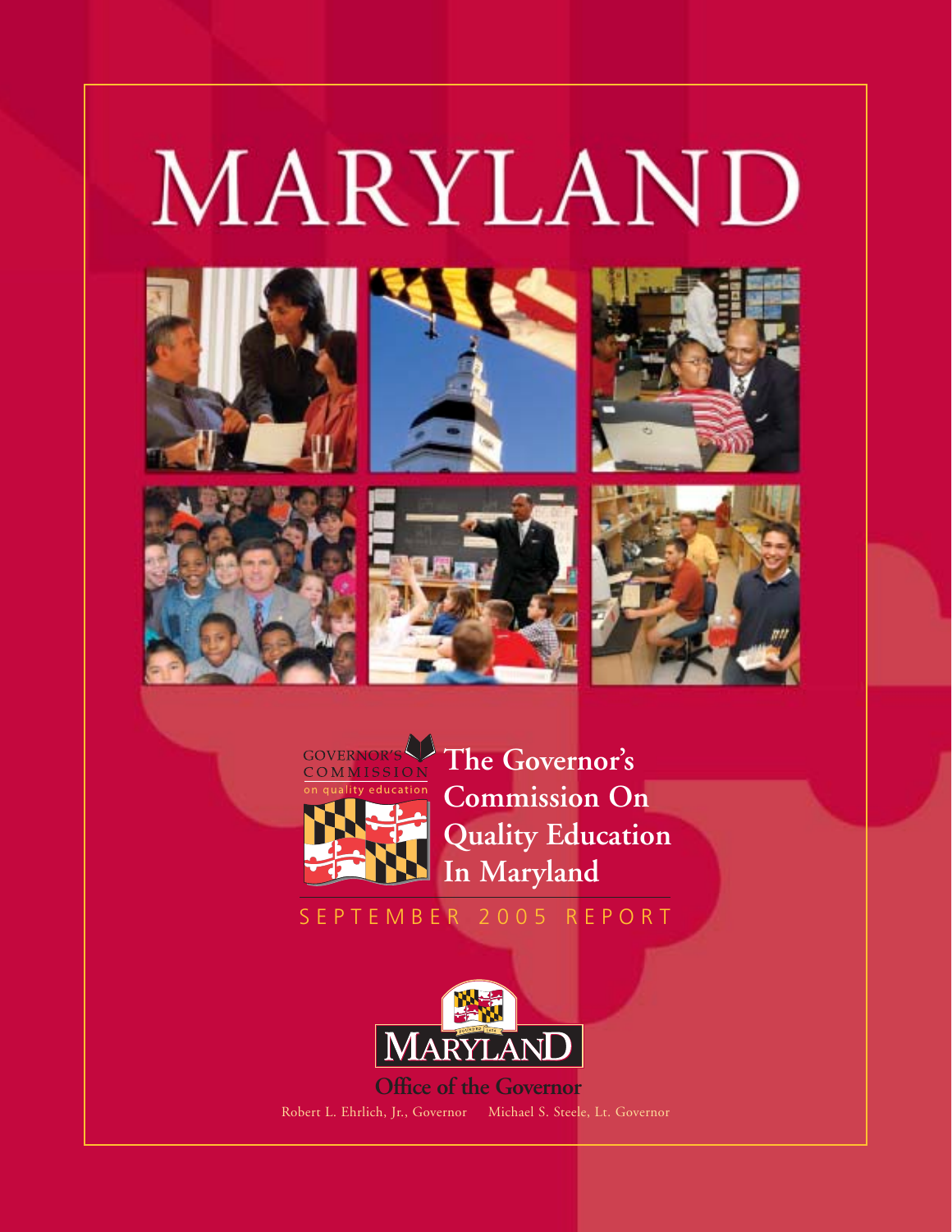# MARYLAND

GOVERNOR'S COMMISSION on quality education

## The Governor's Commission On Quality Education In Maryland

SEPTEMBER 2005 REPORT

MARYLAND

**Office of the Governor**

Robert L. Ehrlich, Jr., Governor    Michael S. Steele, Lt. Governor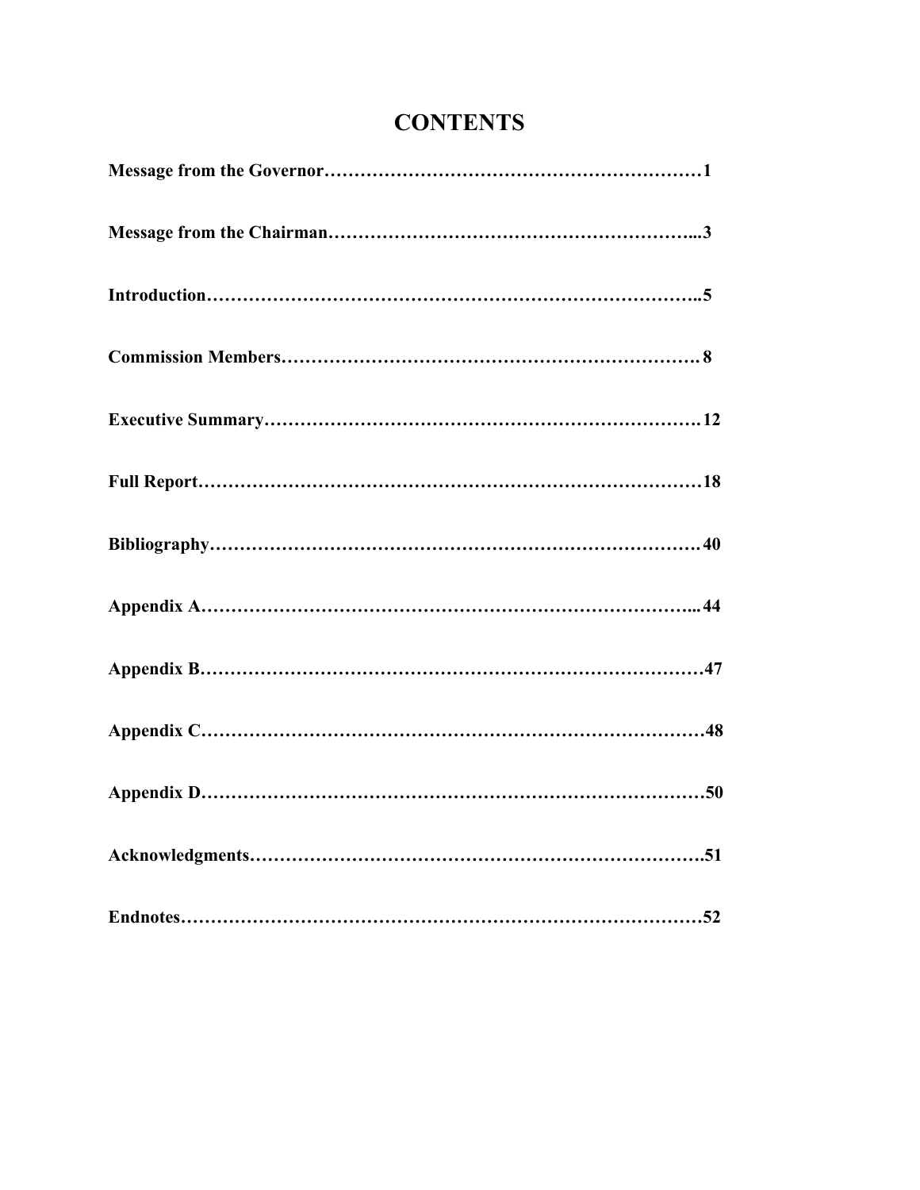# CONTENTS

**Message from the Governor……………………………………………………1**

**Message from the Chairman…………………………………………………...3**

**Introduction…………………………………………………………………..5**

**Commission Members……………………………………………………….8**

**Executive Summary………………………………………………………….12**

**Full Report……………………………………………………………………18**

**Bibliography……………………………………………………………………40**

**Appendix A…………………………………………………………………...44**

**Appendix B……………………………………………………………………47**

**Appendix C……………………………………………………………………48**

**Appendix D……………………………………………………………………50**

**Acknowledgments…………………………………………………………….51**

**Endnotes………………………………………………………………………52**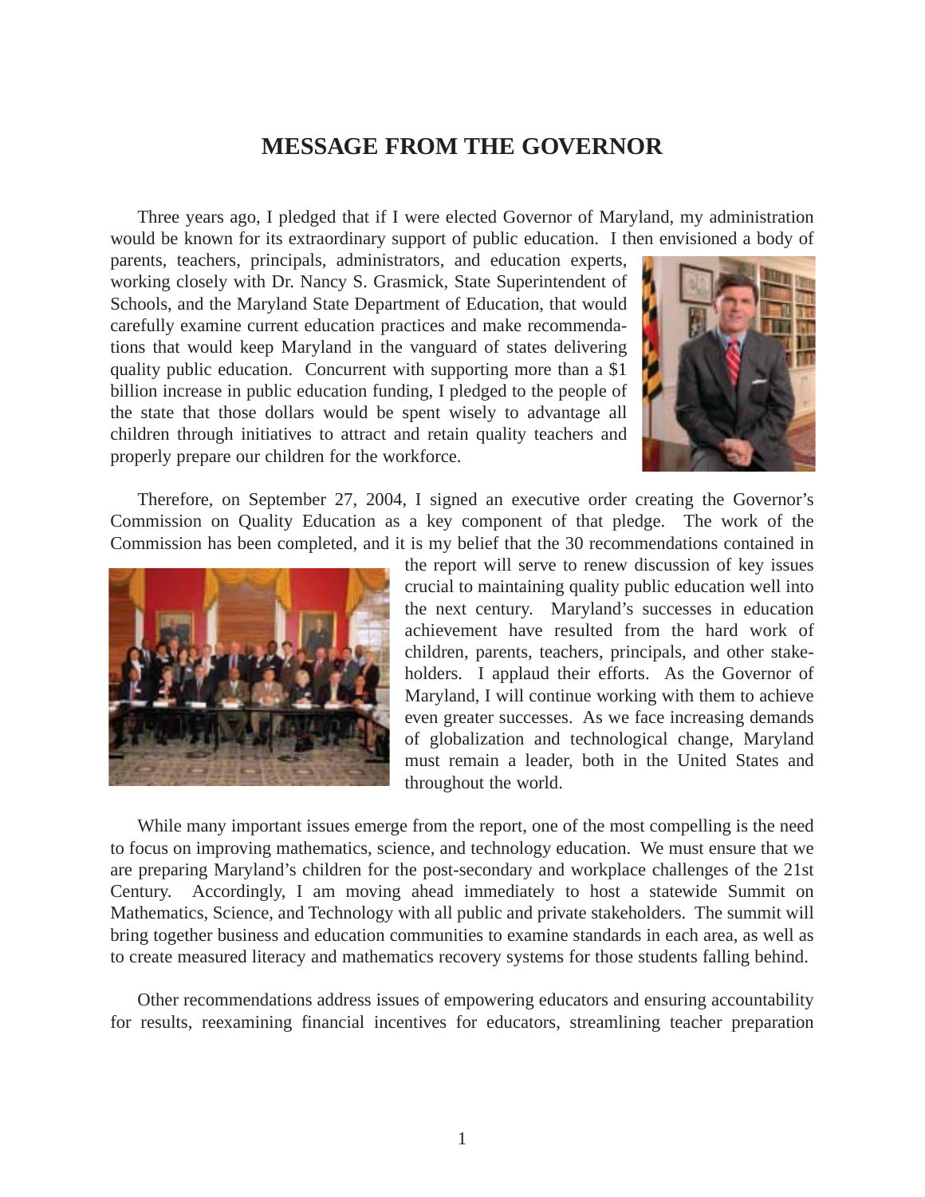# MESSAGE FROM THE GOVERNOR

Three years ago, I pledged that if I were elected Governor of Maryland, my administration would be known for its extraordinary support of public education. I then envisioned a body of parents, teachers, principals, administrators, and education experts, working closely with Dr. Nancy S. Grasmick, State Superintendent of Schools, and the Maryland State Department of Education, that would carefully examine current education practices and make recommendations that would keep Maryland in the vanguard of states delivering quality public education. Concurrent with supporting more than a $1 billion increase in public education funding, I pledged to the people of the state that those dollars would be spent wisely to advantage all children through initiatives to attract and retain quality teachers and properly prepare our children for the workforce.

Therefore, on September 27, 2004, I signed an executive order creating the Governor's Commission on Quality Education as a key component of that pledge. The work of the Commission has been completed, and it is my belief that the 30 recommendations contained in the report will serve to renew discussion of key issues crucial to maintaining quality public education well into the next century. Maryland's successes in education achievement have resulted from the hard work of children, parents, teachers, principals, and other stakeholders. I applaud their efforts. As the Governor of Maryland, I will continue working with them to achieve even greater successes. As we face increasing demands of globalization and technological change, Maryland must remain a leader, both in the United States and throughout the world.

While many important issues emerge from the report, one of the most compelling is the need to focus on improving mathematics, science, and technology education. We must ensure that we are preparing Maryland's children for the post-secondary and workplace challenges of the 21st Century. Accordingly, I am moving ahead immediately to host a statewide Summit on Mathematics, Science, and Technology with all public and private stakeholders. The summit will bring together business and education communities to examine standards in each area, as well as to create measured literacy and mathematics recovery systems for those students falling behind.

Other recommendations address issues of empowering educators and ensuring accountability for results, reexamining financial incentives for educators, streamlining teacher preparation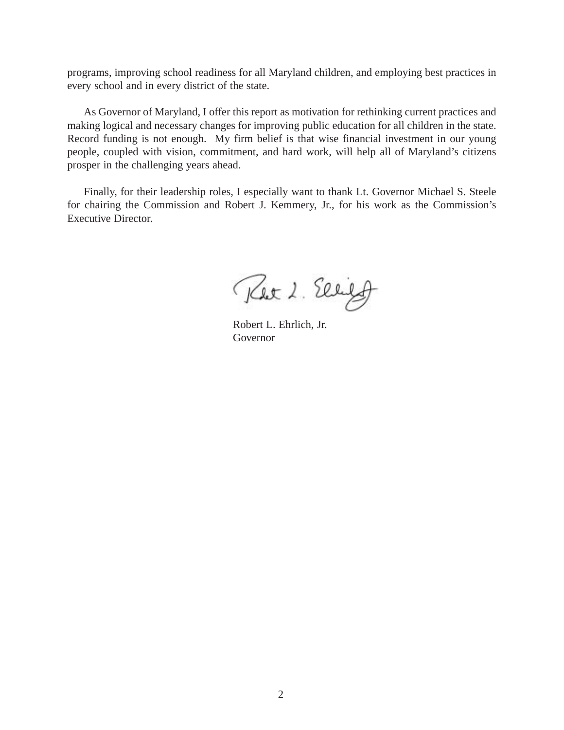programs, improving school readiness for all Maryland children, and employing best practices in every school and in every district of the state.

As Governor of Maryland, I offer this report as motivation for rethinking current practices and making logical and necessary changes for improving public education for all children in the state. Record funding is not enough. My firm belief is that wise financial investment in our young people, coupled with vision, commitment, and hard work, will help all of Maryland's citizens prosper in the challenging years ahead.

Finally, for their leadership roles, I especially want to thank Lt. Governor Michael S. Steele for chairing the Commission and Robert J. Kemmery, Jr., for his work as the Commission's Executive Director.

Robert L. Ehrlich, Jr.
Governor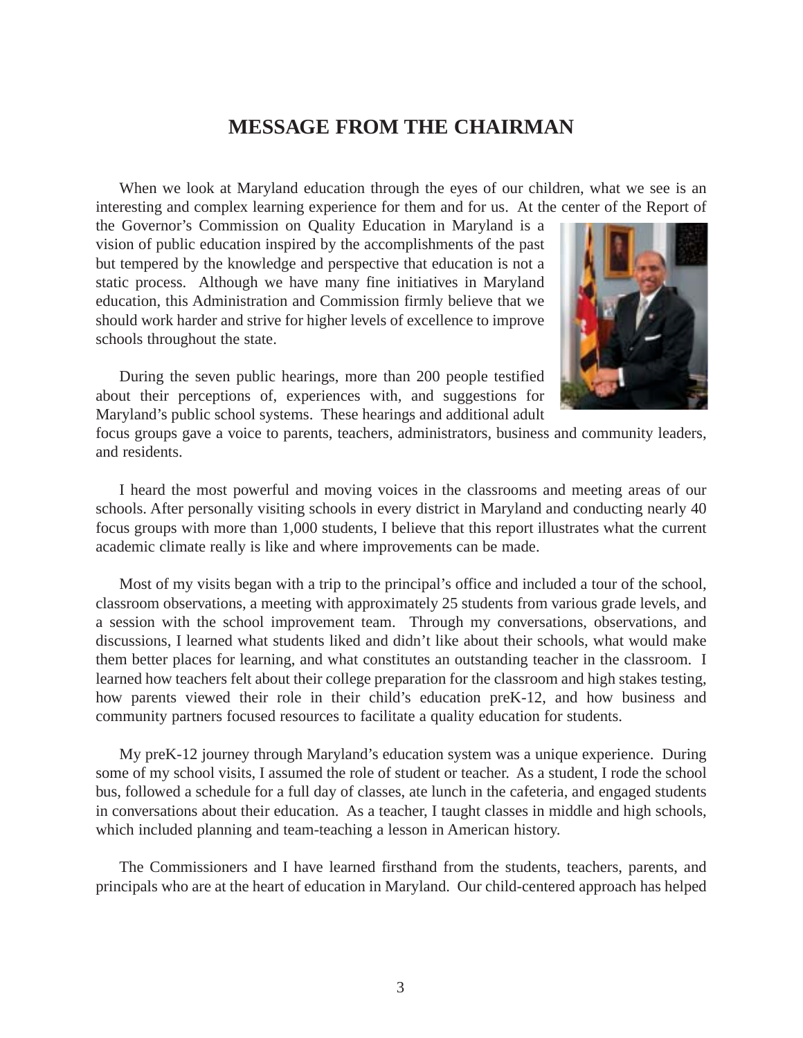# MESSAGE FROM THE CHAIRMAN

When we look at Maryland education through the eyes of our children, what we see is an interesting and complex learning experience for them and for us. At the center of the Report of the Governor's Commission on Quality Education in Maryland is a vision of public education inspired by the accomplishments of the past but tempered by the knowledge and perspective that education is not a static process. Although we have many fine initiatives in Maryland education, this Administration and Commission firmly believe that we should work harder and strive for higher levels of excellence to improve schools throughout the state.

During the seven public hearings, more than 200 people testified about their perceptions of, experiences with, and suggestions for Maryland's public school systems. These hearings and additional adult focus groups gave a voice to parents, teachers, administrators, business and community leaders, and residents.

I heard the most powerful and moving voices in the classrooms and meeting areas of our schools. After personally visiting schools in every district in Maryland and conducting nearly 40 focus groups with more than 1,000 students, I believe that this report illustrates what the current academic climate really is like and where improvements can be made.

Most of my visits began with a trip to the principal's office and included a tour of the school, classroom observations, a meeting with approximately 25 students from various grade levels, and a session with the school improvement team. Through my conversations, observations, and discussions, I learned what students liked and didn't like about their schools, what would make them better places for learning, and what constitutes an outstanding teacher in the classroom. I learned how teachers felt about their college preparation for the classroom and high stakes testing, how parents viewed their role in their child's education preK-12, and how business and community partners focused resources to facilitate a quality education for students.

My preK-12 journey through Maryland's education system was a unique experience. During some of my school visits, I assumed the role of student or teacher. As a student, I rode the school bus, followed a schedule for a full day of classes, ate lunch in the cafeteria, and engaged students in conversations about their education. As a teacher, I taught classes in middle and high schools, which included planning and team-teaching a lesson in American history.

The Commissioners and I have learned firsthand from the students, teachers, parents, and principals who are at the heart of education in Maryland. Our child-centered approach has helped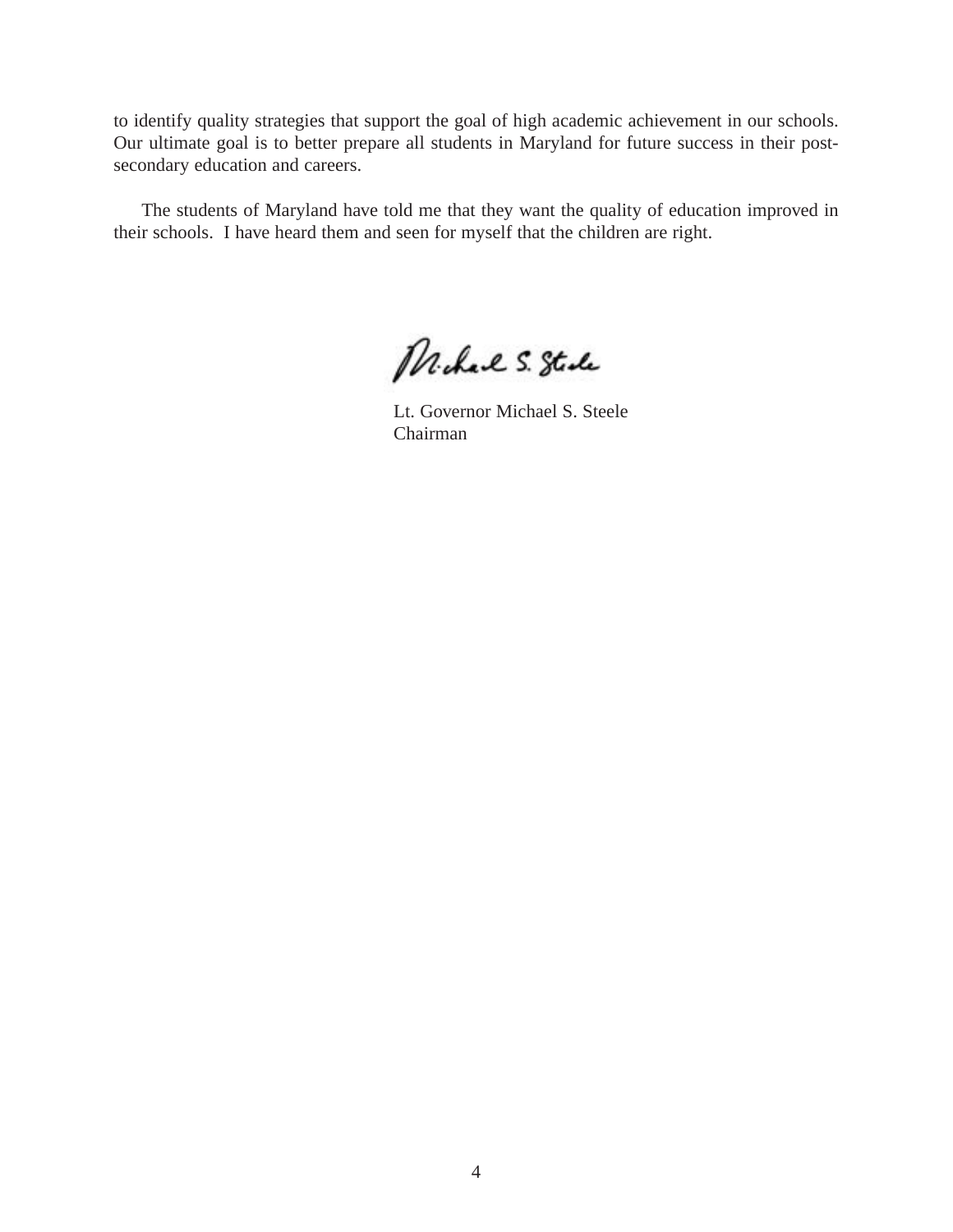to identify quality strategies that support the goal of high academic achievement in our schools. Our ultimate goal is to better prepare all students in Maryland for future success in their post-secondary education and careers.

The students of Maryland have told me that they want the quality of education improved in their schools. I have heard them and seen for myself that the children are right.

Michael S. Steele

Lt. Governor Michael S. Steele
Chairman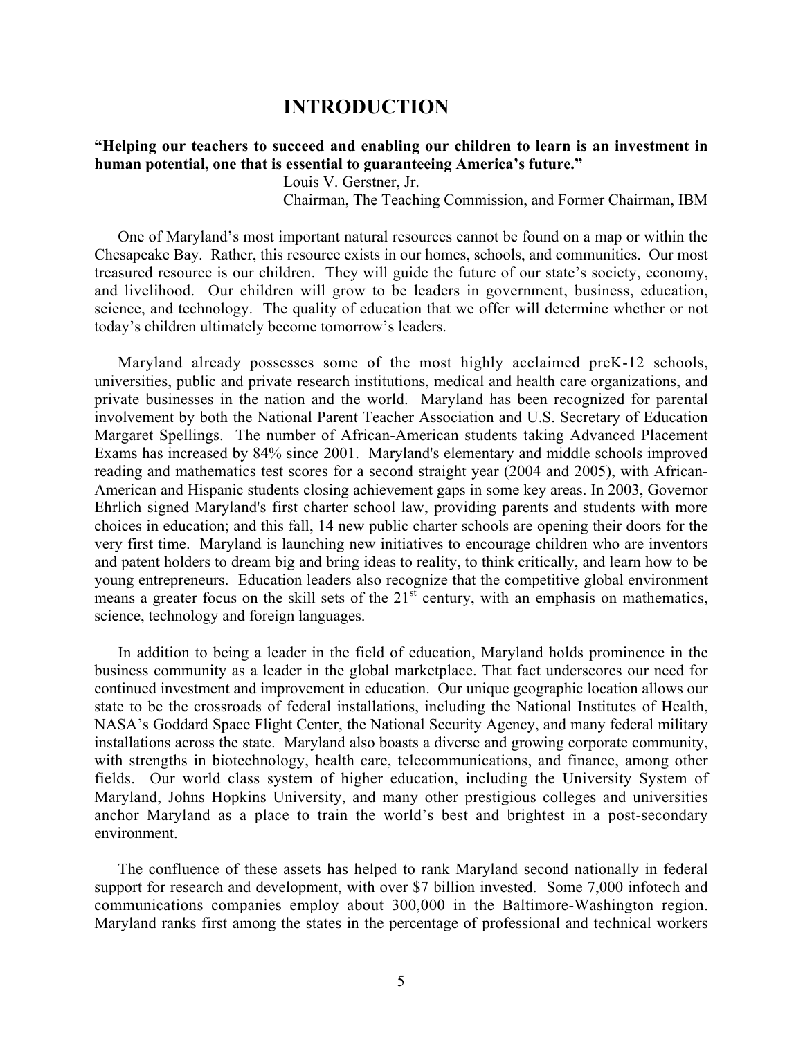# INTRODUCTION

**"Helping our teachers to succeed and enabling our children to learn is an investment in human potential, one that is essential to guaranteeing America's future."**

Louis V. Gerstner, Jr.
Chairman, The Teaching Commission, and Former Chairman, IBM

One of Maryland's most important natural resources cannot be found on a map or within the Chesapeake Bay. Rather, this resource exists in our homes, schools, and communities. Our most treasured resource is our children. They will guide the future of our state's society, economy, and livelihood. Our children will grow to be leaders in government, business, education, science, and technology. The quality of education that we offer will determine whether or not today's children ultimately become tomorrow's leaders.

Maryland already possesses some of the most highly acclaimed preK-12 schools, universities, public and private research institutions, medical and health care organizations, and private businesses in the nation and the world. Maryland has been recognized for parental involvement by both the National Parent Teacher Association and U.S. Secretary of Education Margaret Spellings. The number of African-American students taking Advanced Placement Exams has increased by 84% since 2001. Maryland's elementary and middle schools improved reading and mathematics test scores for a second straight year (2004 and 2005), with African-American and Hispanic students closing achievement gaps in some key areas. In 2003, Governor Ehrlich signed Maryland's first charter school law, providing parents and students with more choices in education; and this fall, 14 new public charter schools are opening their doors for the very first time. Maryland is launching new initiatives to encourage children who are inventors and patent holders to dream big and bring ideas to reality, to think critically, and learn how to be young entrepreneurs. Education leaders also recognize that the competitive global environment means a greater focus on the skill sets of the 21st century, with an emphasis on mathematics, science, technology and foreign languages.

In addition to being a leader in the field of education, Maryland holds prominence in the business community as a leader in the global marketplace. That fact underscores our need for continued investment and improvement in education. Our unique geographic location allows our state to be the crossroads of federal installations, including the National Institutes of Health, NASA's Goddard Space Flight Center, the National Security Agency, and many federal military installations across the state. Maryland also boasts a diverse and growing corporate community, with strengths in biotechnology, health care, telecommunications, and finance, among other fields. Our world class system of higher education, including the University System of Maryland, Johns Hopkins University, and many other prestigious colleges and universities anchor Maryland as a place to train the world's best and brightest in a post-secondary environment.

The confluence of these assets has helped to rank Maryland second nationally in federal support for research and development, with over $7 billion invested. Some 7,000 infotech and communications companies employ about 300,000 in the Baltimore-Washington region. Maryland ranks first among the states in the percentage of professional and technical workers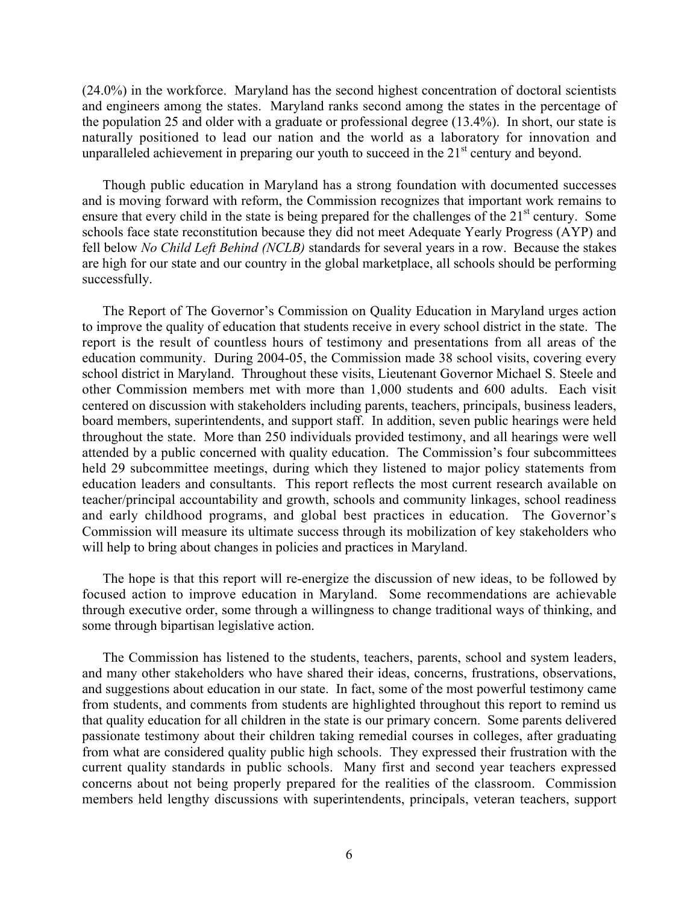(24.0%) in the workforce. Maryland has the second highest concentration of doctoral scientists and engineers among the states. Maryland ranks second among the states in the percentage of the population 25 and older with a graduate or professional degree (13.4%). In short, our state is naturally positioned to lead our nation and the world as a laboratory for innovation and unparalleled achievement in preparing our youth to succeed in the 21st century and beyond.

Though public education in Maryland has a strong foundation with documented successes and is moving forward with reform, the Commission recognizes that important work remains to ensure that every child in the state is being prepared for the challenges of the 21st century. Some schools face state reconstitution because they did not meet Adequate Yearly Progress (AYP) and fell below *No Child Left Behind (NCLB)* standards for several years in a row. Because the stakes are high for our state and our country in the global marketplace, all schools should be performing successfully.

The Report of The Governor's Commission on Quality Education in Maryland urges action to improve the quality of education that students receive in every school district in the state. The report is the result of countless hours of testimony and presentations from all areas of the education community. During 2004-05, the Commission made 38 school visits, covering every school district in Maryland. Throughout these visits, Lieutenant Governor Michael S. Steele and other Commission members met with more than 1,000 students and 600 adults. Each visit centered on discussion with stakeholders including parents, teachers, principals, business leaders, board members, superintendents, and support staff. In addition, seven public hearings were held throughout the state. More than 250 individuals provided testimony, and all hearings were well attended by a public concerned with quality education. The Commission's four subcommittees held 29 subcommittee meetings, during which they listened to major policy statements from education leaders and consultants. This report reflects the most current research available on teacher/principal accountability and growth, schools and community linkages, school readiness and early childhood programs, and global best practices in education. The Governor's Commission will measure its ultimate success through its mobilization of key stakeholders who will help to bring about changes in policies and practices in Maryland.

The hope is that this report will re-energize the discussion of new ideas, to be followed by focused action to improve education in Maryland. Some recommendations are achievable through executive order, some through a willingness to change traditional ways of thinking, and some through bipartisan legislative action.

The Commission has listened to the students, teachers, parents, school and system leaders, and many other stakeholders who have shared their ideas, concerns, frustrations, observations, and suggestions about education in our state. In fact, some of the most powerful testimony came from students, and comments from students are highlighted throughout this report to remind us that quality education for all children in the state is our primary concern. Some parents delivered passionate testimony about their children taking remedial courses in colleges, after graduating from what are considered quality public high schools. They expressed their frustration with the current quality standards in public schools. Many first and second year teachers expressed concerns about not being properly prepared for the realities of the classroom. Commission members held lengthy discussions with superintendents, principals, veteran teachers, support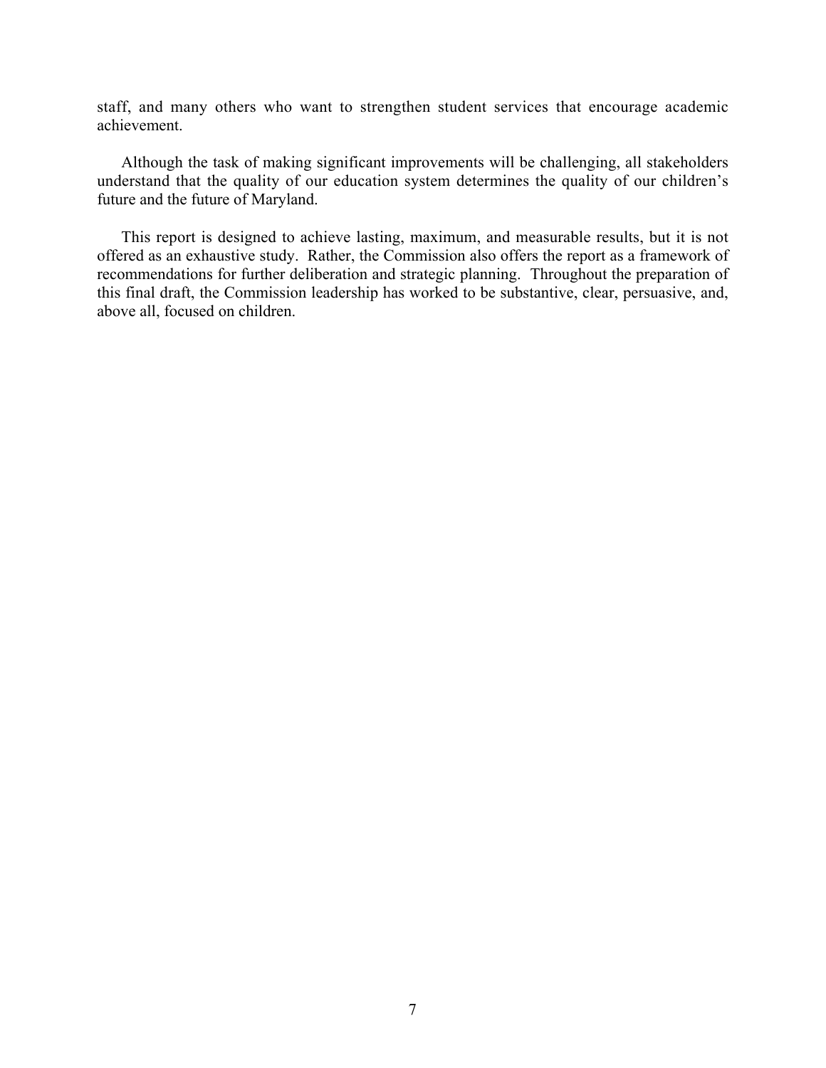staff, and many others who want to strengthen student services that encourage academic achievement.

Although the task of making significant improvements will be challenging, all stakeholders understand that the quality of our education system determines the quality of our children's future and the future of Maryland.

This report is designed to achieve lasting, maximum, and measurable results, but it is not offered as an exhaustive study. Rather, the Commission also offers the report as a framework of recommendations for further deliberation and strategic planning. Throughout the preparation of this final draft, the Commission leadership has worked to be substantive, clear, persuasive, and, above all, focused on children.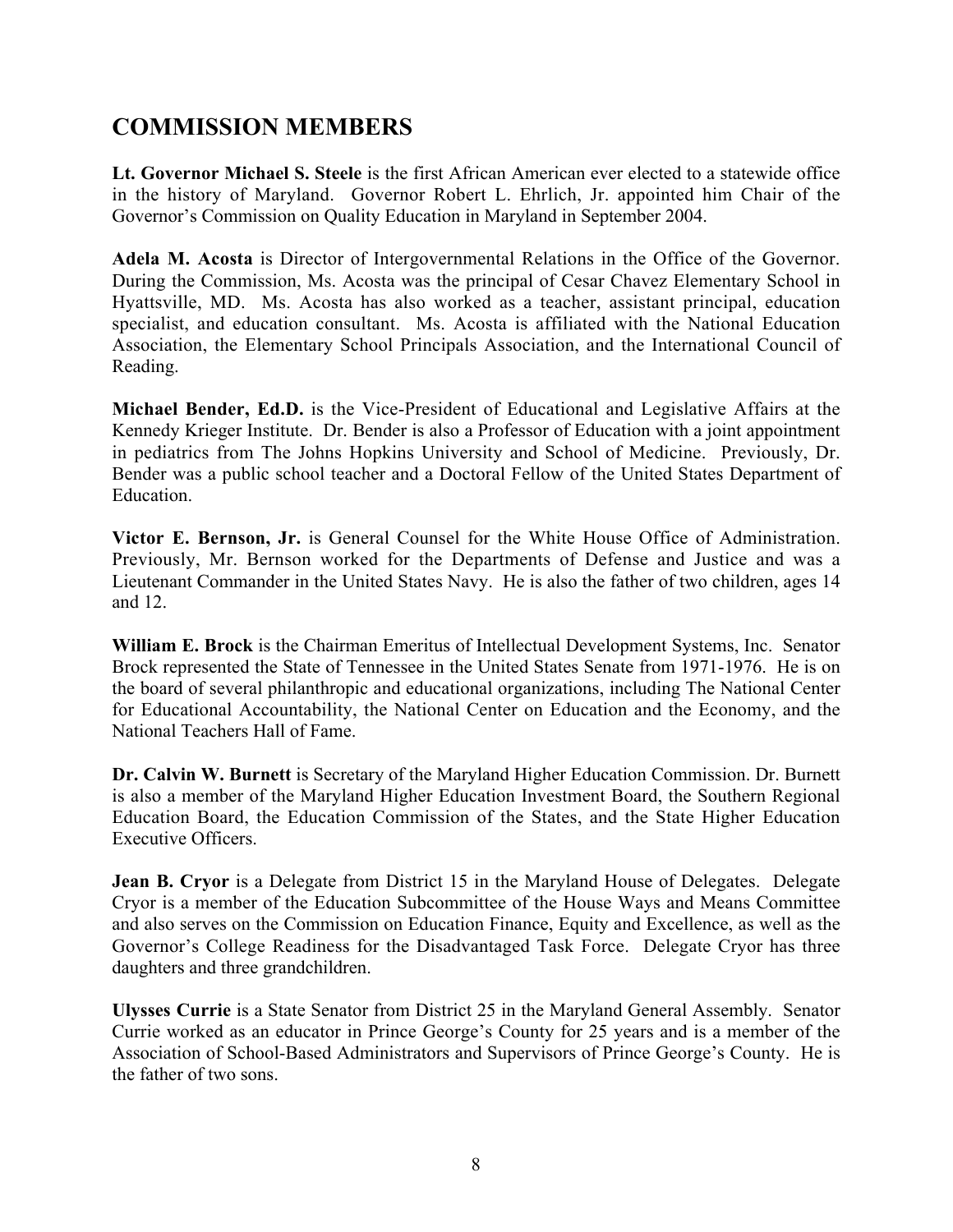## COMMISSION MEMBERS

**Lt. Governor Michael S. Steele** is the first African American ever elected to a statewide office in the history of Maryland. Governor Robert L. Ehrlich, Jr. appointed him Chair of the Governor's Commission on Quality Education in Maryland in September 2004.

**Adela M. Acosta** is Director of Intergovernmental Relations in the Office of the Governor. During the Commission, Ms. Acosta was the principal of Cesar Chavez Elementary School in Hyattsville, MD. Ms. Acosta has also worked as a teacher, assistant principal, education specialist, and education consultant. Ms. Acosta is affiliated with the National Education Association, the Elementary School Principals Association, and the International Council of Reading.

**Michael Bender, Ed.D.** is the Vice-President of Educational and Legislative Affairs at the Kennedy Krieger Institute. Dr. Bender is also a Professor of Education with a joint appointment in pediatrics from The Johns Hopkins University and School of Medicine. Previously, Dr. Bender was a public school teacher and a Doctoral Fellow of the United States Department of Education.

**Victor E. Bernson, Jr.** is General Counsel for the White House Office of Administration. Previously, Mr. Bernson worked for the Departments of Defense and Justice and was a Lieutenant Commander in the United States Navy. He is also the father of two children, ages 14 and 12.

**William E. Brock** is the Chairman Emeritus of Intellectual Development Systems, Inc. Senator Brock represented the State of Tennessee in the United States Senate from 1971-1976. He is on the board of several philanthropic and educational organizations, including The National Center for Educational Accountability, the National Center on Education and the Economy, and the National Teachers Hall of Fame.

**Dr. Calvin W. Burnett** is Secretary of the Maryland Higher Education Commission. Dr. Burnett is also a member of the Maryland Higher Education Investment Board, the Southern Regional Education Board, the Education Commission of the States, and the State Higher Education Executive Officers.

**Jean B. Cryor** is a Delegate from District 15 in the Maryland House of Delegates. Delegate Cryor is a member of the Education Subcommittee of the House Ways and Means Committee and also serves on the Commission on Education Finance, Equity and Excellence, as well as the Governor's College Readiness for the Disadvantaged Task Force. Delegate Cryor has three daughters and three grandchildren.

**Ulysses Currie** is a State Senator from District 25 in the Maryland General Assembly. Senator Currie worked as an educator in Prince George's County for 25 years and is a member of the Association of School-Based Administrators and Supervisors of Prince George's County. He is the father of two sons.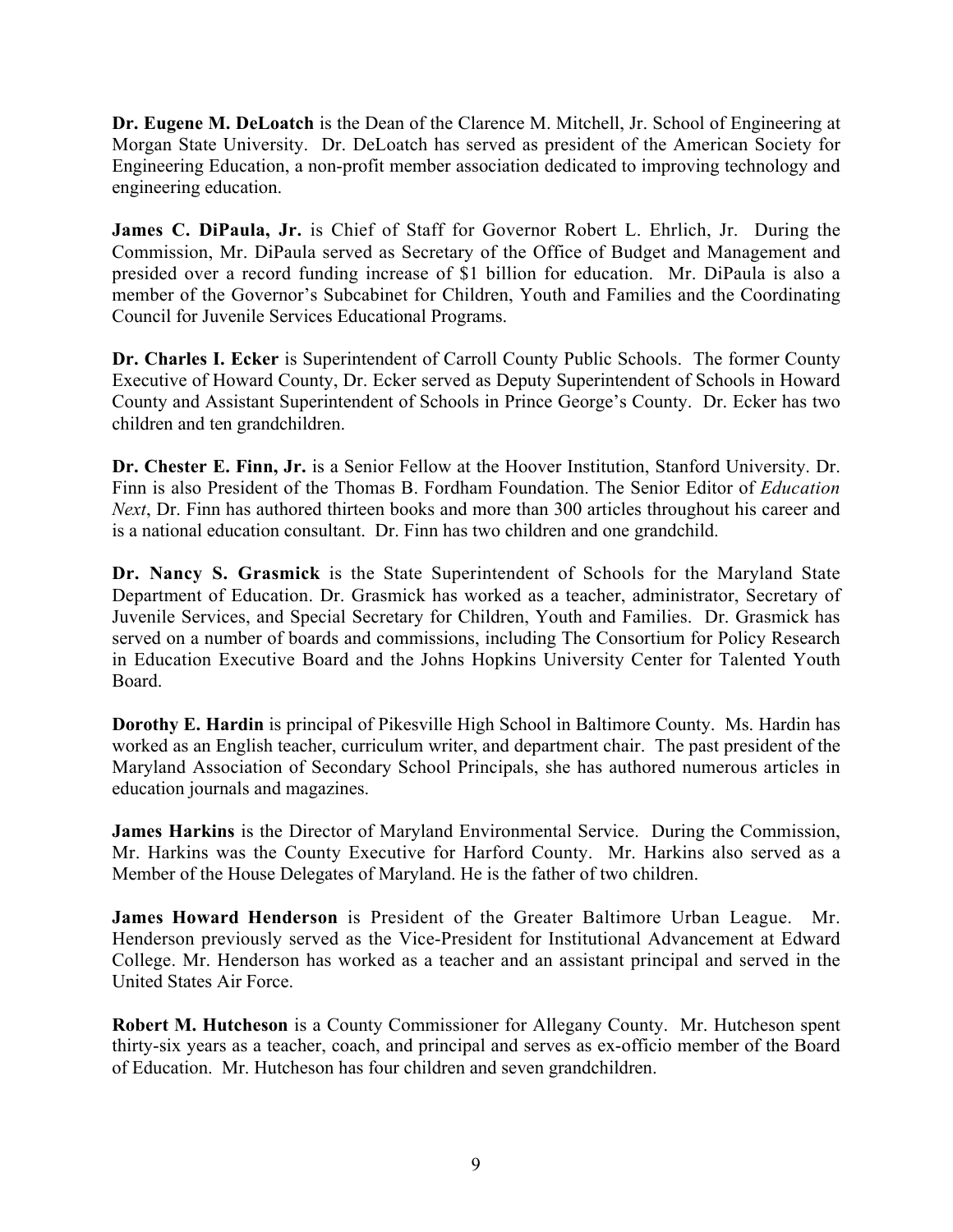**Dr. Eugene M. DeLoatch** is the Dean of the Clarence M. Mitchell, Jr. School of Engineering at Morgan State University. Dr. DeLoatch has served as president of the American Society for Engineering Education, a non-profit member association dedicated to improving technology and engineering education.

**James C. DiPaula, Jr.** is Chief of Staff for Governor Robert L. Ehrlich, Jr. During the Commission, Mr. DiPaula served as Secretary of the Office of Budget and Management and presided over a record funding increase of $1 billion for education. Mr. DiPaula is also a member of the Governor's Subcabinet for Children, Youth and Families and the Coordinating Council for Juvenile Services Educational Programs.

**Dr. Charles I. Ecker** is Superintendent of Carroll County Public Schools. The former County Executive of Howard County, Dr. Ecker served as Deputy Superintendent of Schools in Howard County and Assistant Superintendent of Schools in Prince George's County. Dr. Ecker has two children and ten grandchildren.

**Dr. Chester E. Finn, Jr.** is a Senior Fellow at the Hoover Institution, Stanford University. Dr. Finn is also President of the Thomas B. Fordham Foundation. The Senior Editor of *Education Next*, Dr. Finn has authored thirteen books and more than 300 articles throughout his career and is a national education consultant. Dr. Finn has two children and one grandchild.

**Dr. Nancy S. Grasmick** is the State Superintendent of Schools for the Maryland State Department of Education. Dr. Grasmick has worked as a teacher, administrator, Secretary of Juvenile Services, and Special Secretary for Children, Youth and Families. Dr. Grasmick has served on a number of boards and commissions, including The Consortium for Policy Research in Education Executive Board and the Johns Hopkins University Center for Talented Youth Board.

**Dorothy E. Hardin** is principal of Pikesville High School in Baltimore County. Ms. Hardin has worked as an English teacher, curriculum writer, and department chair. The past president of the Maryland Association of Secondary School Principals, she has authored numerous articles in education journals and magazines.

**James Harkins** is the Director of Maryland Environmental Service. During the Commission, Mr. Harkins was the County Executive for Harford County. Mr. Harkins also served as a Member of the House Delegates of Maryland. He is the father of two children.

**James Howard Henderson** is President of the Greater Baltimore Urban League. Mr. Henderson previously served as the Vice-President for Institutional Advancement at Edward College. Mr. Henderson has worked as a teacher and an assistant principal and served in the United States Air Force.

**Robert M. Hutcheson** is a County Commissioner for Allegany County. Mr. Hutcheson spent thirty-six years as a teacher, coach, and principal and serves as ex-officio member of the Board of Education. Mr. Hutcheson has four children and seven grandchildren.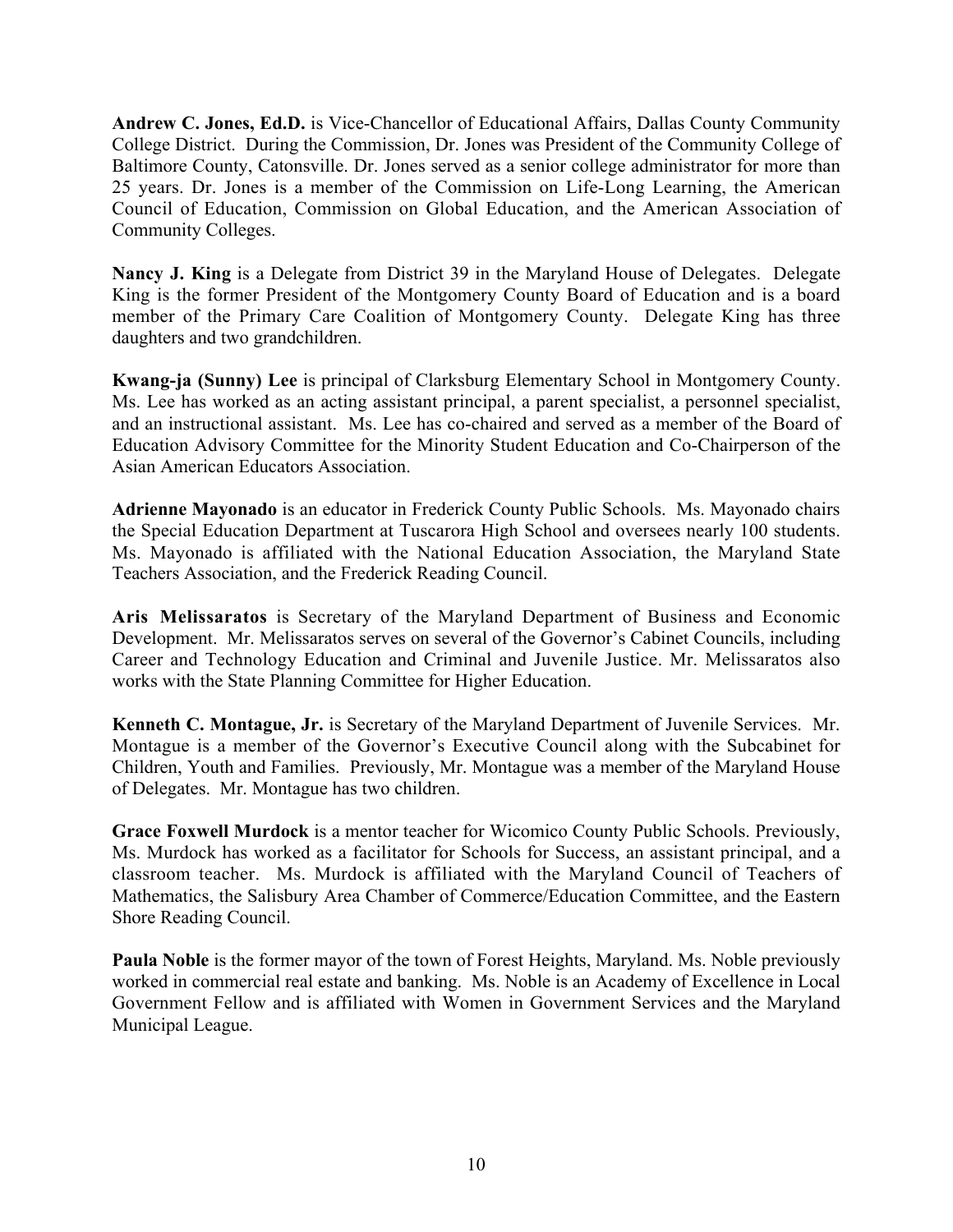**Andrew C. Jones, Ed.D.** is Vice-Chancellor of Educational Affairs, Dallas County Community College District. During the Commission, Dr. Jones was President of the Community College of Baltimore County, Catonsville. Dr. Jones served as a senior college administrator for more than 25 years. Dr. Jones is a member of the Commission on Life-Long Learning, the American Council of Education, Commission on Global Education, and the American Association of Community Colleges.

**Nancy J. King** is a Delegate from District 39 in the Maryland House of Delegates. Delegate King is the former President of the Montgomery County Board of Education and is a board member of the Primary Care Coalition of Montgomery County. Delegate King has three daughters and two grandchildren.

**Kwang-ja (Sunny) Lee** is principal of Clarksburg Elementary School in Montgomery County. Ms. Lee has worked as an acting assistant principal, a parent specialist, a personnel specialist, and an instructional assistant. Ms. Lee has co-chaired and served as a member of the Board of Education Advisory Committee for the Minority Student Education and Co-Chairperson of the Asian American Educators Association.

**Adrienne Mayonado** is an educator in Frederick County Public Schools. Ms. Mayonado chairs the Special Education Department at Tuscarora High School and oversees nearly 100 students. Ms. Mayonado is affiliated with the National Education Association, the Maryland State Teachers Association, and the Frederick Reading Council.

**Aris Melissaratos** is Secretary of the Maryland Department of Business and Economic Development. Mr. Melissaratos serves on several of the Governor's Cabinet Councils, including Career and Technology Education and Criminal and Juvenile Justice. Mr. Melissaratos also works with the State Planning Committee for Higher Education.

**Kenneth C. Montague, Jr.** is Secretary of the Maryland Department of Juvenile Services. Mr. Montague is a member of the Governor's Executive Council along with the Subcabinet for Children, Youth and Families. Previously, Mr. Montague was a member of the Maryland House of Delegates. Mr. Montague has two children.

**Grace Foxwell Murdock** is a mentor teacher for Wicomico County Public Schools. Previously, Ms. Murdock has worked as a facilitator for Schools for Success, an assistant principal, and a classroom teacher. Ms. Murdock is affiliated with the Maryland Council of Teachers of Mathematics, the Salisbury Area Chamber of Commerce/Education Committee, and the Eastern Shore Reading Council.

**Paula Noble** is the former mayor of the town of Forest Heights, Maryland. Ms. Noble previously worked in commercial real estate and banking. Ms. Noble is an Academy of Excellence in Local Government Fellow and is affiliated with Women in Government Services and the Maryland Municipal League.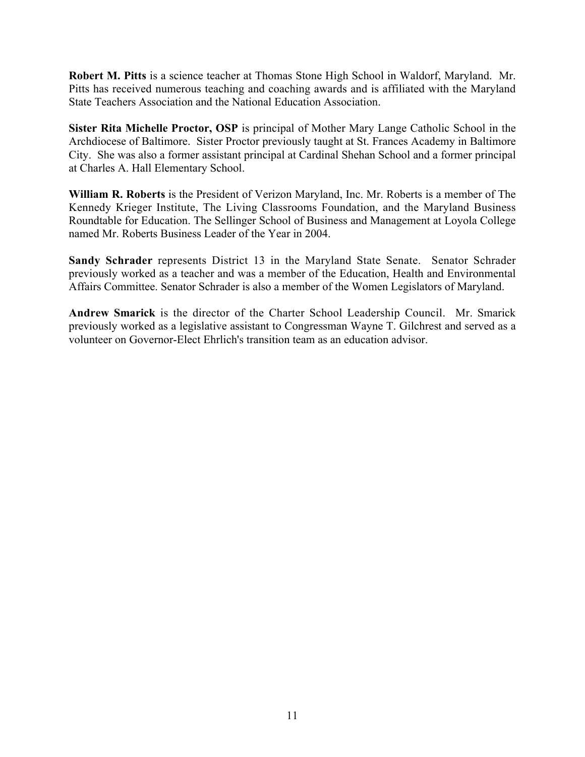**Robert M. Pitts** is a science teacher at Thomas Stone High School in Waldorf, Maryland. Mr. Pitts has received numerous teaching and coaching awards and is affiliated with the Maryland State Teachers Association and the National Education Association.

**Sister Rita Michelle Proctor, OSP** is principal of Mother Mary Lange Catholic School in the Archdiocese of Baltimore. Sister Proctor previously taught at St. Frances Academy in Baltimore City. She was also a former assistant principal at Cardinal Shehan School and a former principal at Charles A. Hall Elementary School.

**William R. Roberts** is the President of Verizon Maryland, Inc. Mr. Roberts is a member of The Kennedy Krieger Institute, The Living Classrooms Foundation, and the Maryland Business Roundtable for Education. The Sellinger School of Business and Management at Loyola College named Mr. Roberts Business Leader of the Year in 2004.

**Sandy Schrader** represents District 13 in the Maryland State Senate. Senator Schrader previously worked as a teacher and was a member of the Education, Health and Environmental Affairs Committee. Senator Schrader is also a member of the Women Legislators of Maryland.

**Andrew Smarick** is the director of the Charter School Leadership Council. Mr. Smarick previously worked as a legislative assistant to Congressman Wayne T. Gilchrest and served as a volunteer on Governor-Elect Ehrlich's transition team as an education advisor.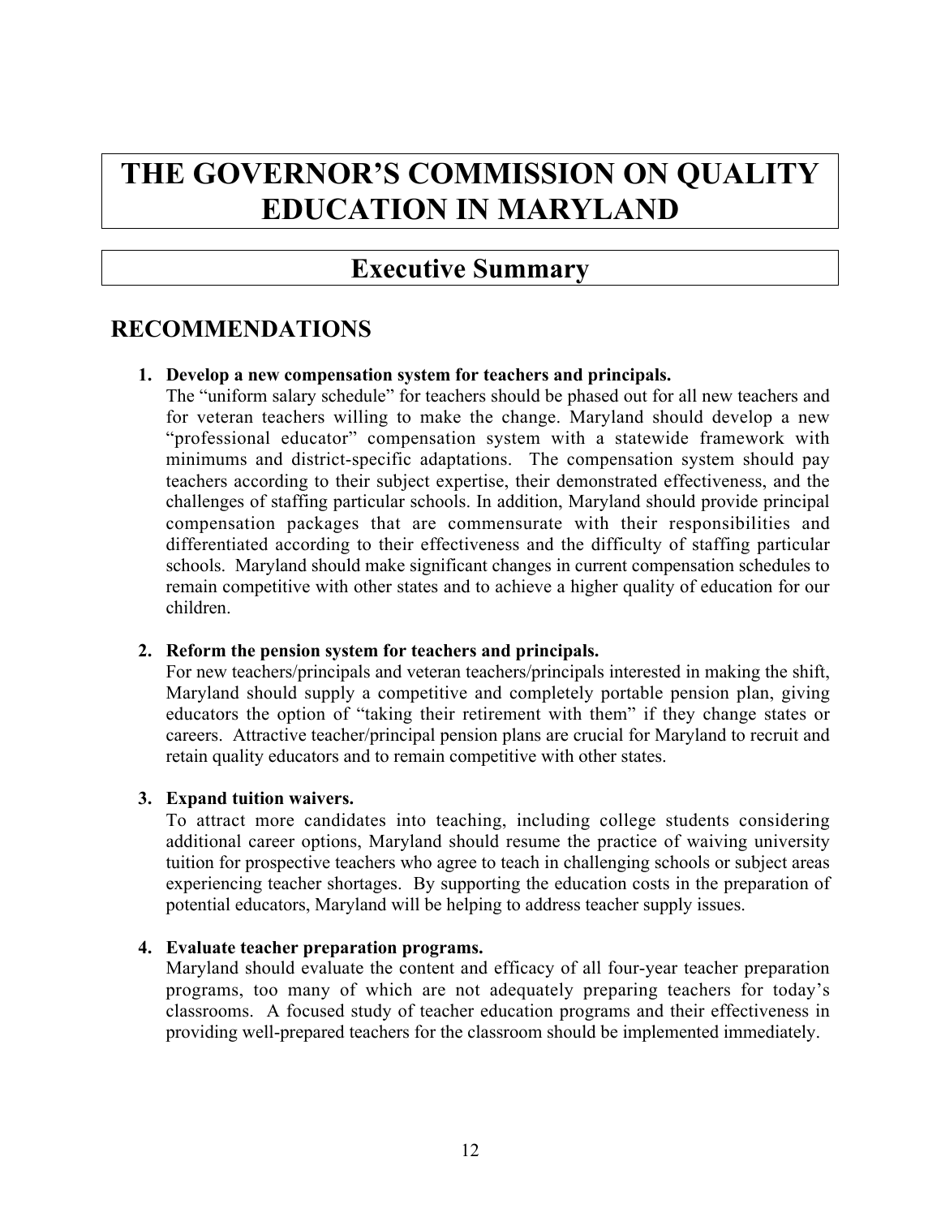# THE GOVERNOR'S COMMISSION ON QUALITY EDUCATION IN MARYLAND

## Executive Summary

## RECOMMENDATIONS

1. **Develop a new compensation system for teachers and principals.**
   The "uniform salary schedule" for teachers should be phased out for all new teachers and for veteran teachers willing to make the change. Maryland should develop a new "professional educator" compensation system with a statewide framework with minimums and district-specific adaptations. The compensation system should pay teachers according to their subject expertise, their demonstrated effectiveness, and the challenges of staffing particular schools. In addition, Maryland should provide principal compensation packages that are commensurate with their responsibilities and differentiated according to their effectiveness and the difficulty of staffing particular schools. Maryland should make significant changes in current compensation schedules to remain competitive with other states and to achieve a higher quality of education for our children.

2. **Reform the pension system for teachers and principals.**
   For new teachers/principals and veteran teachers/principals interested in making the shift, Maryland should supply a competitive and completely portable pension plan, giving educators the option of "taking their retirement with them" if they change states or careers. Attractive teacher/principal pension plans are crucial for Maryland to recruit and retain quality educators and to remain competitive with other states.

3. **Expand tuition waivers.**
   To attract more candidates into teaching, including college students considering additional career options, Maryland should resume the practice of waiving university tuition for prospective teachers who agree to teach in challenging schools or subject areas experiencing teacher shortages. By supporting the education costs in the preparation of potential educators, Maryland will be helping to address teacher supply issues.

4. **Evaluate teacher preparation programs.**
   Maryland should evaluate the content and efficacy of all four-year teacher preparation programs, too many of which are not adequately preparing teachers for today's classrooms. A focused study of teacher education programs and their effectiveness in providing well-prepared teachers for the classroom should be implemented immediately.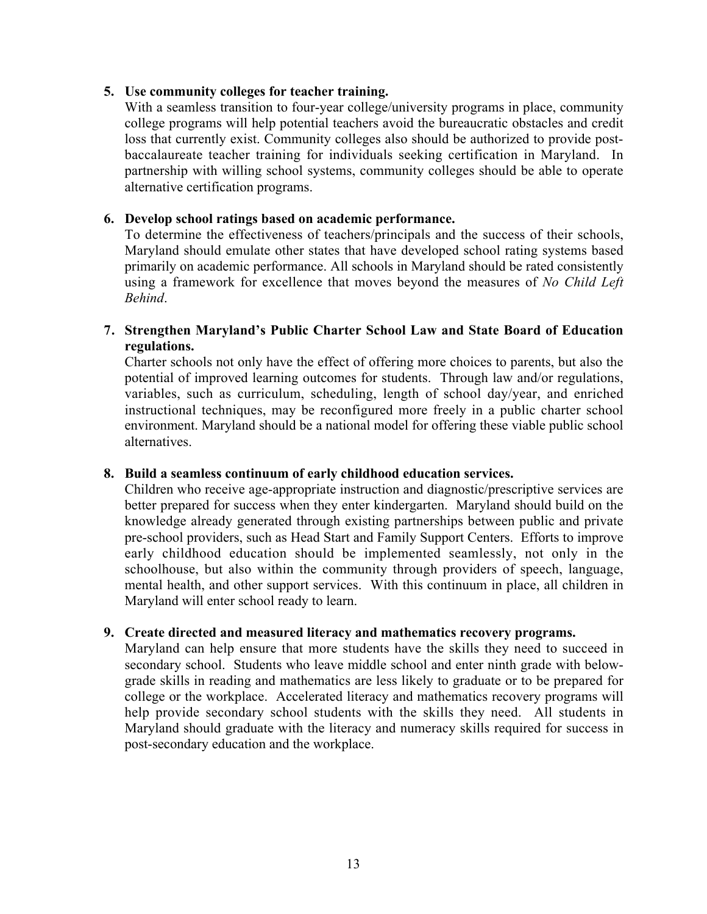5. **Use community colleges for teacher training.**
   With a seamless transition to four-year college/university programs in place, community college programs will help potential teachers avoid the bureaucratic obstacles and credit loss that currently exist. Community colleges also should be authorized to provide post-baccalaureate teacher training for individuals seeking certification in Maryland. In partnership with willing school systems, community colleges should be able to operate alternative certification programs.

6. **Develop school ratings based on academic performance.**
   To determine the effectiveness of teachers/principals and the success of their schools, Maryland should emulate other states that have developed school rating systems based primarily on academic performance. All schools in Maryland should be rated consistently using a framework for excellence that moves beyond the measures of *No Child Left Behind*.

7. **Strengthen Maryland's Public Charter School Law and State Board of Education regulations.**
   Charter schools not only have the effect of offering more choices to parents, but also the potential of improved learning outcomes for students. Through law and/or regulations, variables, such as curriculum, scheduling, length of school day/year, and enriched instructional techniques, may be reconfigured more freely in a public charter school environment. Maryland should be a national model for offering these viable public school alternatives.

8. **Build a seamless continuum of early childhood education services.**
   Children who receive age-appropriate instruction and diagnostic/prescriptive services are better prepared for success when they enter kindergarten. Maryland should build on the knowledge already generated through existing partnerships between public and private pre-school providers, such as Head Start and Family Support Centers. Efforts to improve early childhood education should be implemented seamlessly, not only in the schoolhouse, but also within the community through providers of speech, language, mental health, and other support services. With this continuum in place, all children in Maryland will enter school ready to learn.

9. **Create directed and measured literacy and mathematics recovery programs.**
   Maryland can help ensure that more students have the skills they need to succeed in secondary school. Students who leave middle school and enter ninth grade with below-grade skills in reading and mathematics are less likely to graduate or to be prepared for college or the workplace. Accelerated literacy and mathematics recovery programs will help provide secondary school students with the skills they need. All students in Maryland should graduate with the literacy and numeracy skills required for success in post-secondary education and the workplace.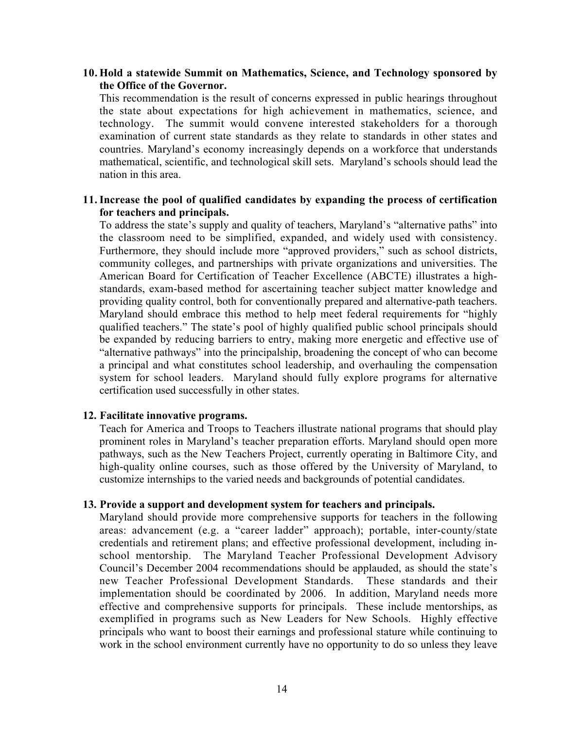10. **Hold a statewide Summit on Mathematics, Science, and Technology sponsored by the Office of the Governor.**
    This recommendation is the result of concerns expressed in public hearings throughout the state about expectations for high achievement in mathematics, science, and technology. The summit would convene interested stakeholders for a thorough examination of current state standards as they relate to standards in other states and countries. Maryland's economy increasingly depends on a workforce that understands mathematical, scientific, and technological skill sets. Maryland's schools should lead the nation in this area.

11. **Increase the pool of qualified candidates by expanding the process of certification for teachers and principals.**
    To address the state's supply and quality of teachers, Maryland's "alternative paths" into the classroom need to be simplified, expanded, and widely used with consistency. Furthermore, they should include more "approved providers," such as school districts, community colleges, and partnerships with private organizations and universities. The American Board for Certification of Teacher Excellence (ABCTE) illustrates a high-standards, exam-based method for ascertaining teacher subject matter knowledge and providing quality control, both for conventionally prepared and alternative-path teachers. Maryland should embrace this method to help meet federal requirements for "highly qualified teachers." The state's pool of highly qualified public school principals should be expanded by reducing barriers to entry, making more energetic and effective use of "alternative pathways" into the principalship, broadening the concept of who can become a principal and what constitutes school leadership, and overhauling the compensation system for school leaders. Maryland should fully explore programs for alternative certification used successfully in other states.

12. **Facilitate innovative programs.**
    Teach for America and Troops to Teachers illustrate national programs that should play prominent roles in Maryland's teacher preparation efforts. Maryland should open more pathways, such as the New Teachers Project, currently operating in Baltimore City, and high-quality online courses, such as those offered by the University of Maryland, to customize internships to the varied needs and backgrounds of potential candidates.

13. **Provide a support and development system for teachers and principals.**
    Maryland should provide more comprehensive supports for teachers in the following areas: advancement (e.g. a "career ladder" approach); portable, inter-county/state credentials and retirement plans; and effective professional development, including in-school mentorship. The Maryland Teacher Professional Development Advisory Council's December 2004 recommendations should be applauded, as should the state's new Teacher Professional Development Standards. These standards and their implementation should be coordinated by 2006. In addition, Maryland needs more effective and comprehensive supports for principals. These include mentorships, as exemplified in programs such as New Leaders for New Schools. Highly effective principals who want to boost their earnings and professional stature while continuing to work in the school environment currently have no opportunity to do so unless they leave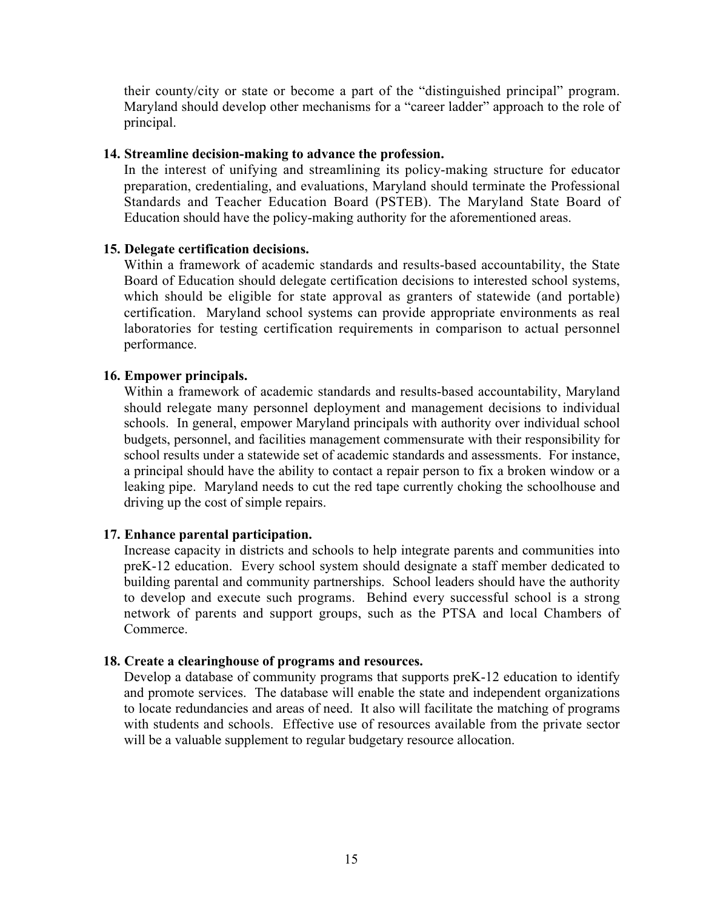their county/city or state or become a part of the "distinguished principal" program. Maryland should develop other mechanisms for a "career ladder" approach to the role of principal.

**14. Streamline decision-making to advance the profession.**
In the interest of unifying and streamlining its policy-making structure for educator preparation, credentialing, and evaluations, Maryland should terminate the Professional Standards and Teacher Education Board (PSTEB). The Maryland State Board of Education should have the policy-making authority for the aforementioned areas.

**15. Delegate certification decisions.**
Within a framework of academic standards and results-based accountability, the State Board of Education should delegate certification decisions to interested school systems, which should be eligible for state approval as granters of statewide (and portable) certification. Maryland school systems can provide appropriate environments as real laboratories for testing certification requirements in comparison to actual personnel performance.

**16. Empower principals.**
Within a framework of academic standards and results-based accountability, Maryland should relegate many personnel deployment and management decisions to individual schools. In general, empower Maryland principals with authority over individual school budgets, personnel, and facilities management commensurate with their responsibility for school results under a statewide set of academic standards and assessments. For instance, a principal should have the ability to contact a repair person to fix a broken window or a leaking pipe. Maryland needs to cut the red tape currently choking the schoolhouse and driving up the cost of simple repairs.

**17. Enhance parental participation.**
Increase capacity in districts and schools to help integrate parents and communities into preK-12 education. Every school system should designate a staff member dedicated to building parental and community partnerships. School leaders should have the authority to develop and execute such programs. Behind every successful school is a strong network of parents and support groups, such as the PTSA and local Chambers of Commerce.

**18. Create a clearinghouse of programs and resources.**
Develop a database of community programs that supports preK-12 education to identify and promote services. The database will enable the state and independent organizations to locate redundancies and areas of need. It also will facilitate the matching of programs with students and schools. Effective use of resources available from the private sector will be a valuable supplement to regular budgetary resource allocation.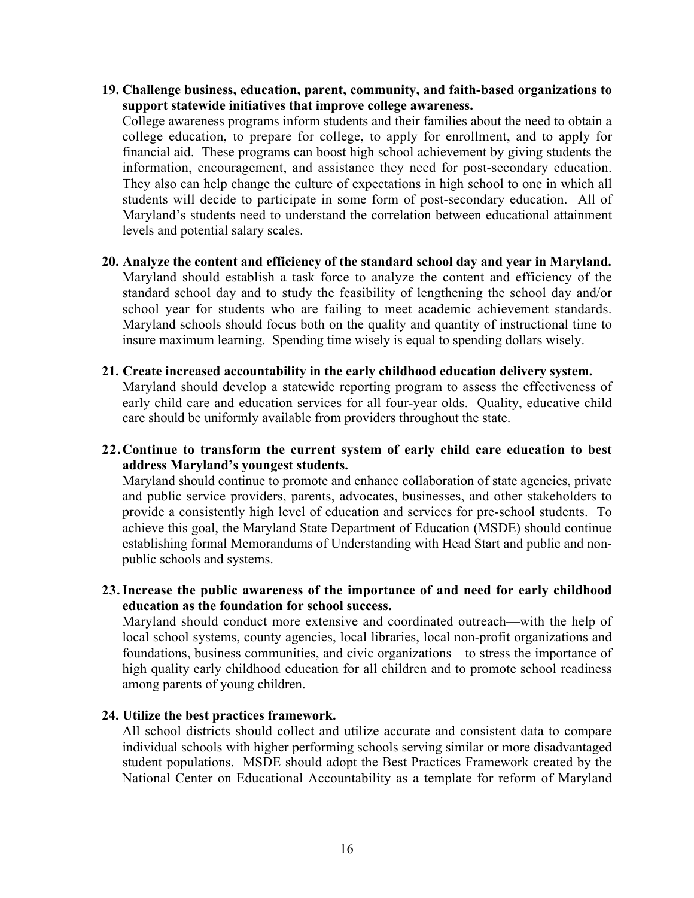**19. Challenge business, education, parent, community, and faith-based organizations to support statewide initiatives that improve college awareness.**

College awareness programs inform students and their families about the need to obtain a college education, to prepare for college, to apply for enrollment, and to apply for financial aid. These programs can boost high school achievement by giving students the information, encouragement, and assistance they need for post-secondary education. They also can help change the culture of expectations in high school to one in which all students will decide to participate in some form of post-secondary education. All of Maryland's students need to understand the correlation between educational attainment levels and potential salary scales.

**20. Analyze the content and efficiency of the standard school day and year in Maryland.**

Maryland should establish a task force to analyze the content and efficiency of the standard school day and to study the feasibility of lengthening the school day and/or school year for students who are failing to meet academic achievement standards. Maryland schools should focus both on the quality and quantity of instructional time to insure maximum learning. Spending time wisely is equal to spending dollars wisely.

**21. Create increased accountability in the early childhood education delivery system.**

Maryland should develop a statewide reporting program to assess the effectiveness of early child care and education services for all four-year olds. Quality, educative child care should be uniformly available from providers throughout the state.

**22. Continue to transform the current system of early child care education to best address Maryland's youngest students.**

Maryland should continue to promote and enhance collaboration of state agencies, private and public service providers, parents, advocates, businesses, and other stakeholders to provide a consistently high level of education and services for pre-school students. To achieve this goal, the Maryland State Department of Education (MSDE) should continue establishing formal Memorandums of Understanding with Head Start and public and non-public schools and systems.

**23. Increase the public awareness of the importance of and need for early childhood education as the foundation for school success.**

Maryland should conduct more extensive and coordinated outreach—with the help of local school systems, county agencies, local libraries, local non-profit organizations and foundations, business communities, and civic organizations—to stress the importance of high quality early childhood education for all children and to promote school readiness among parents of young children.

**24. Utilize the best practices framework.**

All school districts should collect and utilize accurate and consistent data to compare individual schools with higher performing schools serving similar or more disadvantaged student populations. MSDE should adopt the Best Practices Framework created by the National Center on Educational Accountability as a template for reform of Maryland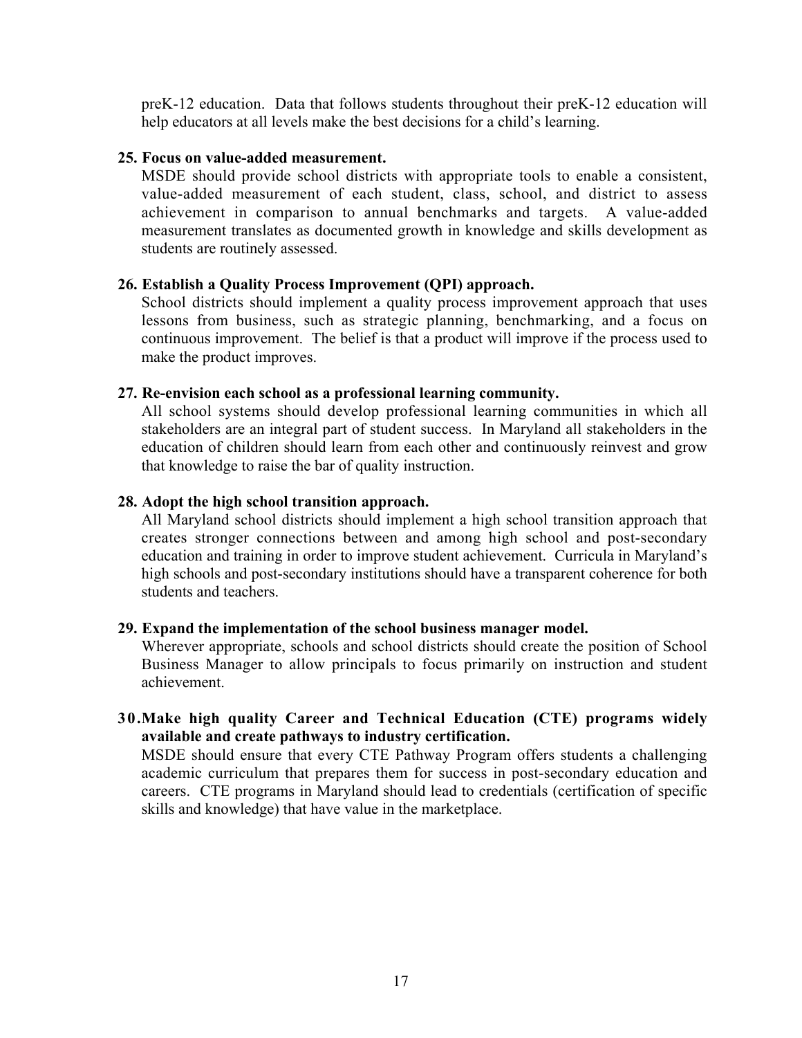preK-12 education. Data that follows students throughout their preK-12 education will help educators at all levels make the best decisions for a child's learning.

**25. Focus on value-added measurement.**

MSDE should provide school districts with appropriate tools to enable a consistent, value-added measurement of each student, class, school, and district to assess achievement in comparison to annual benchmarks and targets. A value-added measurement translates as documented growth in knowledge and skills development as students are routinely assessed.

**26. Establish a Quality Process Improvement (QPI) approach.**

School districts should implement a quality process improvement approach that uses lessons from business, such as strategic planning, benchmarking, and a focus on continuous improvement. The belief is that a product will improve if the process used to make the product improves.

**27. Re-envision each school as a professional learning community.**

All school systems should develop professional learning communities in which all stakeholders are an integral part of student success. In Maryland all stakeholders in the education of children should learn from each other and continuously reinvest and grow that knowledge to raise the bar of quality instruction.

**28. Adopt the high school transition approach.**

All Maryland school districts should implement a high school transition approach that creates stronger connections between and among high school and post-secondary education and training in order to improve student achievement. Curricula in Maryland's high schools and post-secondary institutions should have a transparent coherence for both students and teachers.

**29. Expand the implementation of the school business manager model.**

Wherever appropriate, schools and school districts should create the position of School Business Manager to allow principals to focus primarily on instruction and student achievement.

**30. Make high quality Career and Technical Education (CTE) programs widely available and create pathways to industry certification.**

MSDE should ensure that every CTE Pathway Program offers students a challenging academic curriculum that prepares them for success in post-secondary education and careers. CTE programs in Maryland should lead to credentials (certification of specific skills and knowledge) that have value in the marketplace.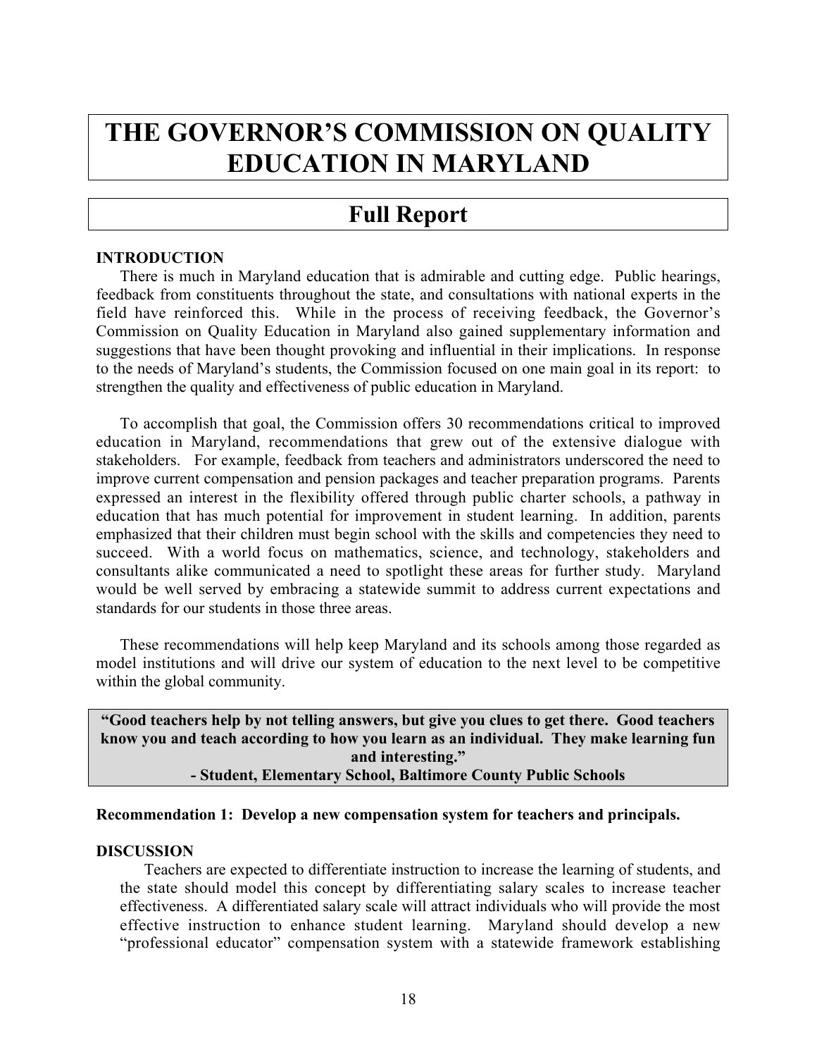# THE GOVERNOR'S COMMISSION ON QUALITY EDUCATION IN MARYLAND

## Full Report

**INTRODUCTION**

There is much in Maryland education that is admirable and cutting edge. Public hearings, feedback from constituents throughout the state, and consultations with national experts in the field have reinforced this. While in the process of receiving feedback, the Governor's Commission on Quality Education in Maryland also gained supplementary information and suggestions that have been thought provoking and influential in their implications. In response to the needs of Maryland's students, the Commission focused on one main goal in its report: to strengthen the quality and effectiveness of public education in Maryland.

To accomplish that goal, the Commission offers 30 recommendations critical to improved education in Maryland, recommendations that grew out of the extensive dialogue with stakeholders. For example, feedback from teachers and administrators underscored the need to improve current compensation and pension packages and teacher preparation programs. Parents expressed an interest in the flexibility offered through public charter schools, a pathway in education that has much potential for improvement in student learning. In addition, parents emphasized that their children must begin school with the skills and competencies they need to succeed. With a world focus on mathematics, science, and technology, stakeholders and consultants alike communicated a need to spotlight these areas for further study. Maryland would be well served by embracing a statewide summit to address current expectations and standards for our students in those three areas.

These recommendations will help keep Maryland and its schools among those regarded as model institutions and will drive our system of education to the next level to be competitive within the global community.

> **"Good teachers help by not telling answers, but give you clues to get there. Good teachers know you and teach according to how you learn as an individual. They make learning fun and interesting."**
> **- Student, Elementary School, Baltimore County Public Schools**

**Recommendation 1: Develop a new compensation system for teachers and principals.**

**DISCUSSION**

Teachers are expected to differentiate instruction to increase the learning of students, and the state should model this concept by differentiating salary scales to increase teacher effectiveness. A differentiated salary scale will attract individuals who will provide the most effective instruction to enhance student learning. Maryland should develop a new "professional educator" compensation system with a statewide framework establishing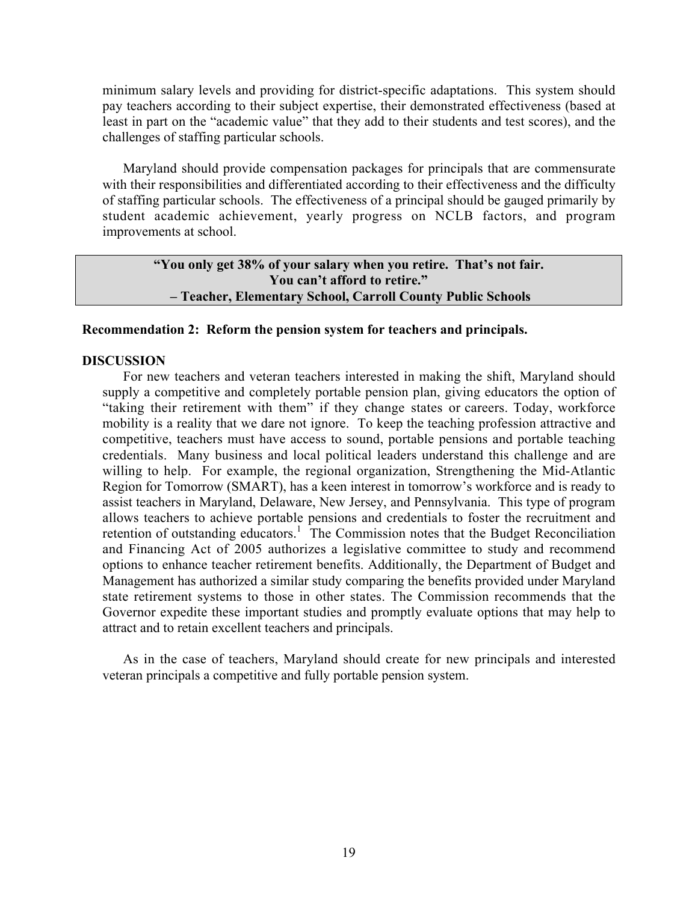minimum salary levels and providing for district-specific adaptations. This system should pay teachers according to their subject expertise, their demonstrated effectiveness (based at least in part on the "academic value" that they add to their students and test scores), and the challenges of staffing particular schools.

Maryland should provide compensation packages for principals that are commensurate with their responsibilities and differentiated according to their effectiveness and the difficulty of staffing particular schools. The effectiveness of a principal should be gauged primarily by student academic achievement, yearly progress on NCLB factors, and program improvements at school.

> **"You only get 38% of your salary when you retire. That's not fair. You can't afford to retire."**
> **– Teacher, Elementary School, Carroll County Public Schools**

**Recommendation 2: Reform the pension system for teachers and principals.**

**DISCUSSION**

For new teachers and veteran teachers interested in making the shift, Maryland should supply a competitive and completely portable pension plan, giving educators the option of "taking their retirement with them" if they change states or careers. Today, workforce mobility is a reality that we dare not ignore. To keep the teaching profession attractive and competitive, teachers must have access to sound, portable pensions and portable teaching credentials. Many business and local political leaders understand this challenge and are willing to help. For example, the regional organization, Strengthening the Mid-Atlantic Region for Tomorrow (SMART), has a keen interest in tomorrow's workforce and is ready to assist teachers in Maryland, Delaware, New Jersey, and Pennsylvania. This type of program allows teachers to achieve portable pensions and credentials to foster the recruitment and retention of outstanding educators.[1] The Commission notes that the Budget Reconciliation and Financing Act of 2005 authorizes a legislative committee to study and recommend options to enhance teacher retirement benefits. Additionally, the Department of Budget and Management has authorized a similar study comparing the benefits provided under Maryland state retirement systems to those in other states. The Commission recommends that the Governor expedite these important studies and promptly evaluate options that may help to attract and to retain excellent teachers and principals.

As in the case of teachers, Maryland should create for new principals and interested veteran principals a competitive and fully portable pension system.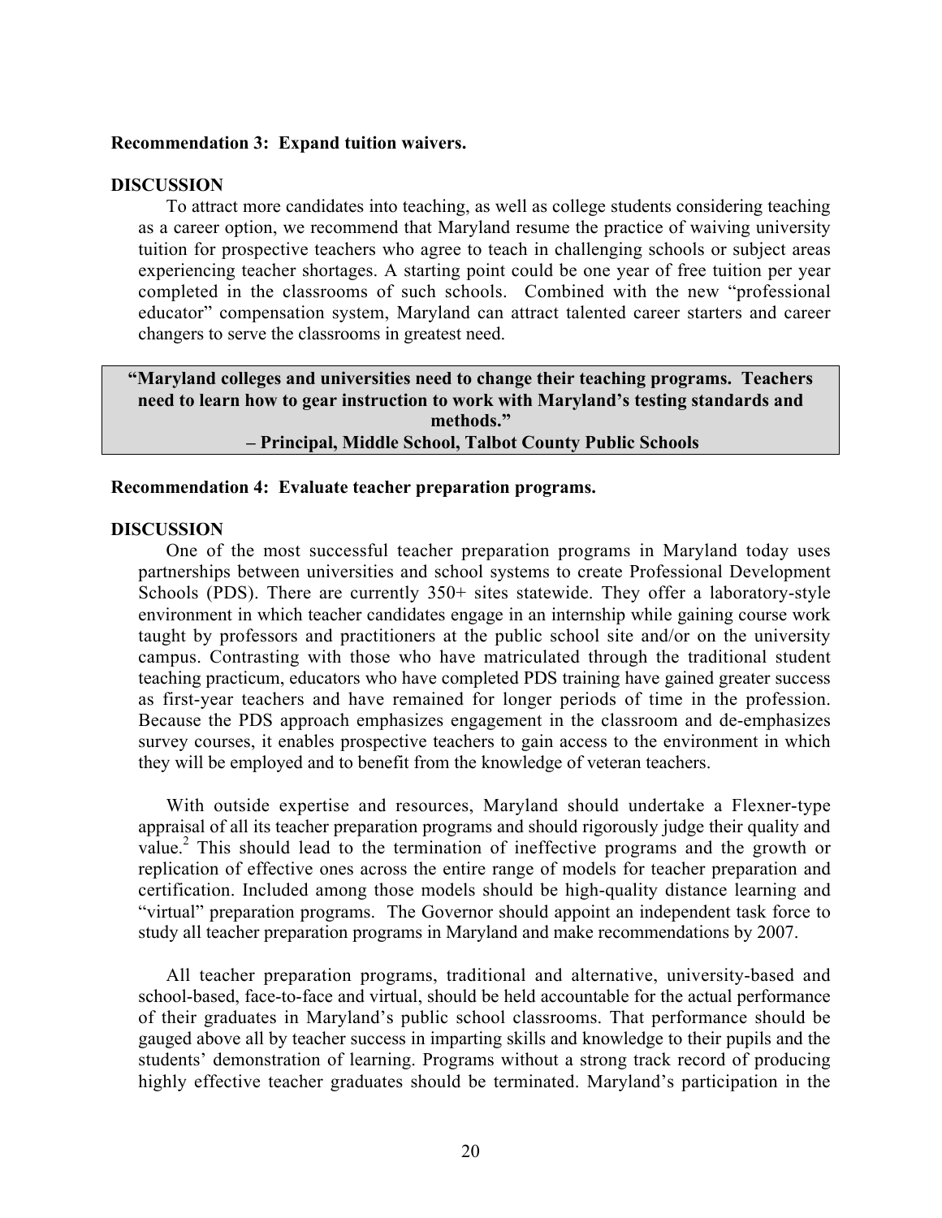**Recommendation 3: Expand tuition waivers.**

**DISCUSSION**

To attract more candidates into teaching, as well as college students considering teaching as a career option, we recommend that Maryland resume the practice of waiving university tuition for prospective teachers who agree to teach in challenging schools or subject areas experiencing teacher shortages. A starting point could be one year of free tuition per year completed in the classrooms of such schools. Combined with the new "professional educator" compensation system, Maryland can attract talented career starters and career changers to serve the classrooms in greatest need.

> **"Maryland colleges and universities need to change their teaching programs. Teachers need to learn how to gear instruction to work with Maryland's testing standards and methods."**
> **– Principal, Middle School, Talbot County Public Schools**

**Recommendation 4: Evaluate teacher preparation programs.**

**DISCUSSION**

One of the most successful teacher preparation programs in Maryland today uses partnerships between universities and school systems to create Professional Development Schools (PDS). There are currently 350+ sites statewide. They offer a laboratory-style environment in which teacher candidates engage in an internship while gaining course work taught by professors and practitioners at the public school site and/or on the university campus. Contrasting with those who have matriculated through the traditional student teaching practicum, educators who have completed PDS training have gained greater success as first-year teachers and have remained for longer periods of time in the profession. Because the PDS approach emphasizes engagement in the classroom and de-emphasizes survey courses, it enables prospective teachers to gain access to the environment in which they will be employed and to benefit from the knowledge of veteran teachers.

With outside expertise and resources, Maryland should undertake a Flexner-type appraisal of all its teacher preparation programs and should rigorously judge their quality and value.[2] This should lead to the termination of ineffective programs and the growth or replication of effective ones across the entire range of models for teacher preparation and certification. Included among those models should be high-quality distance learning and "virtual" preparation programs. The Governor should appoint an independent task force to study all teacher preparation programs in Maryland and make recommendations by 2007.

All teacher preparation programs, traditional and alternative, university-based and school-based, face-to-face and virtual, should be held accountable for the actual performance of their graduates in Maryland's public school classrooms. That performance should be gauged above all by teacher success in imparting skills and knowledge to their pupils and the students' demonstration of learning. Programs without a strong track record of producing highly effective teacher graduates should be terminated. Maryland's participation in the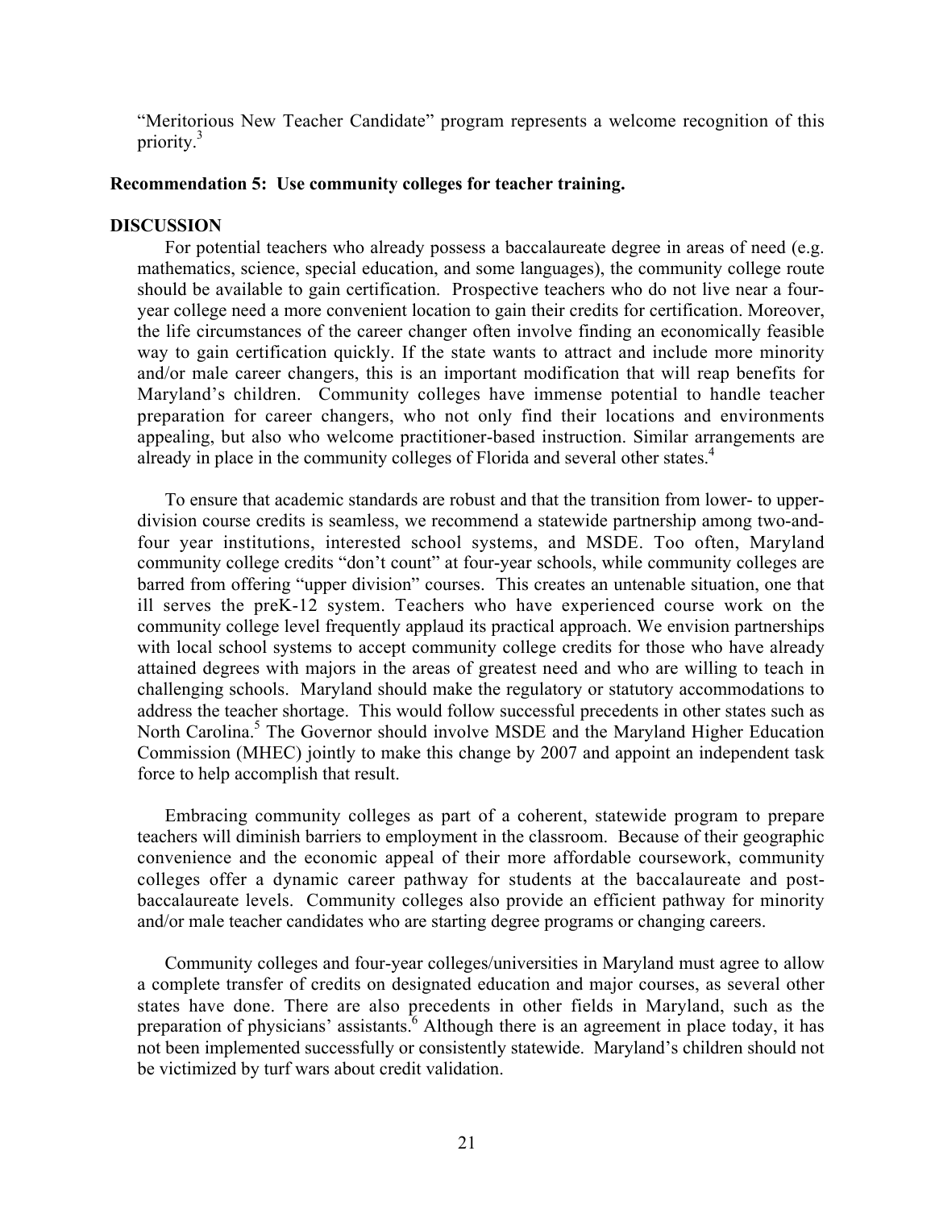"Meritorious New Teacher Candidate" program represents a welcome recognition of this priority.[3]

**Recommendation 5: Use community colleges for teacher training.**

**DISCUSSION**

For potential teachers who already possess a baccalaureate degree in areas of need (e.g. mathematics, science, special education, and some languages), the community college route should be available to gain certification. Prospective teachers who do not live near a four-year college need a more convenient location to gain their credits for certification. Moreover, the life circumstances of the career changer often involve finding an economically feasible way to gain certification quickly. If the state wants to attract and include more minority and/or male career changers, this is an important modification that will reap benefits for Maryland's children. Community colleges have immense potential to handle teacher preparation for career changers, who not only find their locations and environments appealing, but also who welcome practitioner-based instruction. Similar arrangements are already in place in the community colleges of Florida and several other states.[4]

To ensure that academic standards are robust and that the transition from lower- to upper-division course credits is seamless, we recommend a statewide partnership among two-and-four year institutions, interested school systems, and MSDE. Too often, Maryland community college credits "don't count" at four-year schools, while community colleges are barred from offering "upper division" courses. This creates an untenable situation, one that ill serves the preK-12 system. Teachers who have experienced course work on the community college level frequently applaud its practical approach. We envision partnerships with local school systems to accept community college credits for those who have already attained degrees with majors in the areas of greatest need and who are willing to teach in challenging schools. Maryland should make the regulatory or statutory accommodations to address the teacher shortage. This would follow successful precedents in other states such as North Carolina.[5] The Governor should involve MSDE and the Maryland Higher Education Commission (MHEC) jointly to make this change by 2007 and appoint an independent task force to help accomplish that result.

Embracing community colleges as part of a coherent, statewide program to prepare teachers will diminish barriers to employment in the classroom. Because of their geographic convenience and the economic appeal of their more affordable coursework, community colleges offer a dynamic career pathway for students at the baccalaureate and post-baccalaureate levels. Community colleges also provide an efficient pathway for minority and/or male teacher candidates who are starting degree programs or changing careers.

Community colleges and four-year colleges/universities in Maryland must agree to allow a complete transfer of credits on designated education and major courses, as several other states have done. There are also precedents in other fields in Maryland, such as the preparation of physicians' assistants.[6] Although there is an agreement in place today, it has not been implemented successfully or consistently statewide. Maryland's children should not be victimized by turf wars about credit validation.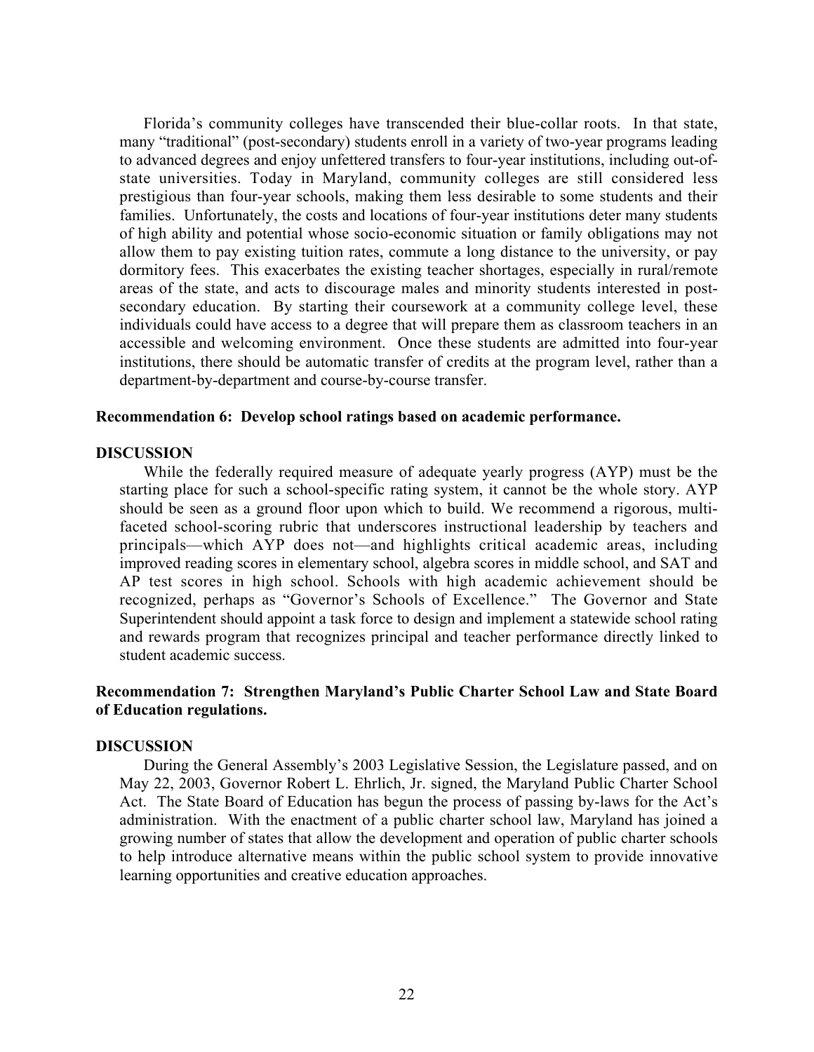Florida's community colleges have transcended their blue-collar roots. In that state, many "traditional" (post-secondary) students enroll in a variety of two-year programs leading to advanced degrees and enjoy unfettered transfers to four-year institutions, including out-of-state universities. Today in Maryland, community colleges are still considered less prestigious than four-year schools, making them less desirable to some students and their families. Unfortunately, the costs and locations of four-year institutions deter many students of high ability and potential whose socio-economic situation or family obligations may not allow them to pay existing tuition rates, commute a long distance to the university, or pay dormitory fees. This exacerbates the existing teacher shortages, especially in rural/remote areas of the state, and acts to discourage males and minority students interested in post-secondary education. By starting their coursework at a community college level, these individuals could have access to a degree that will prepare them as classroom teachers in an accessible and welcoming environment. Once these students are admitted into four-year institutions, there should be automatic transfer of credits at the program level, rather than a department-by-department and course-by-course transfer.

**Recommendation 6: Develop school ratings based on academic performance.**

**DISCUSSION**

While the federally required measure of adequate yearly progress (AYP) must be the starting place for such a school-specific rating system, it cannot be the whole story. AYP should be seen as a ground floor upon which to build. We recommend a rigorous, multi-faceted school-scoring rubric that underscores instructional leadership by teachers and principals—which AYP does not—and highlights critical academic areas, including improved reading scores in elementary school, algebra scores in middle school, and SAT and AP test scores in high school. Schools with high academic achievement should be recognized, perhaps as "Governor's Schools of Excellence." The Governor and State Superintendent should appoint a task force to design and implement a statewide school rating and rewards program that recognizes principal and teacher performance directly linked to student academic success.

**Recommendation 7: Strengthen Maryland's Public Charter School Law and State Board of Education regulations.**

**DISCUSSION**

During the General Assembly's 2003 Legislative Session, the Legislature passed, and on May 22, 2003, Governor Robert L. Ehrlich, Jr. signed, the Maryland Public Charter School Act. The State Board of Education has begun the process of passing by-laws for the Act's administration. With the enactment of a public charter school law, Maryland has joined a growing number of states that allow the development and operation of public charter schools to help introduce alternative means within the public school system to provide innovative learning opportunities and creative education approaches.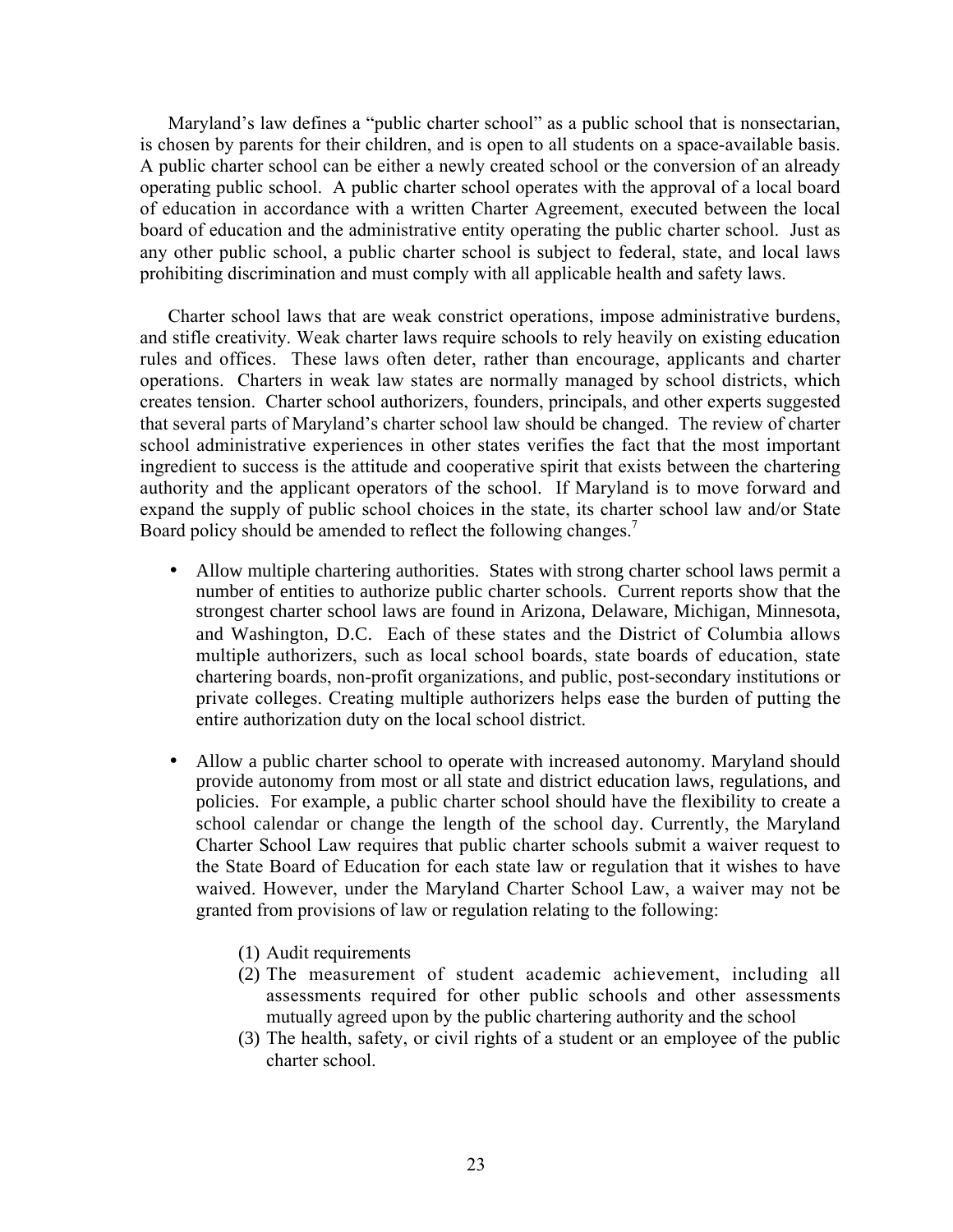Maryland's law defines a "public charter school" as a public school that is nonsectarian, is chosen by parents for their children, and is open to all students on a space-available basis. A public charter school can be either a newly created school or the conversion of an already operating public school. A public charter school operates with the approval of a local board of education in accordance with a written Charter Agreement, executed between the local board of education and the administrative entity operating the public charter school. Just as any other public school, a public charter school is subject to federal, state, and local laws prohibiting discrimination and must comply with all applicable health and safety laws.

Charter school laws that are weak constrict operations, impose administrative burdens, and stifle creativity. Weak charter laws require schools to rely heavily on existing education rules and offices. These laws often deter, rather than encourage, applicants and charter operations. Charters in weak law states are normally managed by school districts, which creates tension. Charter school authorizers, founders, principals, and other experts suggested that several parts of Maryland's charter school law should be changed. The review of charter school administrative experiences in other states verifies the fact that the most important ingredient to success is the attitude and cooperative spirit that exists between the chartering authority and the applicant operators of the school. If Maryland is to move forward and expand the supply of public school choices in the state, its charter school law and/or State Board policy should be amended to reflect the following changes.[7]

- Allow multiple chartering authorities. States with strong charter school laws permit a number of entities to authorize public charter schools. Current reports show that the strongest charter school laws are found in Arizona, Delaware, Michigan, Minnesota, and Washington, D.C. Each of these states and the District of Columbia allows multiple authorizers, such as local school boards, state boards of education, state chartering boards, non-profit organizations, and public, post-secondary institutions or private colleges. Creating multiple authorizers helps ease the burden of putting the entire authorization duty on the local school district.

- Allow a public charter school to operate with increased autonomy. Maryland should provide autonomy from most or all state and district education laws, regulations, and policies. For example, a public charter school should have the flexibility to create a school calendar or change the length of the school day. Currently, the Maryland Charter School Law requires that public charter schools submit a waiver request to the State Board of Education for each state law or regulation that it wishes to have waived. However, under the Maryland Charter School Law, a waiver may not be granted from provisions of law or regulation relating to the following:

  (1) Audit requirements
  (2) The measurement of student academic achievement, including all assessments required for other public schools and other assessments mutually agreed upon by the public chartering authority and the school
  (3) The health, safety, or civil rights of a student or an employee of the public charter school.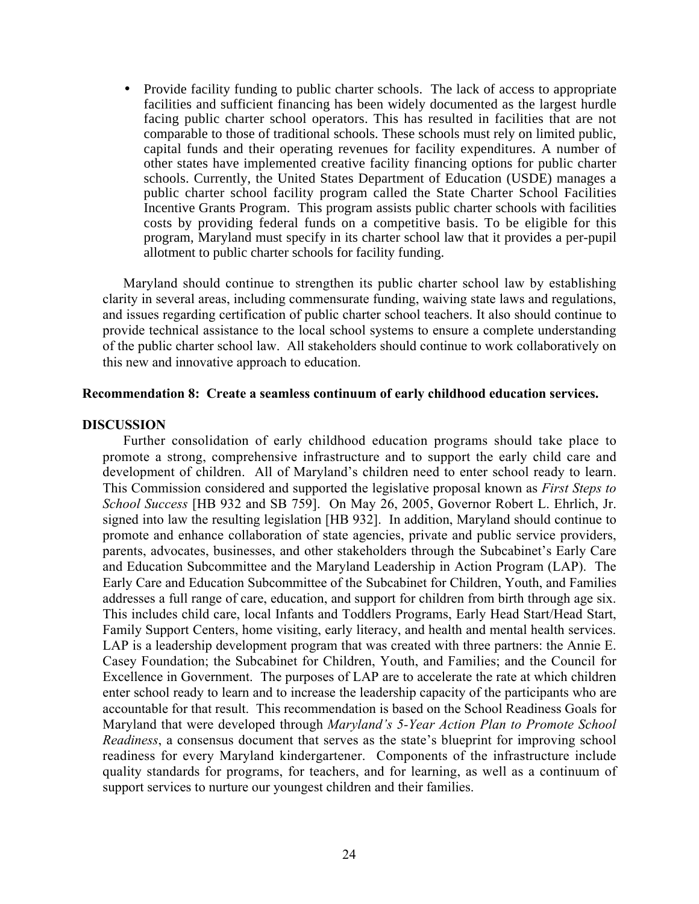- Provide facility funding to public charter schools. The lack of access to appropriate facilities and sufficient financing has been widely documented as the largest hurdle facing public charter school operators. This has resulted in facilities that are not comparable to those of traditional schools. These schools must rely on limited public, capital funds and their operating revenues for facility expenditures. A number of other states have implemented creative facility financing options for public charter schools. Currently, the United States Department of Education (USDE) manages a public charter school facility program called the State Charter School Facilities Incentive Grants Program. This program assists public charter schools with facilities costs by providing federal funds on a competitive basis. To be eligible for this program, Maryland must specify in its charter school law that it provides a per-pupil allotment to public charter schools for facility funding.

Maryland should continue to strengthen its public charter school law by establishing clarity in several areas, including commensurate funding, waiving state laws and regulations, and issues regarding certification of public charter school teachers. It also should continue to provide technical assistance to the local school systems to ensure a complete understanding of the public charter school law. All stakeholders should continue to work collaboratively on this new and innovative approach to education.

**Recommendation 8: Create a seamless continuum of early childhood education services.**

**DISCUSSION**

Further consolidation of early childhood education programs should take place to promote a strong, comprehensive infrastructure and to support the early child care and development of children. All of Maryland's children need to enter school ready to learn. This Commission considered and supported the legislative proposal known as *First Steps to School Success* [HB 932 and SB 759]. On May 26, 2005, Governor Robert L. Ehrlich, Jr. signed into law the resulting legislation [HB 932]. In addition, Maryland should continue to promote and enhance collaboration of state agencies, private and public service providers, parents, advocates, businesses, and other stakeholders through the Subcabinet's Early Care and Education Subcommittee and the Maryland Leadership in Action Program (LAP). The Early Care and Education Subcommittee of the Subcabinet for Children, Youth, and Families addresses a full range of care, education, and support for children from birth through age six. This includes child care, local Infants and Toddlers Programs, Early Head Start/Head Start, Family Support Centers, home visiting, early literacy, and health and mental health services. LAP is a leadership development program that was created with three partners: the Annie E. Casey Foundation; the Subcabinet for Children, Youth, and Families; and the Council for Excellence in Government. The purposes of LAP are to accelerate the rate at which children enter school ready to learn and to increase the leadership capacity of the participants who are accountable for that result. This recommendation is based on the School Readiness Goals for Maryland that were developed through *Maryland's 5-Year Action Plan to Promote School Readiness*, a consensus document that serves as the state's blueprint for improving school readiness for every Maryland kindergartener. Components of the infrastructure include quality standards for programs, for teachers, and for learning, as well as a continuum of support services to nurture our youngest children and their families.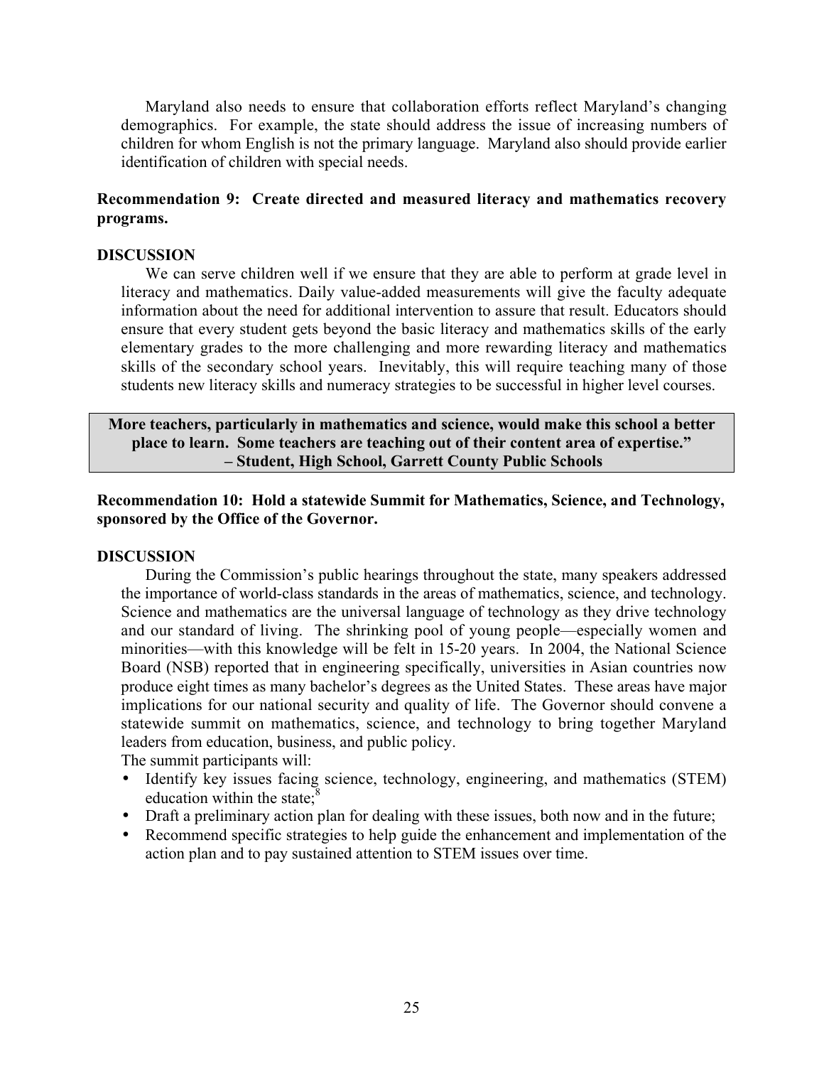Maryland also needs to ensure that collaboration efforts reflect Maryland's changing demographics. For example, the state should address the issue of increasing numbers of children for whom English is not the primary language. Maryland also should provide earlier identification of children with special needs.

**Recommendation 9: Create directed and measured literacy and mathematics recovery programs.**

**DISCUSSION**

We can serve children well if we ensure that they are able to perform at grade level in literacy and mathematics. Daily value-added measurements will give the faculty adequate information about the need for additional intervention to assure that result. Educators should ensure that every student gets beyond the basic literacy and mathematics skills of the early elementary grades to the more challenging and more rewarding literacy and mathematics skills of the secondary school years. Inevitably, this will require teaching many of those students new literacy skills and numeracy strategies to be successful in higher level courses.

> **More teachers, particularly in mathematics and science, would make this school a better place to learn. Some teachers are teaching out of their content area of expertise."**
> **– Student, High School, Garrett County Public Schools**

**Recommendation 10: Hold a statewide Summit for Mathematics, Science, and Technology, sponsored by the Office of the Governor.**

**DISCUSSION**

During the Commission's public hearings throughout the state, many speakers addressed the importance of world-class standards in the areas of mathematics, science, and technology. Science and mathematics are the universal language of technology as they drive technology and our standard of living. The shrinking pool of young people—especially women and minorities—with this knowledge will be felt in 15-20 years. In 2004, the National Science Board (NSB) reported that in engineering specifically, universities in Asian countries now produce eight times as many bachelor's degrees as the United States. These areas have major implications for our national security and quality of life. The Governor should convene a statewide summit on mathematics, science, and technology to bring together Maryland leaders from education, business, and public policy.

The summit participants will:

- Identify key issues facing science, technology, engineering, and mathematics (STEM) education within the state;[8]
- Draft a preliminary action plan for dealing with these issues, both now and in the future;
- Recommend specific strategies to help guide the enhancement and implementation of the action plan and to pay sustained attention to STEM issues over time.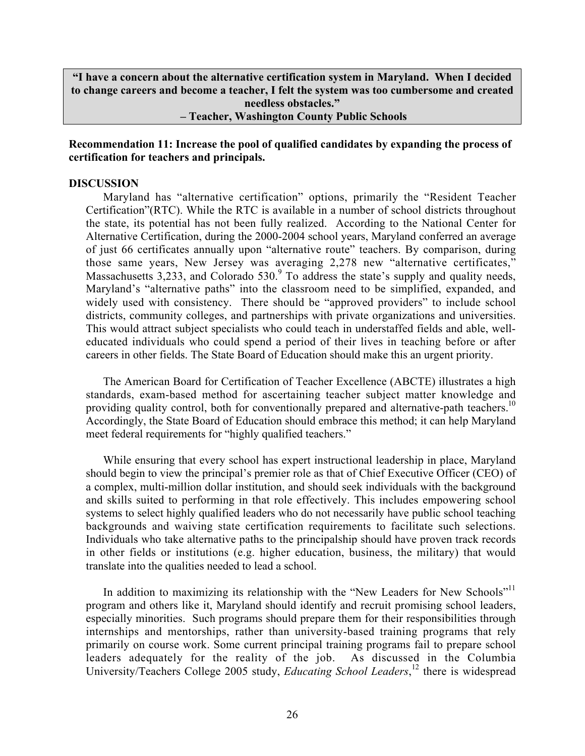> **"I have a concern about the alternative certification system in Maryland. When I decided to change careers and become a teacher, I felt the system was too cumbersome and created needless obstacles."**
> **– Teacher, Washington County Public Schools**

**Recommendation 11: Increase the pool of qualified candidates by expanding the process of certification for teachers and principals.**

**DISCUSSION**

Maryland has "alternative certification" options, primarily the "Resident Teacher Certification"(RTC). While the RTC is available in a number of school districts throughout the state, its potential has not been fully realized. According to the National Center for Alternative Certification, during the 2000-2004 school years, Maryland conferred an average of just 66 certificates annually upon "alternative route" teachers. By comparison, during those same years, New Jersey was averaging 2,278 new "alternative certificates," Massachusetts 3,233, and Colorado 530.[9] To address the state's supply and quality needs, Maryland's "alternative paths" into the classroom need to be simplified, expanded, and widely used with consistency. There should be "approved providers" to include school districts, community colleges, and partnerships with private organizations and universities. This would attract subject specialists who could teach in understaffed fields and able, well-educated individuals who could spend a period of their lives in teaching before or after careers in other fields. The State Board of Education should make this an urgent priority.

The American Board for Certification of Teacher Excellence (ABCTE) illustrates a high standards, exam-based method for ascertaining teacher subject matter knowledge and providing quality control, both for conventionally prepared and alternative-path teachers.[10] Accordingly, the State Board of Education should embrace this method; it can help Maryland meet federal requirements for "highly qualified teachers."

While ensuring that every school has expert instructional leadership in place, Maryland should begin to view the principal's premier role as that of Chief Executive Officer (CEO) of a complex, multi-million dollar institution, and should seek individuals with the background and skills suited to performing in that role effectively. This includes empowering school systems to select highly qualified leaders who do not necessarily have public school teaching backgrounds and waiving state certification requirements to facilitate such selections. Individuals who take alternative paths to the principalship should have proven track records in other fields or institutions (e.g. higher education, business, the military) that would translate into the qualities needed to lead a school.

In addition to maximizing its relationship with the "New Leaders for New Schools"[11] program and others like it, Maryland should identify and recruit promising school leaders, especially minorities. Such programs should prepare them for their responsibilities through internships and mentorships, rather than university-based training programs that rely primarily on course work. Some current principal training programs fail to prepare school leaders adequately for the reality of the job. As discussed in the Columbia University/Teachers College 2005 study, *Educating School Leaders*,[12] there is widespread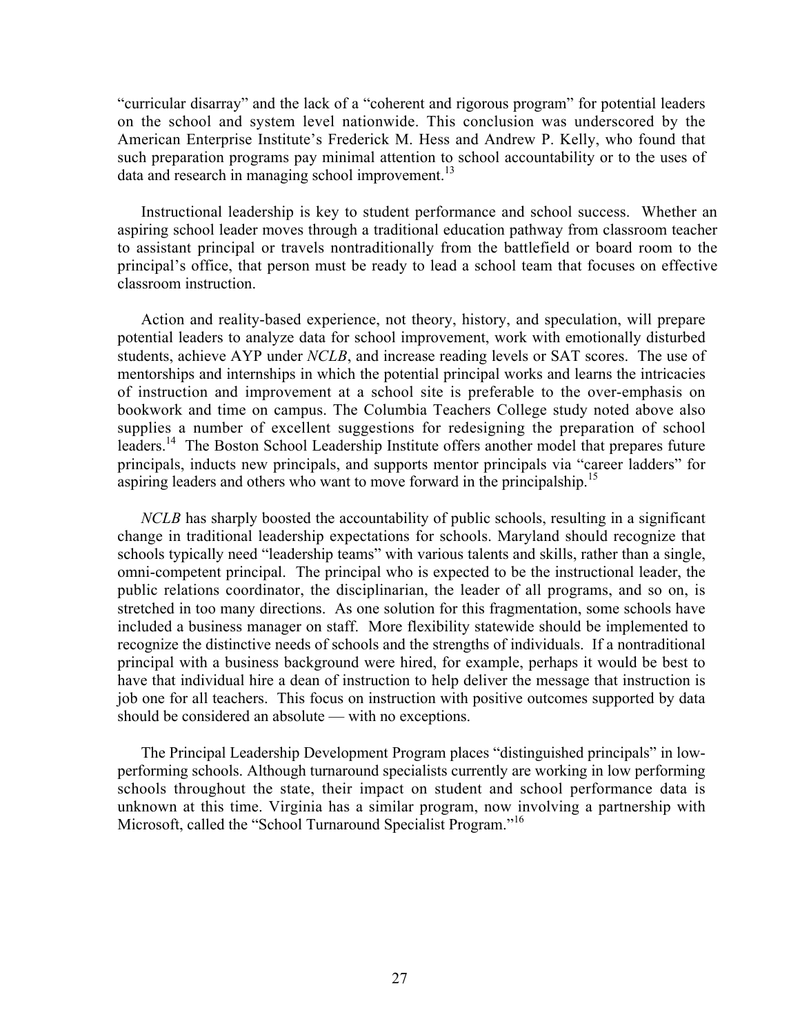"curricular disarray" and the lack of a "coherent and rigorous program" for potential leaders on the school and system level nationwide. This conclusion was underscored by the American Enterprise Institute's Frederick M. Hess and Andrew P. Kelly, who found that such preparation programs pay minimal attention to school accountability or to the uses of data and research in managing school improvement.[13]

Instructional leadership is key to student performance and school success. Whether an aspiring school leader moves through a traditional education pathway from classroom teacher to assistant principal or travels nontraditionally from the battlefield or board room to the principal's office, that person must be ready to lead a school team that focuses on effective classroom instruction.

Action and reality-based experience, not theory, history, and speculation, will prepare potential leaders to analyze data for school improvement, work with emotionally disturbed students, achieve AYP under *NCLB*, and increase reading levels or SAT scores. The use of mentorships and internships in which the potential principal works and learns the intricacies of instruction and improvement at a school site is preferable to the over-emphasis on bookwork and time on campus. The Columbia Teachers College study noted above also supplies a number of excellent suggestions for redesigning the preparation of school leaders.[14] The Boston School Leadership Institute offers another model that prepares future principals, inducts new principals, and supports mentor principals via "career ladders" for aspiring leaders and others who want to move forward in the principalship.[15]

*NCLB* has sharply boosted the accountability of public schools, resulting in a significant change in traditional leadership expectations for schools. Maryland should recognize that schools typically need "leadership teams" with various talents and skills, rather than a single, omni-competent principal. The principal who is expected to be the instructional leader, the public relations coordinator, the disciplinarian, the leader of all programs, and so on, is stretched in too many directions. As one solution for this fragmentation, some schools have included a business manager on staff. More flexibility statewide should be implemented to recognize the distinctive needs of schools and the strengths of individuals. If a nontraditional principal with a business background were hired, for example, perhaps it would be best to have that individual hire a dean of instruction to help deliver the message that instruction is job one for all teachers. This focus on instruction with positive outcomes supported by data should be considered an absolute — with no exceptions.

The Principal Leadership Development Program places "distinguished principals" in low-performing schools. Although turnaround specialists currently are working in low performing schools throughout the state, their impact on student and school performance data is unknown at this time. Virginia has a similar program, now involving a partnership with Microsoft, called the "School Turnaround Specialist Program."[16]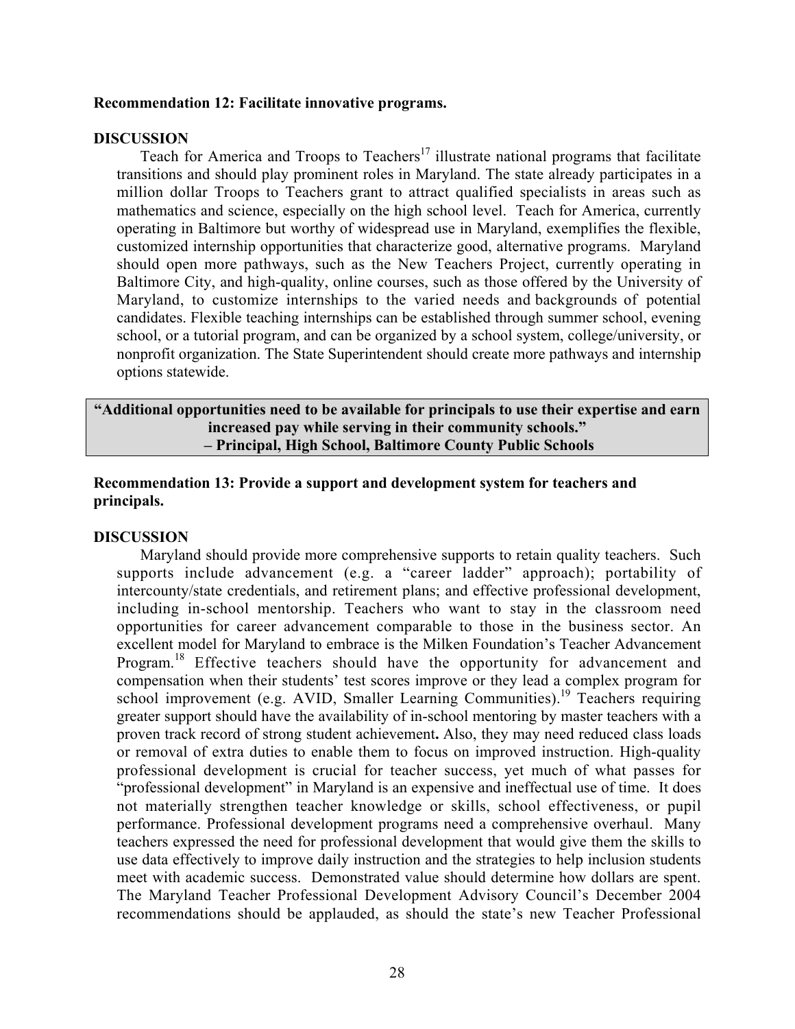**Recommendation 12: Facilitate innovative programs.**

**DISCUSSION**

Teach for America and Troops to Teachers[17] illustrate national programs that facilitate transitions and should play prominent roles in Maryland. The state already participates in a million dollar Troops to Teachers grant to attract qualified specialists in areas such as mathematics and science, especially on the high school level. Teach for America, currently operating in Baltimore but worthy of widespread use in Maryland, exemplifies the flexible, customized internship opportunities that characterize good, alternative programs. Maryland should open more pathways, such as the New Teachers Project, currently operating in Baltimore City, and high-quality, online courses, such as those offered by the University of Maryland, to customize internships to the varied needs and backgrounds of potential candidates. Flexible teaching internships can be established through summer school, evening school, or a tutorial program, and can be organized by a school system, college/university, or nonprofit organization. The State Superintendent should create more pathways and internship options statewide.

> **"Additional opportunities need to be available for principals to use their expertise and earn increased pay while serving in their community schools."**
> **– Principal, High School, Baltimore County Public Schools**

**Recommendation 13: Provide a support and development system for teachers and principals.**

**DISCUSSION**

Maryland should provide more comprehensive supports to retain quality teachers. Such supports include advancement (e.g. a "career ladder" approach); portability of intercounty/state credentials, and retirement plans; and effective professional development, including in-school mentorship. Teachers who want to stay in the classroom need opportunities for career advancement comparable to those in the business sector. An excellent model for Maryland to embrace is the Milken Foundation's Teacher Advancement Program.[18] Effective teachers should have the opportunity for advancement and compensation when their students' test scores improve or they lead a complex program for school improvement (e.g. AVID, Smaller Learning Communities).[19] Teachers requiring greater support should have the availability of in-school mentoring by master teachers with a proven track record of strong student achievement**.** Also, they may need reduced class loads or removal of extra duties to enable them to focus on improved instruction. High-quality professional development is crucial for teacher success, yet much of what passes for "professional development" in Maryland is an expensive and ineffectual use of time. It does not materially strengthen teacher knowledge or skills, school effectiveness, or pupil performance. Professional development programs need a comprehensive overhaul. Many teachers expressed the need for professional development that would give them the skills to use data effectively to improve daily instruction and the strategies to help inclusion students meet with academic success. Demonstrated value should determine how dollars are spent. The Maryland Teacher Professional Development Advisory Council's December 2004 recommendations should be applauded, as should the state's new Teacher Professional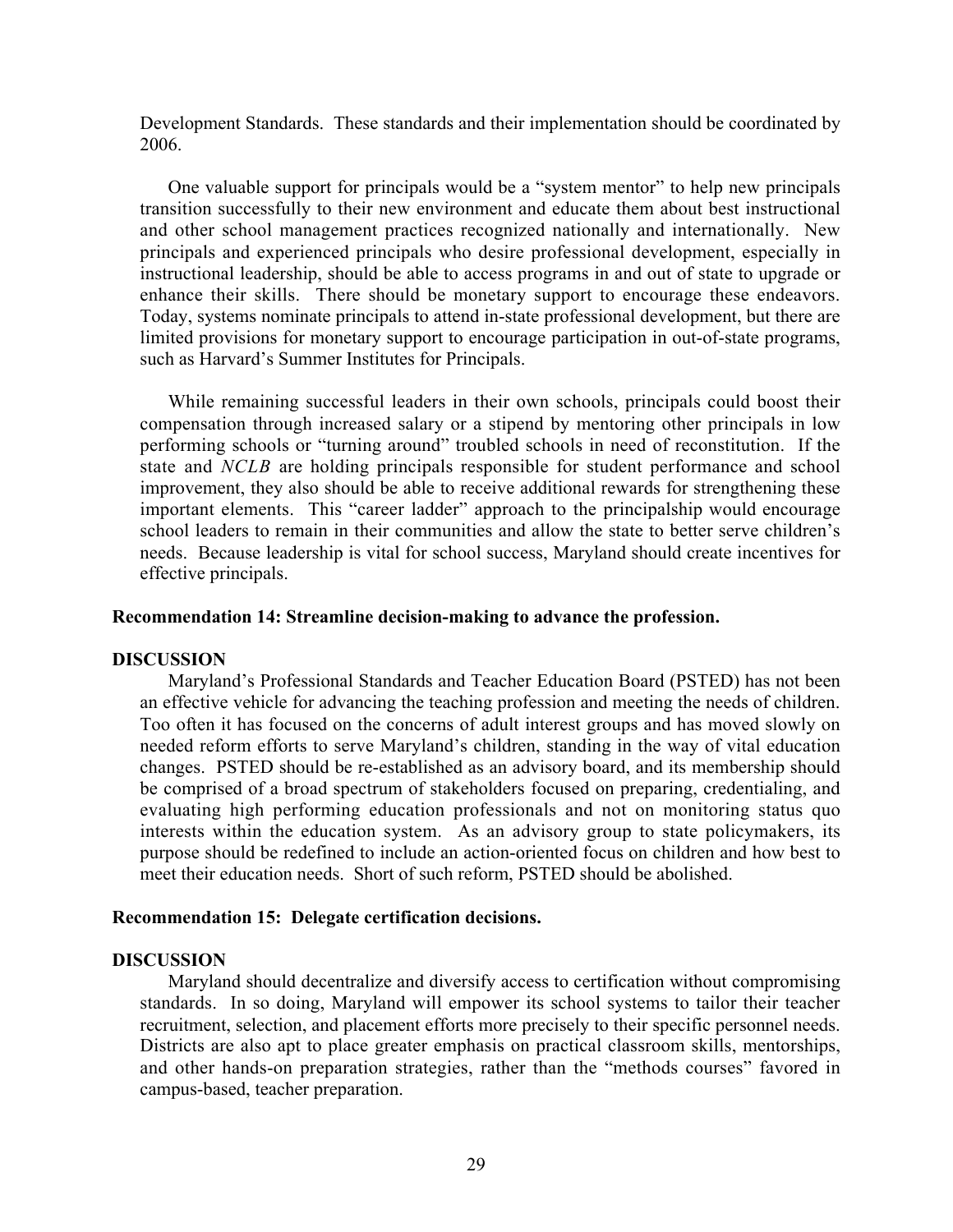Development Standards. These standards and their implementation should be coordinated by 2006.

One valuable support for principals would be a "system mentor" to help new principals transition successfully to their new environment and educate them about best instructional and other school management practices recognized nationally and internationally. New principals and experienced principals who desire professional development, especially in instructional leadership, should be able to access programs in and out of state to upgrade or enhance their skills. There should be monetary support to encourage these endeavors. Today, systems nominate principals to attend in-state professional development, but there are limited provisions for monetary support to encourage participation in out-of-state programs, such as Harvard's Summer Institutes for Principals.

While remaining successful leaders in their own schools, principals could boost their compensation through increased salary or a stipend by mentoring other principals in low performing schools or "turning around" troubled schools in need of reconstitution. If the state and *NCLB* are holding principals responsible for student performance and school improvement, they also should be able to receive additional rewards for strengthening these important elements. This "career ladder" approach to the principalship would encourage school leaders to remain in their communities and allow the state to better serve children's needs. Because leadership is vital for school success, Maryland should create incentives for effective principals.

**Recommendation 14: Streamline decision-making to advance the profession.**

**DISCUSSION**

Maryland's Professional Standards and Teacher Education Board (PSTED) has not been an effective vehicle for advancing the teaching profession and meeting the needs of children. Too often it has focused on the concerns of adult interest groups and has moved slowly on needed reform efforts to serve Maryland's children, standing in the way of vital education changes. PSTED should be re-established as an advisory board, and its membership should be comprised of a broad spectrum of stakeholders focused on preparing, credentialing, and evaluating high performing education professionals and not on monitoring status quo interests within the education system. As an advisory group to state policymakers, its purpose should be redefined to include an action-oriented focus on children and how best to meet their education needs. Short of such reform, PSTED should be abolished.

**Recommendation 15: Delegate certification decisions.**

**DISCUSSION**

Maryland should decentralize and diversify access to certification without compromising standards. In so doing, Maryland will empower its school systems to tailor their teacher recruitment, selection, and placement efforts more precisely to their specific personnel needs. Districts are also apt to place greater emphasis on practical classroom skills, mentorships, and other hands-on preparation strategies, rather than the "methods courses" favored in campus-based, teacher preparation.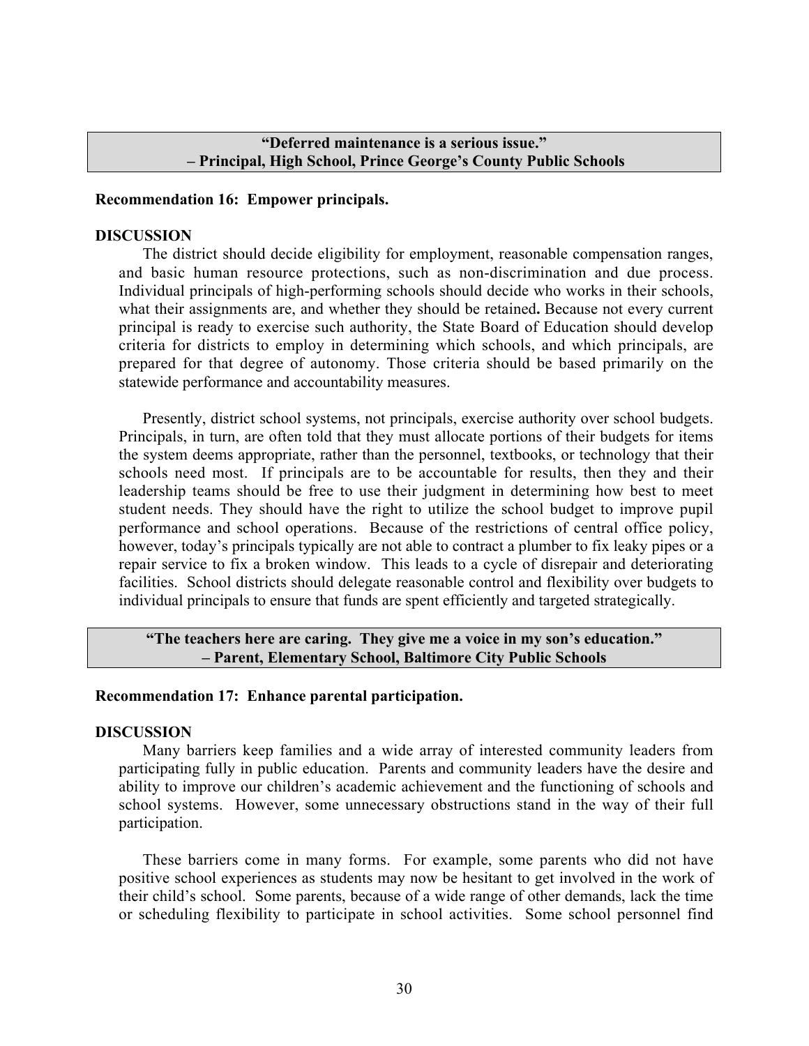> **"Deferred maintenance is a serious issue."**
> **– Principal, High School, Prince George's County Public Schools**

**Recommendation 16: Empower principals.**

**DISCUSSION**

The district should decide eligibility for employment, reasonable compensation ranges, and basic human resource protections, such as non-discrimination and due process. Individual principals of high-performing schools should decide who works in their schools, what their assignments are, and whether they should be retained**.** Because not every current principal is ready to exercise such authority, the State Board of Education should develop criteria for districts to employ in determining which schools, and which principals, are prepared for that degree of autonomy. Those criteria should be based primarily on the statewide performance and accountability measures.

Presently, district school systems, not principals, exercise authority over school budgets. Principals, in turn, are often told that they must allocate portions of their budgets for items the system deems appropriate, rather than the personnel, textbooks, or technology that their schools need most. If principals are to be accountable for results, then they and their leadership teams should be free to use their judgment in determining how best to meet student needs. They should have the right to utilize the school budget to improve pupil performance and school operations. Because of the restrictions of central office policy, however, today's principals typically are not able to contract a plumber to fix leaky pipes or a repair service to fix a broken window. This leads to a cycle of disrepair and deteriorating facilities. School districts should delegate reasonable control and flexibility over budgets to individual principals to ensure that funds are spent efficiently and targeted strategically.

> **"The teachers here are caring. They give me a voice in my son's education."**
> **– Parent, Elementary School, Baltimore City Public Schools**

**Recommendation 17: Enhance parental participation.**

**DISCUSSION**

Many barriers keep families and a wide array of interested community leaders from participating fully in public education. Parents and community leaders have the desire and ability to improve our children's academic achievement and the functioning of schools and school systems. However, some unnecessary obstructions stand in the way of their full participation.

These barriers come in many forms. For example, some parents who did not have positive school experiences as students may now be hesitant to get involved in the work of their child's school. Some parents, because of a wide range of other demands, lack the time or scheduling flexibility to participate in school activities. Some school personnel find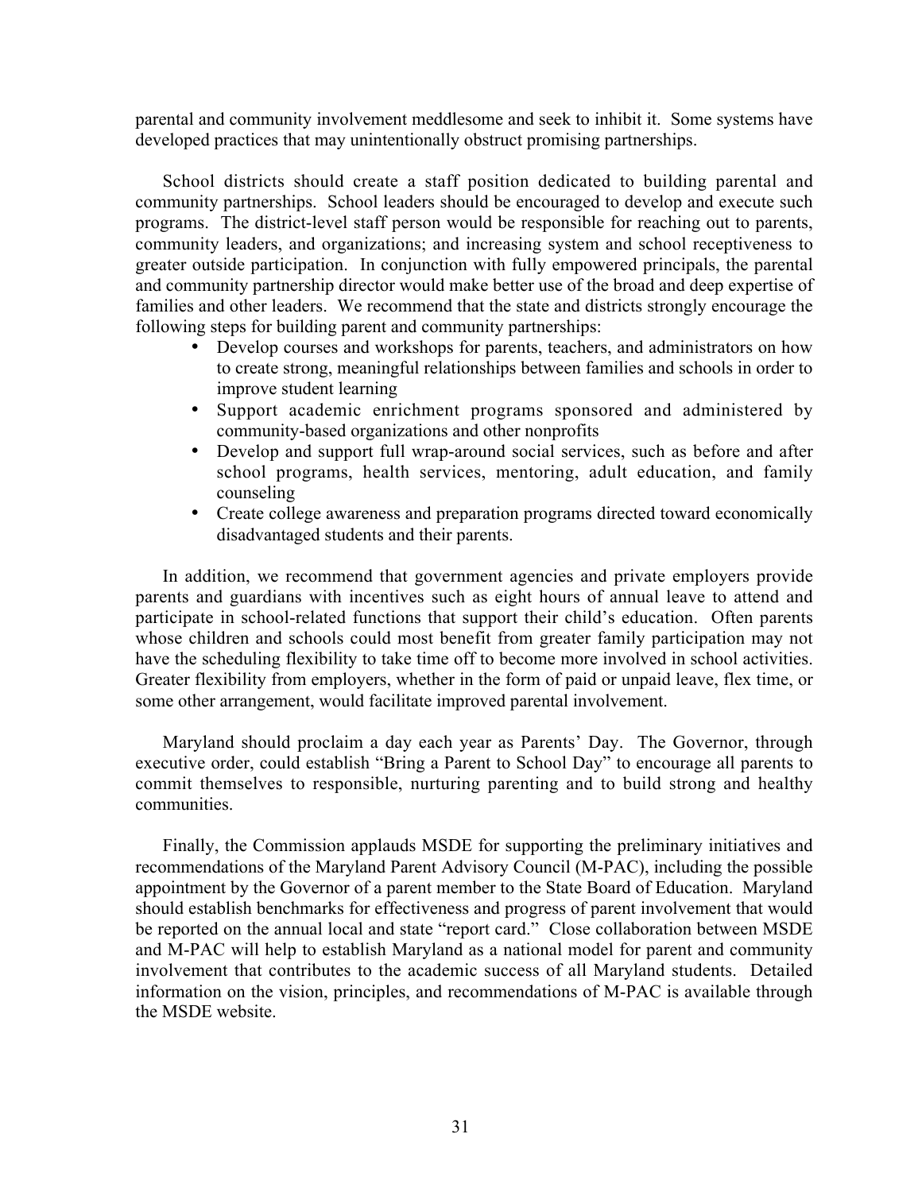parental and community involvement meddlesome and seek to inhibit it. Some systems have developed practices that may unintentionally obstruct promising partnerships.

School districts should create a staff position dedicated to building parental and community partnerships. School leaders should be encouraged to develop and execute such programs. The district-level staff person would be responsible for reaching out to parents, community leaders, and organizations; and increasing system and school receptiveness to greater outside participation. In conjunction with fully empowered principals, the parental and community partnership director would make better use of the broad and deep expertise of families and other leaders. We recommend that the state and districts strongly encourage the following steps for building parent and community partnerships:

- Develop courses and workshops for parents, teachers, and administrators on how to create strong, meaningful relationships between families and schools in order to improve student learning
- Support academic enrichment programs sponsored and administered by community-based organizations and other nonprofits
- Develop and support full wrap-around social services, such as before and after school programs, health services, mentoring, adult education, and family counseling
- Create college awareness and preparation programs directed toward economically disadvantaged students and their parents.

In addition, we recommend that government agencies and private employers provide parents and guardians with incentives such as eight hours of annual leave to attend and participate in school-related functions that support their child's education. Often parents whose children and schools could most benefit from greater family participation may not have the scheduling flexibility to take time off to become more involved in school activities. Greater flexibility from employers, whether in the form of paid or unpaid leave, flex time, or some other arrangement, would facilitate improved parental involvement.

Maryland should proclaim a day each year as Parents' Day. The Governor, through executive order, could establish "Bring a Parent to School Day" to encourage all parents to commit themselves to responsible, nurturing parenting and to build strong and healthy communities.

Finally, the Commission applauds MSDE for supporting the preliminary initiatives and recommendations of the Maryland Parent Advisory Council (M-PAC), including the possible appointment by the Governor of a parent member to the State Board of Education. Maryland should establish benchmarks for effectiveness and progress of parent involvement that would be reported on the annual local and state "report card." Close collaboration between MSDE and M-PAC will help to establish Maryland as a national model for parent and community involvement that contributes to the academic success of all Maryland students. Detailed information on the vision, principles, and recommendations of M-PAC is available through the MSDE website.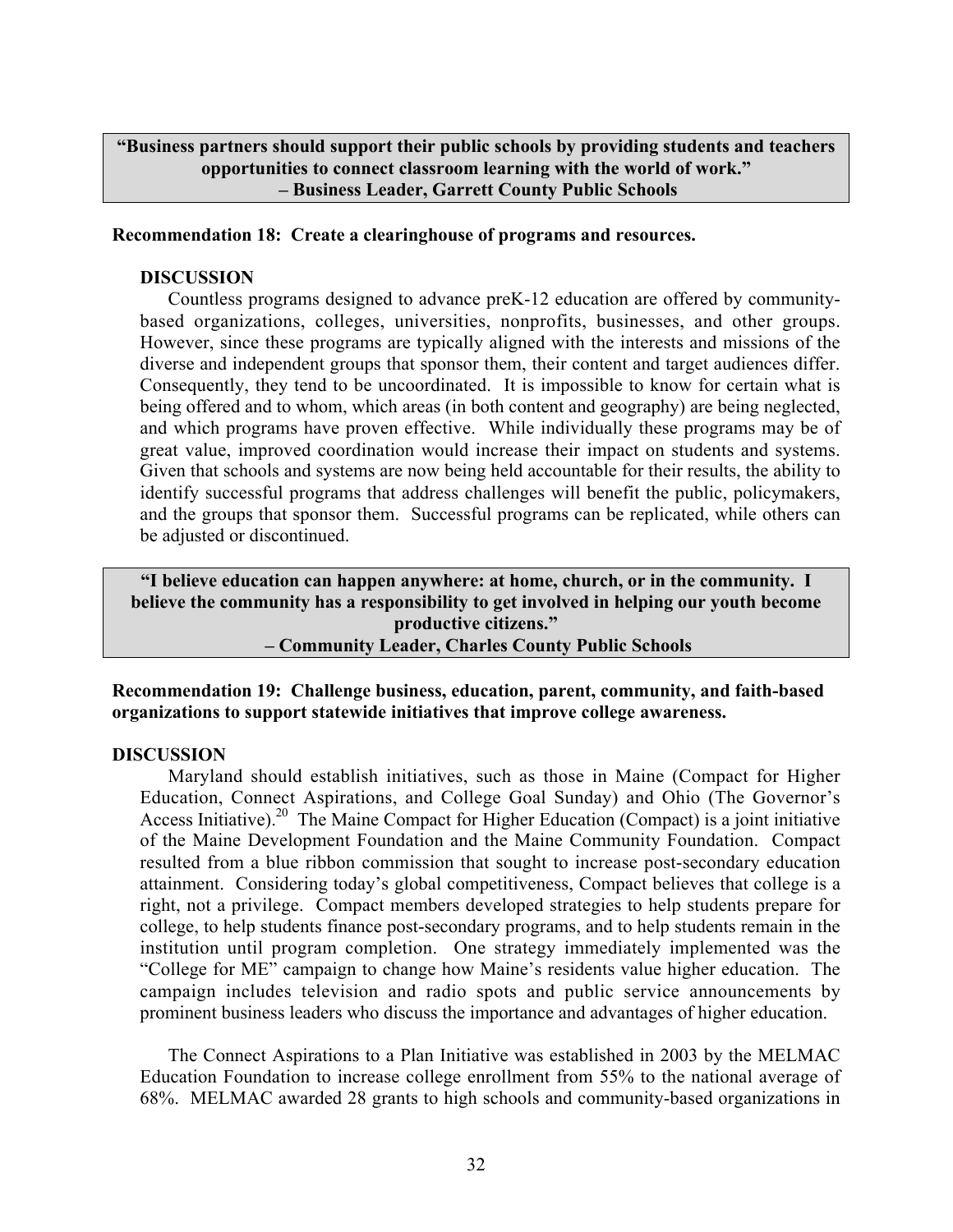> **"Business partners should support their public schools by providing students and teachers opportunities to connect classroom learning with the world of work."**
> **– Business Leader, Garrett County Public Schools**

**Recommendation 18: Create a clearinghouse of programs and resources.**

**DISCUSSION**

Countless programs designed to advance preK-12 education are offered by community-based organizations, colleges, universities, nonprofits, businesses, and other groups. However, since these programs are typically aligned with the interests and missions of the diverse and independent groups that sponsor them, their content and target audiences differ. Consequently, they tend to be uncoordinated. It is impossible to know for certain what is being offered and to whom, which areas (in both content and geography) are being neglected, and which programs have proven effective. While individually these programs may be of great value, improved coordination would increase their impact on students and systems. Given that schools and systems are now being held accountable for their results, the ability to identify successful programs that address challenges will benefit the public, policymakers, and the groups that sponsor them. Successful programs can be replicated, while others can be adjusted or discontinued.

> **"I believe education can happen anywhere: at home, church, or in the community. I believe the community has a responsibility to get involved in helping our youth become productive citizens."**
> **– Community Leader, Charles County Public Schools**

**Recommendation 19: Challenge business, education, parent, community, and faith-based organizations to support statewide initiatives that improve college awareness.**

**DISCUSSION**

Maryland should establish initiatives, such as those in Maine (Compact for Higher Education, Connect Aspirations, and College Goal Sunday) and Ohio (The Governor's Access Initiative).[20] The Maine Compact for Higher Education (Compact) is a joint initiative of the Maine Development Foundation and the Maine Community Foundation. Compact resulted from a blue ribbon commission that sought to increase post-secondary education attainment. Considering today's global competitiveness, Compact believes that college is a right, not a privilege. Compact members developed strategies to help students prepare for college, to help students finance post-secondary programs, and to help students remain in the institution until program completion. One strategy immediately implemented was the "College for ME" campaign to change how Maine's residents value higher education. The campaign includes television and radio spots and public service announcements by prominent business leaders who discuss the importance and advantages of higher education.

The Connect Aspirations to a Plan Initiative was established in 2003 by the MELMAC Education Foundation to increase college enrollment from 55% to the national average of 68%. MELMAC awarded 28 grants to high schools and community-based organizations in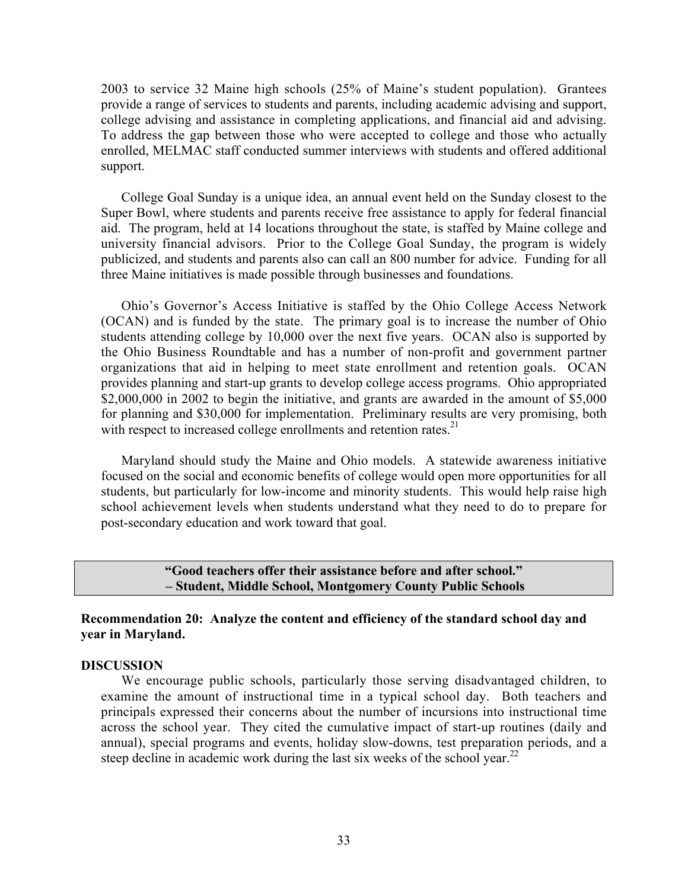2003 to service 32 Maine high schools (25% of Maine's student population). Grantees provide a range of services to students and parents, including academic advising and support, college advising and assistance in completing applications, and financial aid and advising. To address the gap between those who were accepted to college and those who actually enrolled, MELMAC staff conducted summer interviews with students and offered additional support.

College Goal Sunday is a unique idea, an annual event held on the Sunday closest to the Super Bowl, where students and parents receive free assistance to apply for federal financial aid. The program, held at 14 locations throughout the state, is staffed by Maine college and university financial advisors. Prior to the College Goal Sunday, the program is widely publicized, and students and parents also can call an 800 number for advice. Funding for all three Maine initiatives is made possible through businesses and foundations.

Ohio's Governor's Access Initiative is staffed by the Ohio College Access Network (OCAN) and is funded by the state. The primary goal is to increase the number of Ohio students attending college by 10,000 over the next five years. OCAN also is supported by the Ohio Business Roundtable and has a number of non-profit and government partner organizations that aid in helping to meet state enrollment and retention goals. OCAN provides planning and start-up grants to develop college access programs. Ohio appropriated \$2,000,000 in 2002 to begin the initiative, and grants are awarded in the amount of \$5,000 for planning and \$30,000 for implementation. Preliminary results are very promising, both with respect to increased college enrollments and retention rates.[21]

Maryland should study the Maine and Ohio models. A statewide awareness initiative focused on the social and economic benefits of college would open more opportunities for all students, but particularly for low-income and minority students. This would help raise high school achievement levels when students understand what they need to do to prepare for post-secondary education and work toward that goal.

> **"Good teachers offer their assistance before and after school."**
> **– Student, Middle School, Montgomery County Public Schools**

**Recommendation 20: Analyze the content and efficiency of the standard school day and year in Maryland.**

**DISCUSSION**

We encourage public schools, particularly those serving disadvantaged children, to examine the amount of instructional time in a typical school day. Both teachers and principals expressed their concerns about the number of incursions into instructional time across the school year. They cited the cumulative impact of start-up routines (daily and annual), special programs and events, holiday slow-downs, test preparation periods, and a steep decline in academic work during the last six weeks of the school year.[22]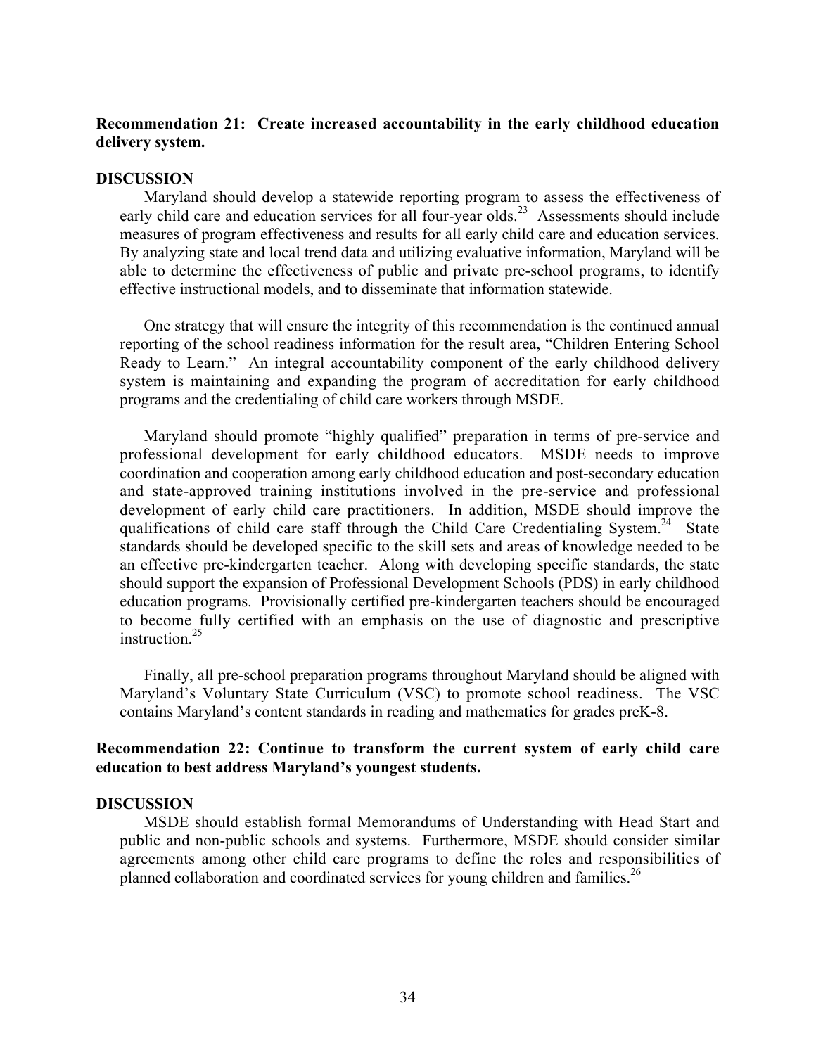**Recommendation 21: Create increased accountability in the early childhood education delivery system.**

**DISCUSSION**

Maryland should develop a statewide reporting program to assess the effectiveness of early child care and education services for all four-year olds.[23] Assessments should include measures of program effectiveness and results for all early child care and education services. By analyzing state and local trend data and utilizing evaluative information, Maryland will be able to determine the effectiveness of public and private pre-school programs, to identify effective instructional models, and to disseminate that information statewide.

One strategy that will ensure the integrity of this recommendation is the continued annual reporting of the school readiness information for the result area, "Children Entering School Ready to Learn." An integral accountability component of the early childhood delivery system is maintaining and expanding the program of accreditation for early childhood programs and the credentialing of child care workers through MSDE.

Maryland should promote "highly qualified" preparation in terms of pre-service and professional development for early childhood educators. MSDE needs to improve coordination and cooperation among early childhood education and post-secondary education and state-approved training institutions involved in the pre-service and professional development of early child care practitioners. In addition, MSDE should improve the qualifications of child care staff through the Child Care Credentialing System.[24] State standards should be developed specific to the skill sets and areas of knowledge needed to be an effective pre-kindergarten teacher. Along with developing specific standards, the state should support the expansion of Professional Development Schools (PDS) in early childhood education programs. Provisionally certified pre-kindergarten teachers should be encouraged to become fully certified with an emphasis on the use of diagnostic and prescriptive instruction.[25]

Finally, all pre-school preparation programs throughout Maryland should be aligned with Maryland's Voluntary State Curriculum (VSC) to promote school readiness. The VSC contains Maryland's content standards in reading and mathematics for grades preK-8.

**Recommendation 22: Continue to transform the current system of early child care education to best address Maryland's youngest students.**

**DISCUSSION**

MSDE should establish formal Memorandums of Understanding with Head Start and public and non-public schools and systems. Furthermore, MSDE should consider similar agreements among other child care programs to define the roles and responsibilities of planned collaboration and coordinated services for young children and families.[26]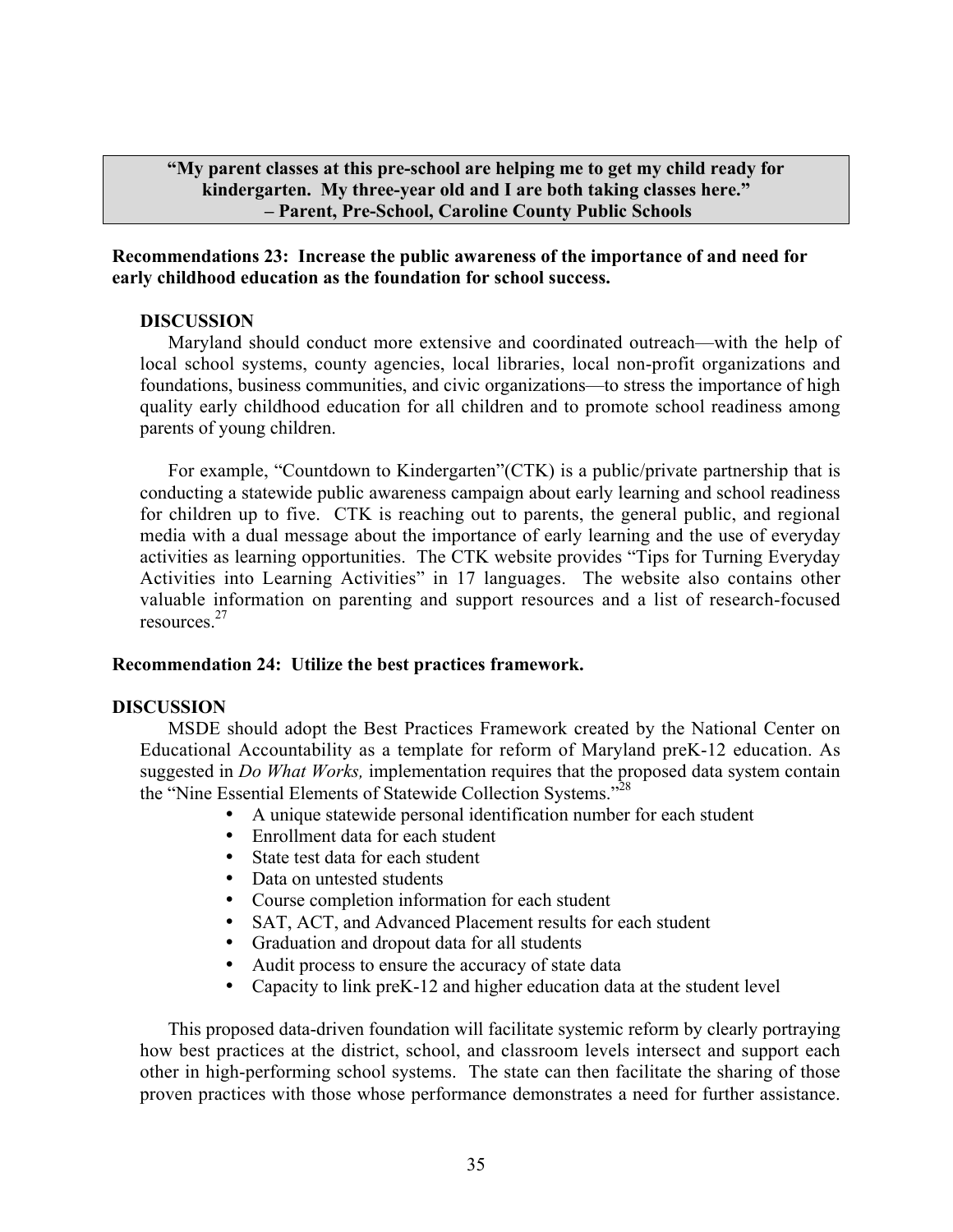> **"My parent classes at this pre-school are helping me to get my child ready for kindergarten. My three-year old and I are both taking classes here."**
> **– Parent, Pre-School, Caroline County Public Schools**

**Recommendations 23: Increase the public awareness of the importance of and need for early childhood education as the foundation for school success.**

**DISCUSSION**

Maryland should conduct more extensive and coordinated outreach—with the help of local school systems, county agencies, local libraries, local non-profit organizations and foundations, business communities, and civic organizations—to stress the importance of high quality early childhood education for all children and to promote school readiness among parents of young children.

For example, "Countdown to Kindergarten"(CTK) is a public/private partnership that is conducting a statewide public awareness campaign about early learning and school readiness for children up to five. CTK is reaching out to parents, the general public, and regional media with a dual message about the importance of early learning and the use of everyday activities as learning opportunities. The CTK website provides "Tips for Turning Everyday Activities into Learning Activities" in 17 languages. The website also contains other valuable information on parenting and support resources and a list of research-focused resources.[27]

**Recommendation 24: Utilize the best practices framework.**

**DISCUSSION**

MSDE should adopt the Best Practices Framework created by the National Center on Educational Accountability as a template for reform of Maryland preK-12 education. As suggested in *Do What Works,* implementation requires that the proposed data system contain the "Nine Essential Elements of Statewide Collection Systems."[28]

- A unique statewide personal identification number for each student
- Enrollment data for each student
- State test data for each student
- Data on untested students
- Course completion information for each student
- SAT, ACT, and Advanced Placement results for each student
- Graduation and dropout data for all students
- Audit process to ensure the accuracy of state data
- Capacity to link preK-12 and higher education data at the student level

This proposed data-driven foundation will facilitate systemic reform by clearly portraying how best practices at the district, school, and classroom levels intersect and support each other in high-performing school systems. The state can then facilitate the sharing of those proven practices with those whose performance demonstrates a need for further assistance.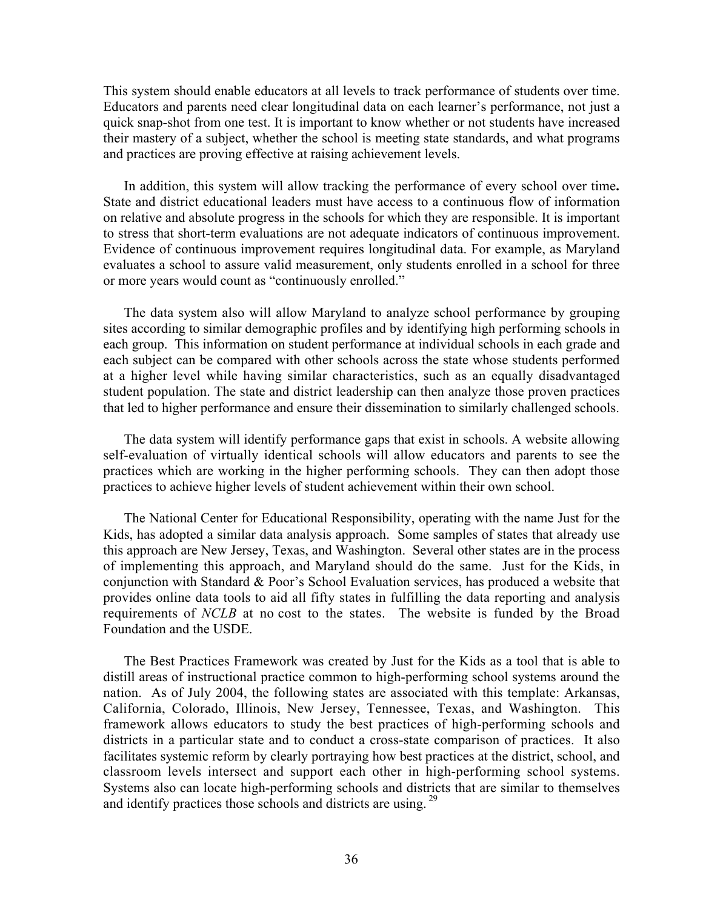This system should enable educators at all levels to track performance of students over time. Educators and parents need clear longitudinal data on each learner's performance, not just a quick snap-shot from one test. It is important to know whether or not students have increased their mastery of a subject, whether the school is meeting state standards, and what programs and practices are proving effective at raising achievement levels.

In addition, this system will allow tracking the performance of every school over time**.** State and district educational leaders must have access to a continuous flow of information on relative and absolute progress in the schools for which they are responsible. It is important to stress that short-term evaluations are not adequate indicators of continuous improvement. Evidence of continuous improvement requires longitudinal data. For example, as Maryland evaluates a school to assure valid measurement, only students enrolled in a school for three or more years would count as "continuously enrolled."

The data system also will allow Maryland to analyze school performance by grouping sites according to similar demographic profiles and by identifying high performing schools in each group. This information on student performance at individual schools in each grade and each subject can be compared with other schools across the state whose students performed at a higher level while having similar characteristics, such as an equally disadvantaged student population. The state and district leadership can then analyze those proven practices that led to higher performance and ensure their dissemination to similarly challenged schools.

The data system will identify performance gaps that exist in schools. A website allowing self-evaluation of virtually identical schools will allow educators and parents to see the practices which are working in the higher performing schools. They can then adopt those practices to achieve higher levels of student achievement within their own school.

The National Center for Educational Responsibility, operating with the name Just for the Kids, has adopted a similar data analysis approach. Some samples of states that already use this approach are New Jersey, Texas, and Washington. Several other states are in the process of implementing this approach, and Maryland should do the same. Just for the Kids, in conjunction with Standard & Poor's School Evaluation services, has produced a website that provides online data tools to aid all fifty states in fulfilling the data reporting and analysis requirements of *NCLB* at no cost to the states. The website is funded by the Broad Foundation and the USDE.

The Best Practices Framework was created by Just for the Kids as a tool that is able to distill areas of instructional practice common to high-performing school systems around the nation. As of July 2004, the following states are associated with this template: Arkansas, California, Colorado, Illinois, New Jersey, Tennessee, Texas, and Washington. This framework allows educators to study the best practices of high-performing schools and districts in a particular state and to conduct a cross-state comparison of practices. It also facilitates systemic reform by clearly portraying how best practices at the district, school, and classroom levels intersect and support each other in high-performing school systems. Systems also can locate high-performing schools and districts that are similar to themselves and identify practices those schools and districts are using. [29]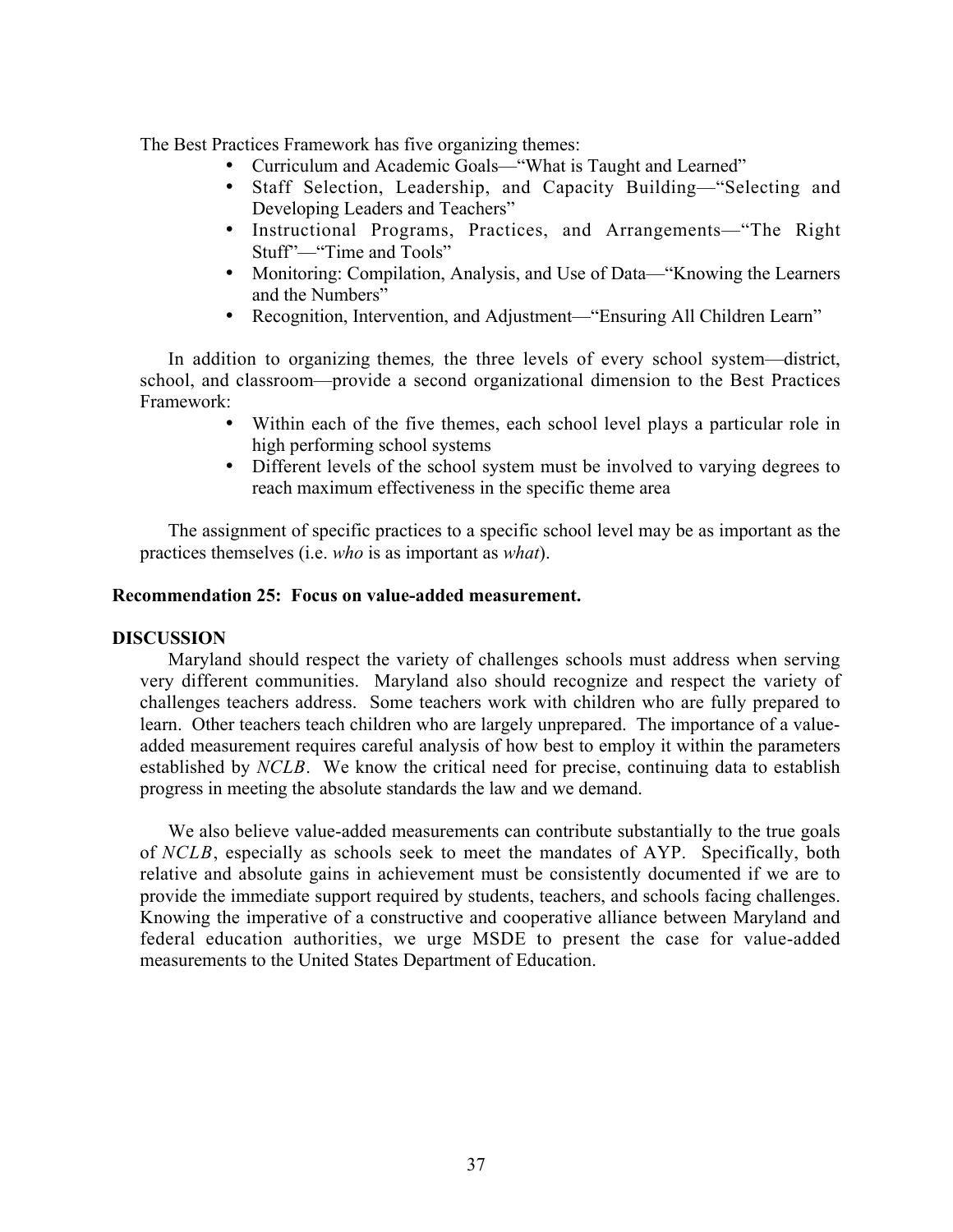The Best Practices Framework has five organizing themes:

- Curriculum and Academic Goals—"What is Taught and Learned"
- Staff Selection, Leadership, and Capacity Building—"Selecting and Developing Leaders and Teachers"
- Instructional Programs, Practices, and Arrangements—"The Right Stuff"—"Time and Tools"
- Monitoring: Compilation, Analysis, and Use of Data—"Knowing the Learners and the Numbers"
- Recognition, Intervention, and Adjustment—"Ensuring All Children Learn"

In addition to organizing themes*,* the three levels of every school system—district, school, and classroom—provide a second organizational dimension to the Best Practices Framework:

- Within each of the five themes, each school level plays a particular role in high performing school systems
- Different levels of the school system must be involved to varying degrees to reach maximum effectiveness in the specific theme area

The assignment of specific practices to a specific school level may be as important as the practices themselves (i.e. *who* is as important as *what*).

**Recommendation 25: Focus on value-added measurement.**

**DISCUSSION**

Maryland should respect the variety of challenges schools must address when serving very different communities. Maryland also should recognize and respect the variety of challenges teachers address. Some teachers work with children who are fully prepared to learn. Other teachers teach children who are largely unprepared. The importance of a value-added measurement requires careful analysis of how best to employ it within the parameters established by *NCLB*. We know the critical need for precise, continuing data to establish progress in meeting the absolute standards the law and we demand.

We also believe value-added measurements can contribute substantially to the true goals of *NCLB*, especially as schools seek to meet the mandates of AYP. Specifically, both relative and absolute gains in achievement must be consistently documented if we are to provide the immediate support required by students, teachers, and schools facing challenges. Knowing the imperative of a constructive and cooperative alliance between Maryland and federal education authorities, we urge MSDE to present the case for value-added measurements to the United States Department of Education.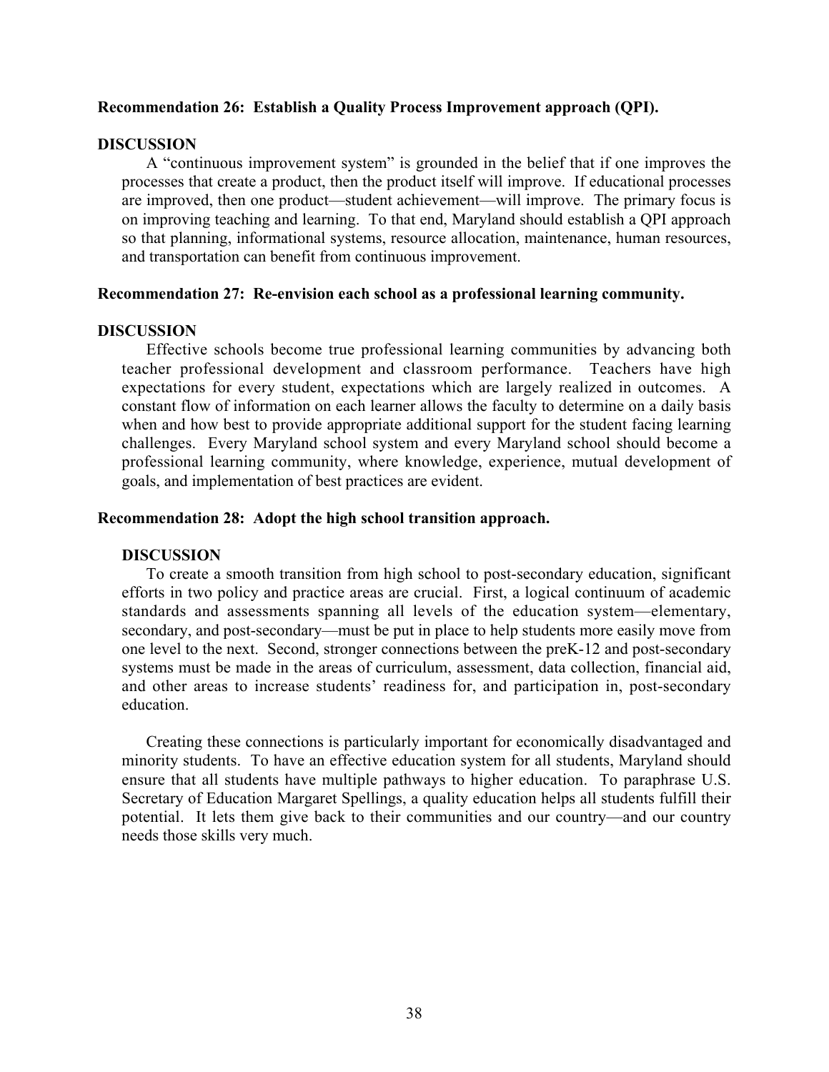**Recommendation 26: Establish a Quality Process Improvement approach (QPI).**

**DISCUSSION**

A "continuous improvement system" is grounded in the belief that if one improves the processes that create a product, then the product itself will improve. If educational processes are improved, then one product—student achievement—will improve. The primary focus is on improving teaching and learning. To that end, Maryland should establish a QPI approach so that planning, informational systems, resource allocation, maintenance, human resources, and transportation can benefit from continuous improvement.

**Recommendation 27: Re-envision each school as a professional learning community.**

**DISCUSSION**

Effective schools become true professional learning communities by advancing both teacher professional development and classroom performance. Teachers have high expectations for every student, expectations which are largely realized in outcomes. A constant flow of information on each learner allows the faculty to determine on a daily basis when and how best to provide appropriate additional support for the student facing learning challenges. Every Maryland school system and every Maryland school should become a professional learning community, where knowledge, experience, mutual development of goals, and implementation of best practices are evident.

**Recommendation 28: Adopt the high school transition approach.**

**DISCUSSION**

To create a smooth transition from high school to post-secondary education, significant efforts in two policy and practice areas are crucial. First, a logical continuum of academic standards and assessments spanning all levels of the education system—elementary, secondary, and post-secondary—must be put in place to help students more easily move from one level to the next. Second, stronger connections between the preK-12 and post-secondary systems must be made in the areas of curriculum, assessment, data collection, financial aid, and other areas to increase students' readiness for, and participation in, post-secondary education.

Creating these connections is particularly important for economically disadvantaged and minority students. To have an effective education system for all students, Maryland should ensure that all students have multiple pathways to higher education. To paraphrase U.S. Secretary of Education Margaret Spellings, a quality education helps all students fulfill their potential. It lets them give back to their communities and our country—and our country needs those skills very much.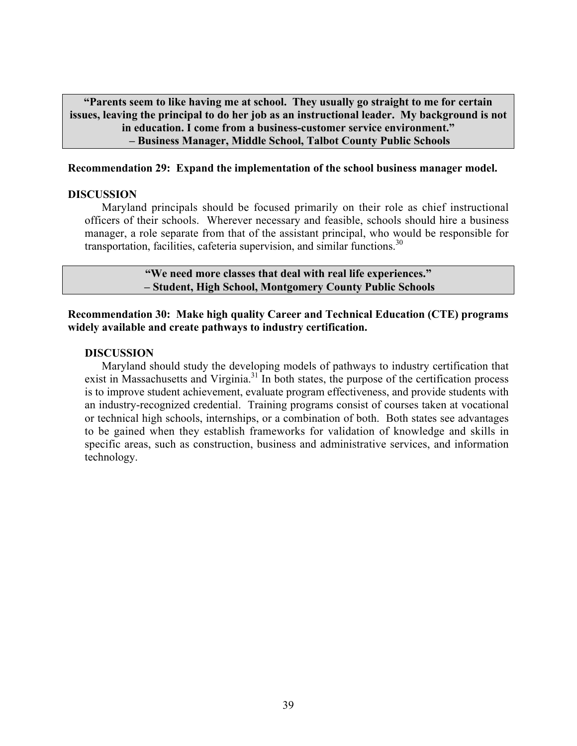**"Parents seem to like having me at school. They usually go straight to me for certain issues, leaving the principal to do her job as an instructional leader. My background is not in education. I come from a business-customer service environment."**
**– Business Manager, Middle School, Talbot County Public Schools**

**Recommendation 29: Expand the implementation of the school business manager model.**

**DISCUSSION**

Maryland principals should be focused primarily on their role as chief instructional officers of their schools. Wherever necessary and feasible, schools should hire a business manager, a role separate from that of the assistant principal, who would be responsible for transportation, facilities, cafeteria supervision, and similar functions.[30]

**"We need more classes that deal with real life experiences."**
**– Student, High School, Montgomery County Public Schools**

**Recommendation 30: Make high quality Career and Technical Education (CTE) programs widely available and create pathways to industry certification.**

**DISCUSSION**

Maryland should study the developing models of pathways to industry certification that exist in Massachusetts and Virginia.[31] In both states, the purpose of the certification process is to improve student achievement, evaluate program effectiveness, and provide students with an industry-recognized credential. Training programs consist of courses taken at vocational or technical high schools, internships, or a combination of both. Both states see advantages to be gained when they establish frameworks for validation of knowledge and skills in specific areas, such as construction, business and administrative services, and information technology.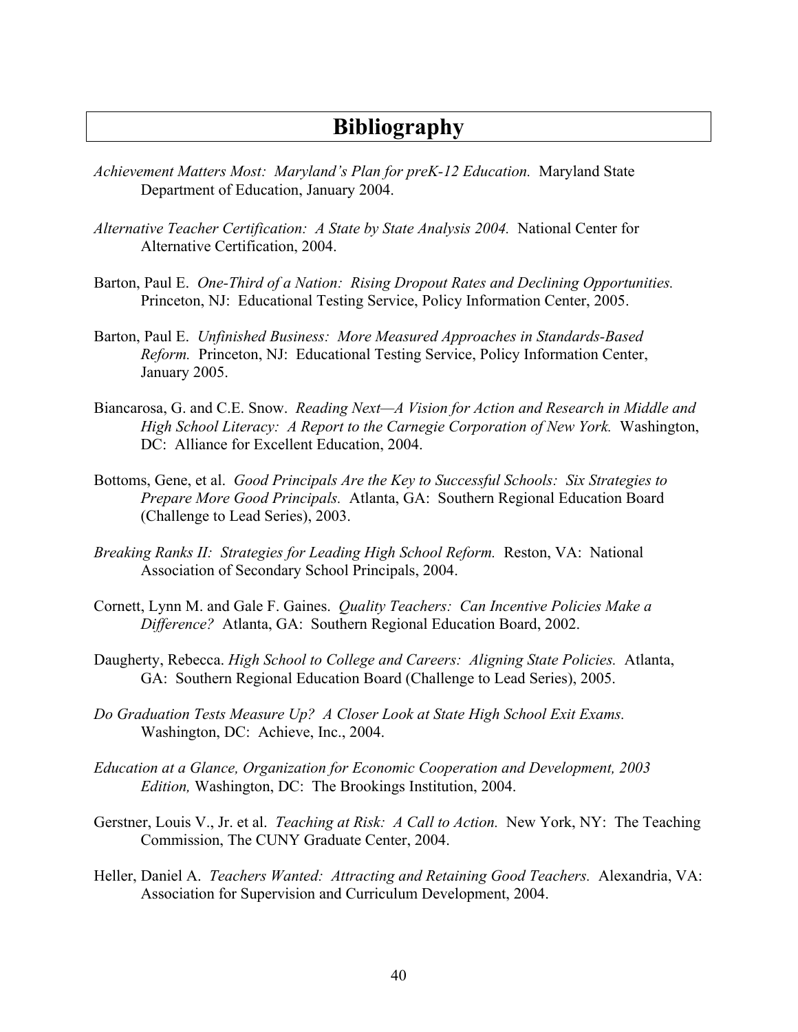# Bibliography

*Achievement Matters Most: Maryland's Plan for preK-12 Education.* Maryland State Department of Education, January 2004.

*Alternative Teacher Certification: A State by State Analysis 2004.* National Center for Alternative Certification, 2004.

Barton, Paul E. *One-Third of a Nation: Rising Dropout Rates and Declining Opportunities.* Princeton, NJ: Educational Testing Service, Policy Information Center, 2005.

Barton, Paul E. *Unfinished Business: More Measured Approaches in Standards-Based Reform.* Princeton, NJ: Educational Testing Service, Policy Information Center, January 2005.

Biancarosa, G. and C.E. Snow. *Reading Next—A Vision for Action and Research in Middle and High School Literacy: A Report to the Carnegie Corporation of New York.* Washington, DC: Alliance for Excellent Education, 2004.

Bottoms, Gene, et al. *Good Principals Are the Key to Successful Schools: Six Strategies to Prepare More Good Principals.* Atlanta, GA: Southern Regional Education Board (Challenge to Lead Series), 2003.

*Breaking Ranks II: Strategies for Leading High School Reform.* Reston, VA: National Association of Secondary School Principals, 2004.

Cornett, Lynn M. and Gale F. Gaines. *Quality Teachers: Can Incentive Policies Make a Difference?* Atlanta, GA: Southern Regional Education Board, 2002.

Daugherty, Rebecca. *High School to College and Careers: Aligning State Policies.* Atlanta, GA: Southern Regional Education Board (Challenge to Lead Series), 2005.

*Do Graduation Tests Measure Up? A Closer Look at State High School Exit Exams.* Washington, DC: Achieve, Inc., 2004.

*Education at a Glance, Organization for Economic Cooperation and Development, 2003 Edition,* Washington, DC: The Brookings Institution, 2004.

Gerstner, Louis V., Jr. et al. *Teaching at Risk: A Call to Action.* New York, NY: The Teaching Commission, The CUNY Graduate Center, 2004.

Heller, Daniel A. *Teachers Wanted: Attracting and Retaining Good Teachers.* Alexandria, VA: Association for Supervision and Curriculum Development, 2004.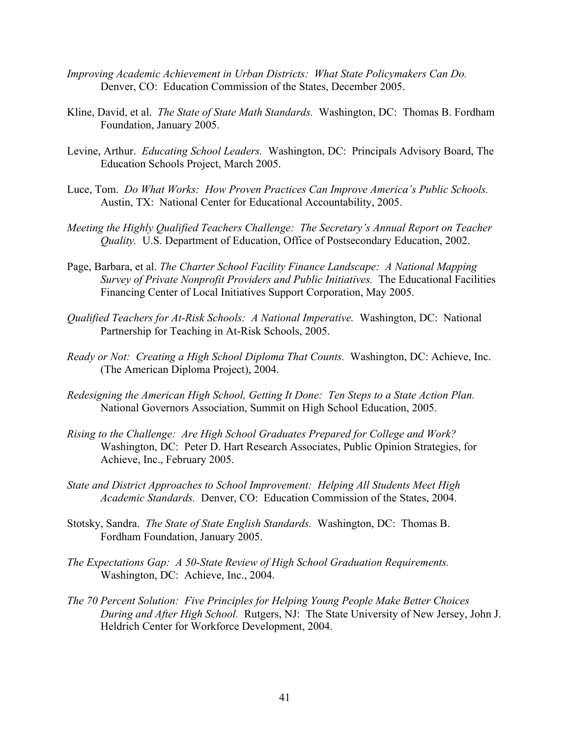*Improving Academic Achievement in Urban Districts: What State Policymakers Can Do.* Denver, CO: Education Commission of the States, December 2005.

Kline, David, et al. *The State of State Math Standards.* Washington, DC: Thomas B. Fordham Foundation, January 2005.

Levine, Arthur. *Educating School Leaders.* Washington, DC: Principals Advisory Board, The Education Schools Project, March 2005.

Luce, Tom. *Do What Works: How Proven Practices Can Improve America's Public Schools.* Austin, TX: National Center for Educational Accountability, 2005.

*Meeting the Highly Qualified Teachers Challenge: The Secretary's Annual Report on Teacher Quality.* U.S. Department of Education, Office of Postsecondary Education, 2002.

Page, Barbara, et al. *The Charter School Facility Finance Landscape: A National Mapping Survey of Private Nonprofit Providers and Public Initiatives.* The Educational Facilities Financing Center of Local Initiatives Support Corporation, May 2005.

*Qualified Teachers for At-Risk Schools: A National Imperative.* Washington, DC: National Partnership for Teaching in At-Risk Schools, 2005.

*Ready or Not: Creating a High School Diploma That Counts.* Washington, DC: Achieve, Inc. (The American Diploma Project), 2004.

*Redesigning the American High School, Getting It Done: Ten Steps to a State Action Plan.* National Governors Association, Summit on High School Education, 2005.

*Rising to the Challenge: Are High School Graduates Prepared for College and Work?* Washington, DC: Peter D. Hart Research Associates, Public Opinion Strategies, for Achieve, Inc., February 2005.

*State and District Approaches to School Improvement: Helping All Students Meet High Academic Standards.* Denver, CO: Education Commission of the States, 2004.

Stotsky, Sandra. *The State of State English Standards.* Washington, DC: Thomas B. Fordham Foundation, January 2005.

*The Expectations Gap: A 50-State Review of High School Graduation Requirements.* Washington, DC: Achieve, Inc., 2004.

*The 70 Percent Solution: Five Principles for Helping Young People Make Better Choices During and After High School.* Rutgers, NJ: The State University of New Jersey, John J. Heldrich Center for Workforce Development, 2004.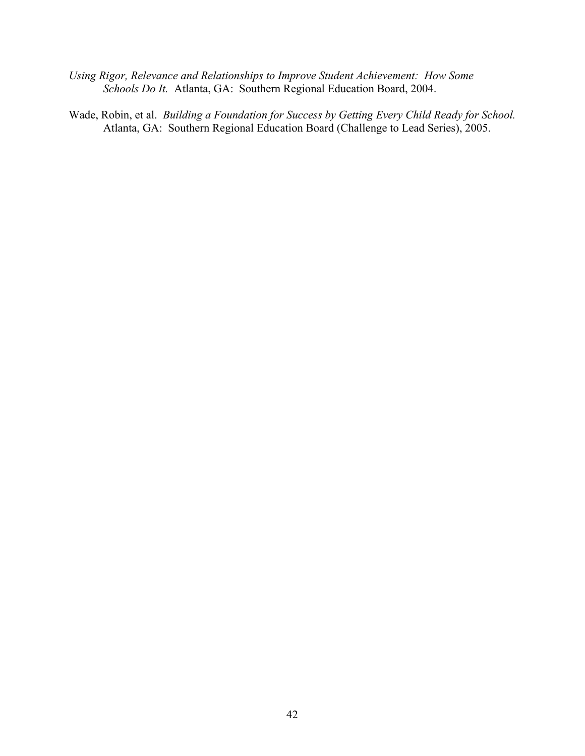*Using Rigor, Relevance and Relationships to Improve Student Achievement: How Some Schools Do It.* Atlanta, GA: Southern Regional Education Board, 2004.

Wade, Robin, et al. *Building a Foundation for Success by Getting Every Child Ready for School.* Atlanta, GA: Southern Regional Education Board (Challenge to Lead Series), 2005.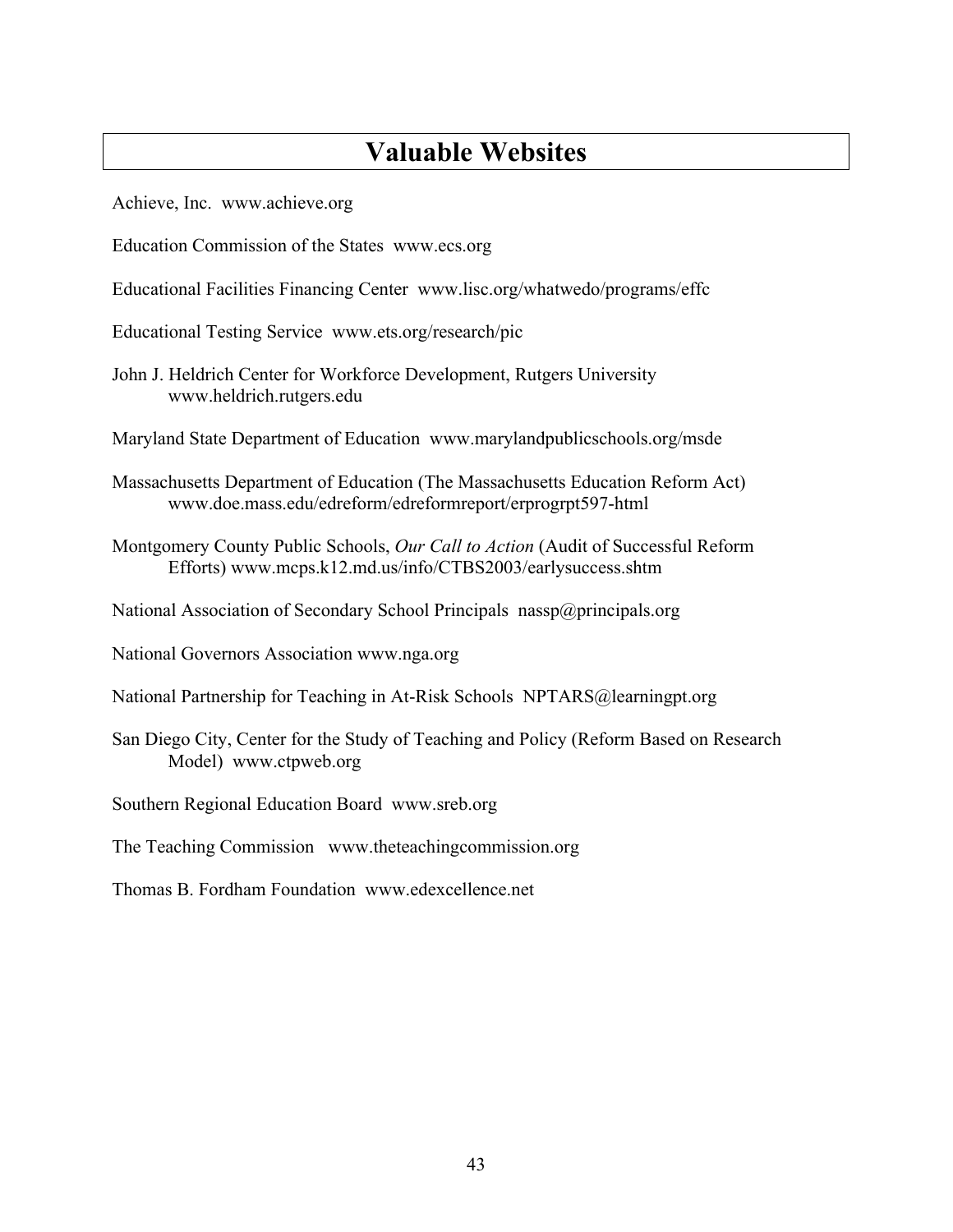# Valuable Websites

Achieve, Inc. www.achieve.org

Education Commission of the States www.ecs.org

Educational Facilities Financing Center www.lisc.org/whatwedo/programs/effc

Educational Testing Service www.ets.org/research/pic

John J. Heldrich Center for Workforce Development, Rutgers University www.heldrich.rutgers.edu

Maryland State Department of Education www.marylandpublicschools.org/msde

Massachusetts Department of Education (The Massachusetts Education Reform Act) www.doe.mass.edu/edreform/edreformreport/erprogrpt597-html

Montgomery County Public Schools, *Our Call to Action* (Audit of Successful Reform Efforts) www.mcps.k12.md.us/info/CTBS2003/earlysuccess.shtm

National Association of Secondary School Principals nassp@principals.org

National Governors Association www.nga.org

National Partnership for Teaching in At-Risk Schools NPTARS@learningpt.org

San Diego City, Center for the Study of Teaching and Policy (Reform Based on Research Model) www.ctpweb.org

Southern Regional Education Board www.sreb.org

The Teaching Commission www.theteachingcommission.org

Thomas B. Fordham Foundation www.edexcellence.net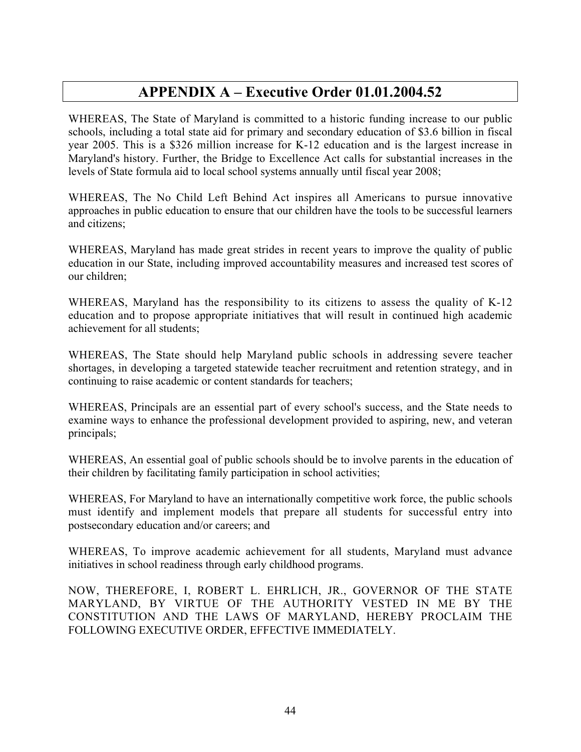# APPENDIX A – Executive Order 01.01.2004.52

WHEREAS, The State of Maryland is committed to a historic funding increase to our public schools, including a total state aid for primary and secondary education of $3.6 billion in fiscal year 2005. This is a $326 million increase for K-12 education and is the largest increase in Maryland's history. Further, the Bridge to Excellence Act calls for substantial increases in the levels of State formula aid to local school systems annually until fiscal year 2008;

WHEREAS, The No Child Left Behind Act inspires all Americans to pursue innovative approaches in public education to ensure that our children have the tools to be successful learners and citizens;

WHEREAS, Maryland has made great strides in recent years to improve the quality of public education in our State, including improved accountability measures and increased test scores of our children;

WHEREAS, Maryland has the responsibility to its citizens to assess the quality of K-12 education and to propose appropriate initiatives that will result in continued high academic achievement for all students;

WHEREAS, The State should help Maryland public schools in addressing severe teacher shortages, in developing a targeted statewide teacher recruitment and retention strategy, and in continuing to raise academic or content standards for teachers;

WHEREAS, Principals are an essential part of every school's success, and the State needs to examine ways to enhance the professional development provided to aspiring, new, and veteran principals;

WHEREAS, An essential goal of public schools should be to involve parents in the education of their children by facilitating family participation in school activities;

WHEREAS, For Maryland to have an internationally competitive work force, the public schools must identify and implement models that prepare all students for successful entry into postsecondary education and/or careers; and

WHEREAS, To improve academic achievement for all students, Maryland must advance initiatives in school readiness through early childhood programs.

NOW, THEREFORE, I, ROBERT L. EHRLICH, JR., GOVERNOR OF THE STATE MARYLAND, BY VIRTUE OF THE AUTHORITY VESTED IN ME BY THE CONSTITUTION AND THE LAWS OF MARYLAND, HEREBY PROCLAIM THE FOLLOWING EXECUTIVE ORDER, EFFECTIVE IMMEDIATELY.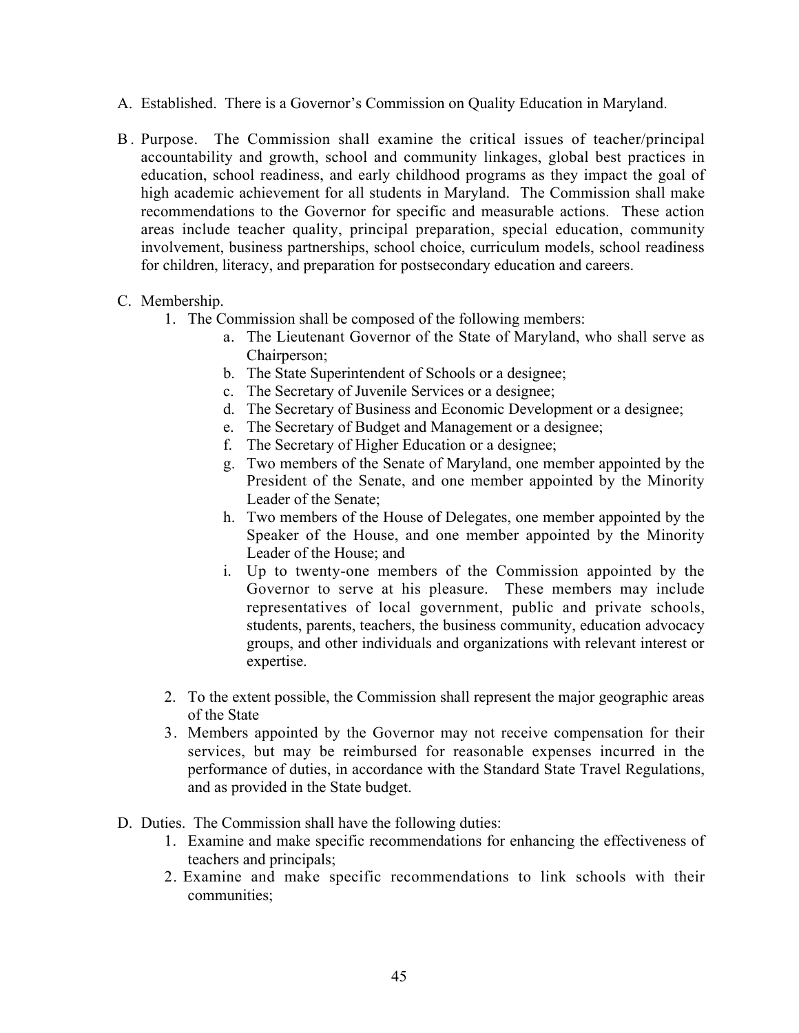A. Established. There is a Governor's Commission on Quality Education in Maryland.

B. Purpose. The Commission shall examine the critical issues of teacher/principal accountability and growth, school and community linkages, global best practices in education, school readiness, and early childhood programs as they impact the goal of high academic achievement for all students in Maryland. The Commission shall make recommendations to the Governor for specific and measurable actions. These action areas include teacher quality, principal preparation, special education, community involvement, business partnerships, school choice, curriculum models, school readiness for children, literacy, and preparation for postsecondary education and careers.

C. Membership.

1. The Commission shall be composed of the following members:
    a. The Lieutenant Governor of the State of Maryland, who shall serve as Chairperson;
    b. The State Superintendent of Schools or a designee;
    c. The Secretary of Juvenile Services or a designee;
    d. The Secretary of Business and Economic Development or a designee;
    e. The Secretary of Budget and Management or a designee;
    f. The Secretary of Higher Education or a designee;
    g. Two members of the Senate of Maryland, one member appointed by the President of the Senate, and one member appointed by the Minority Leader of the Senate;
    h. Two members of the House of Delegates, one member appointed by the Speaker of the House, and one member appointed by the Minority Leader of the House; and
    i. Up to twenty-one members of the Commission appointed by the Governor to serve at his pleasure. These members may include representatives of local government, public and private schools, students, parents, teachers, the business community, education advocacy groups, and other individuals and organizations with relevant interest or expertise.
2. To the extent possible, the Commission shall represent the major geographic areas of the State
3. Members appointed by the Governor may not receive compensation for their services, but may be reimbursed for reasonable expenses incurred in the performance of duties, in accordance with the Standard State Travel Regulations, and as provided in the State budget.

D. Duties. The Commission shall have the following duties:

1. Examine and make specific recommendations for enhancing the effectiveness of teachers and principals;
2. Examine and make specific recommendations to link schools with their communities;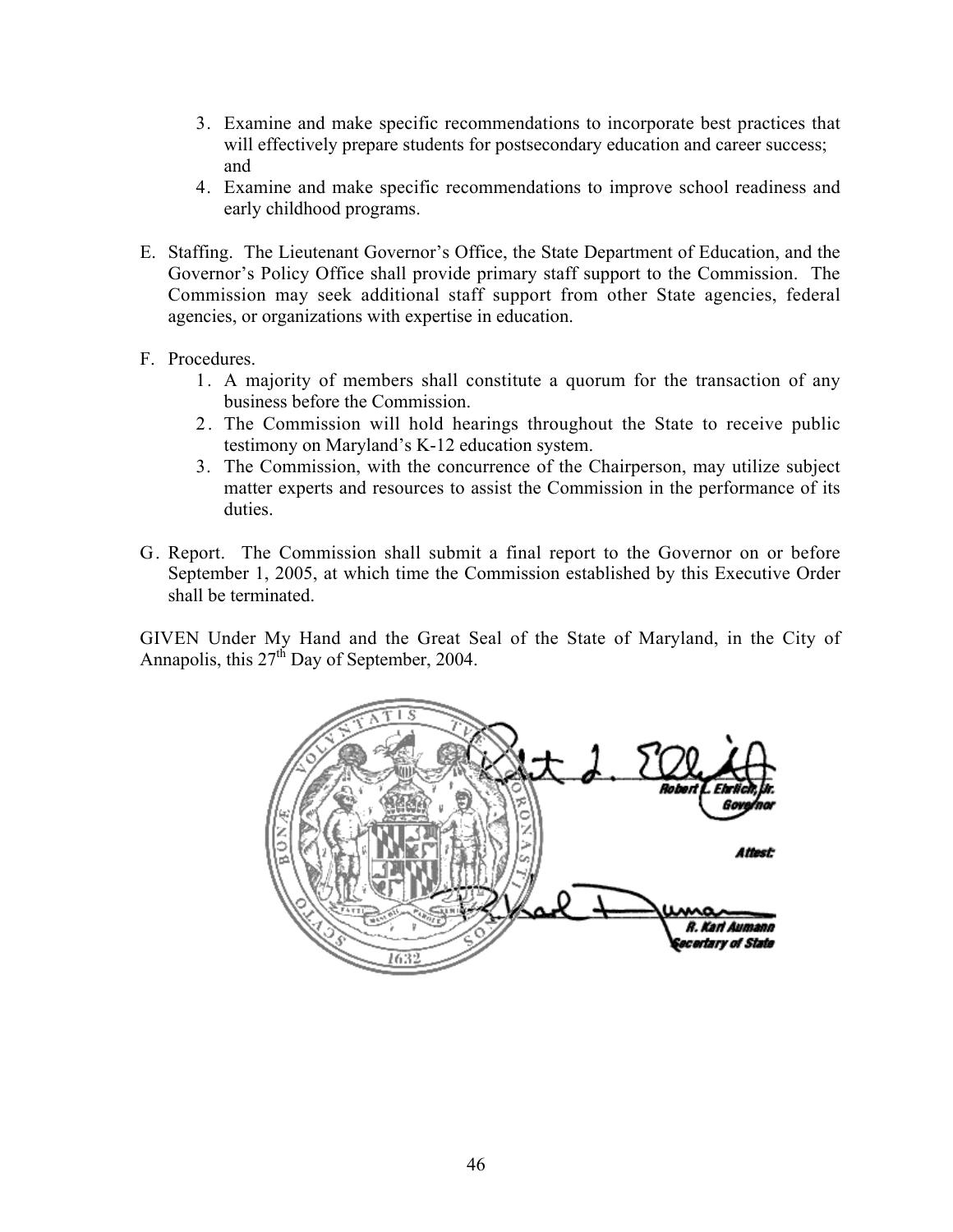3. Examine and make specific recommendations to incorporate best practices that will effectively prepare students for postsecondary education and career success; and
4. Examine and make specific recommendations to improve school readiness and early childhood programs.

E. Staffing. The Lieutenant Governor's Office, the State Department of Education, and the Governor's Policy Office shall provide primary staff support to the Commission. The Commission may seek additional staff support from other State agencies, federal agencies, or organizations with expertise in education.

F. Procedures.
   1. A majority of members shall constitute a quorum for the transaction of any business before the Commission.
   2. The Commission will hold hearings throughout the State to receive public testimony on Maryland's K-12 education system.
   3. The Commission, with the concurrence of the Chairperson, may utilize subject matter experts and resources to assist the Commission in the performance of its duties.

G. Report. The Commission shall submit a final report to the Governor on or before September 1, 2005, at which time the Commission established by this Executive Order shall be terminated.

GIVEN Under My Hand and the Great Seal of the State of Maryland, in the City of Annapolis, this 27th Day of September, 2004.

Robert L. Ehrlich, Jr.
Governor

Attest:

R. Karl Aumann
Secretary of State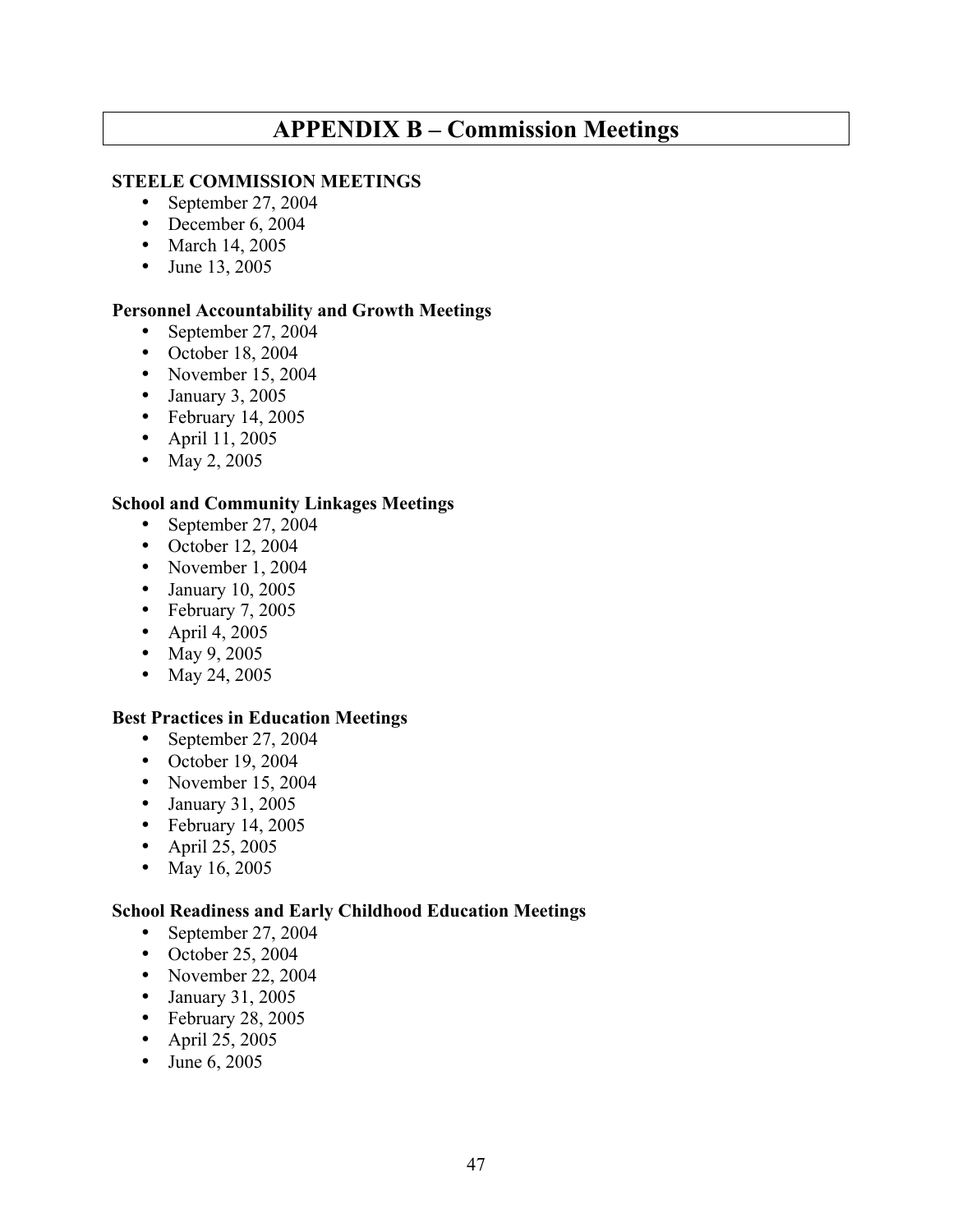# APPENDIX B – Commission Meetings

**STEELE COMMISSION MEETINGS**

- September 27, 2004
- December 6, 2004
- March 14, 2005
- June 13, 2005

**Personnel Accountability and Growth Meetings**

- September 27, 2004
- October 18, 2004
- November 15, 2004
- January 3, 2005
- February 14, 2005
- April 11, 2005
- May 2, 2005

**School and Community Linkages Meetings**

- September 27, 2004
- October 12, 2004
- November 1, 2004
- January 10, 2005
- February 7, 2005
- April 4, 2005
- May 9, 2005
- May 24, 2005

**Best Practices in Education Meetings**

- September 27, 2004
- October 19, 2004
- November 15, 2004
- January 31, 2005
- February 14, 2005
- April 25, 2005
- May 16, 2005

**School Readiness and Early Childhood Education Meetings**

- September 27, 2004
- October 25, 2004
- November 22, 2004
- January 31, 2005
- February 28, 2005
- April 25, 2005
- June 6, 2005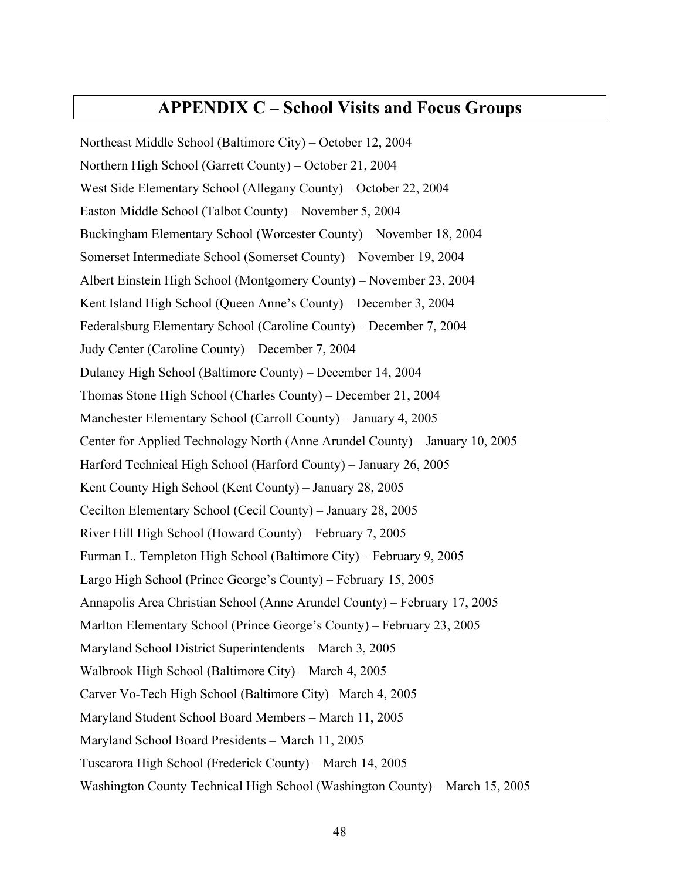# APPENDIX C – School Visits and Focus Groups

Northeast Middle School (Baltimore City) – October 12, 2004

Northern High School (Garrett County) – October 21, 2004

West Side Elementary School (Allegany County) – October 22, 2004

Easton Middle School (Talbot County) – November 5, 2004

Buckingham Elementary School (Worcester County) – November 18, 2004

Somerset Intermediate School (Somerset County) – November 19, 2004

Albert Einstein High School (Montgomery County) – November 23, 2004

Kent Island High School (Queen Anne's County) – December 3, 2004

Federalsburg Elementary School (Caroline County) – December 7, 2004

Judy Center (Caroline County) – December 7, 2004

Dulaney High School (Baltimore County) – December 14, 2004

Thomas Stone High School (Charles County) – December 21, 2004

Manchester Elementary School (Carroll County) – January 4, 2005

Center for Applied Technology North (Anne Arundel County) – January 10, 2005

Harford Technical High School (Harford County) – January 26, 2005

Kent County High School (Kent County) – January 28, 2005

Cecilton Elementary School (Cecil County) – January 28, 2005

River Hill High School (Howard County) – February 7, 2005

Furman L. Templeton High School (Baltimore City) – February 9, 2005

Largo High School (Prince George's County) – February 15, 2005

Annapolis Area Christian School (Anne Arundel County) – February 17, 2005

Marlton Elementary School (Prince George's County) – February 23, 2005

Maryland School District Superintendents – March 3, 2005

Walbrook High School (Baltimore City) – March 4, 2005

Carver Vo-Tech High School (Baltimore City) –March 4, 2005

Maryland Student School Board Members – March 11, 2005

Maryland School Board Presidents – March 11, 2005

Tuscarora High School (Frederick County) – March 14, 2005

Washington County Technical High School (Washington County) – March 15, 2005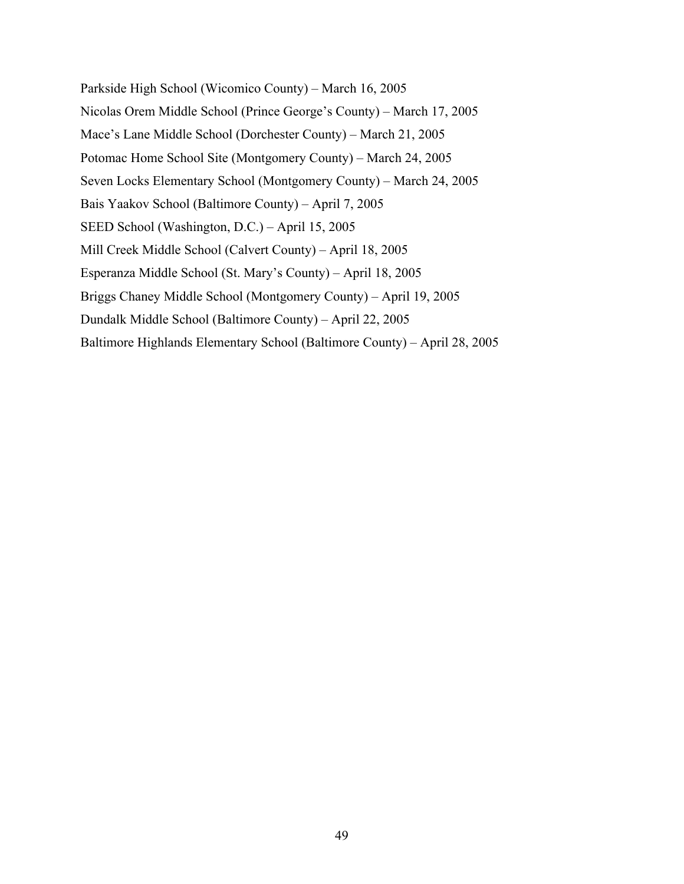Parkside High School (Wicomico County) – March 16, 2005

Nicolas Orem Middle School (Prince George's County) – March 17, 2005

Mace's Lane Middle School (Dorchester County) – March 21, 2005

Potomac Home School Site (Montgomery County) – March 24, 2005

Seven Locks Elementary School (Montgomery County) – March 24, 2005

Bais Yaakov School (Baltimore County) – April 7, 2005

SEED School (Washington, D.C.) – April 15, 2005

Mill Creek Middle School (Calvert County) – April 18, 2005

Esperanza Middle School (St. Mary's County) – April 18, 2005

Briggs Chaney Middle School (Montgomery County) – April 19, 2005

Dundalk Middle School (Baltimore County) – April 22, 2005

Baltimore Highlands Elementary School (Baltimore County) – April 28, 2005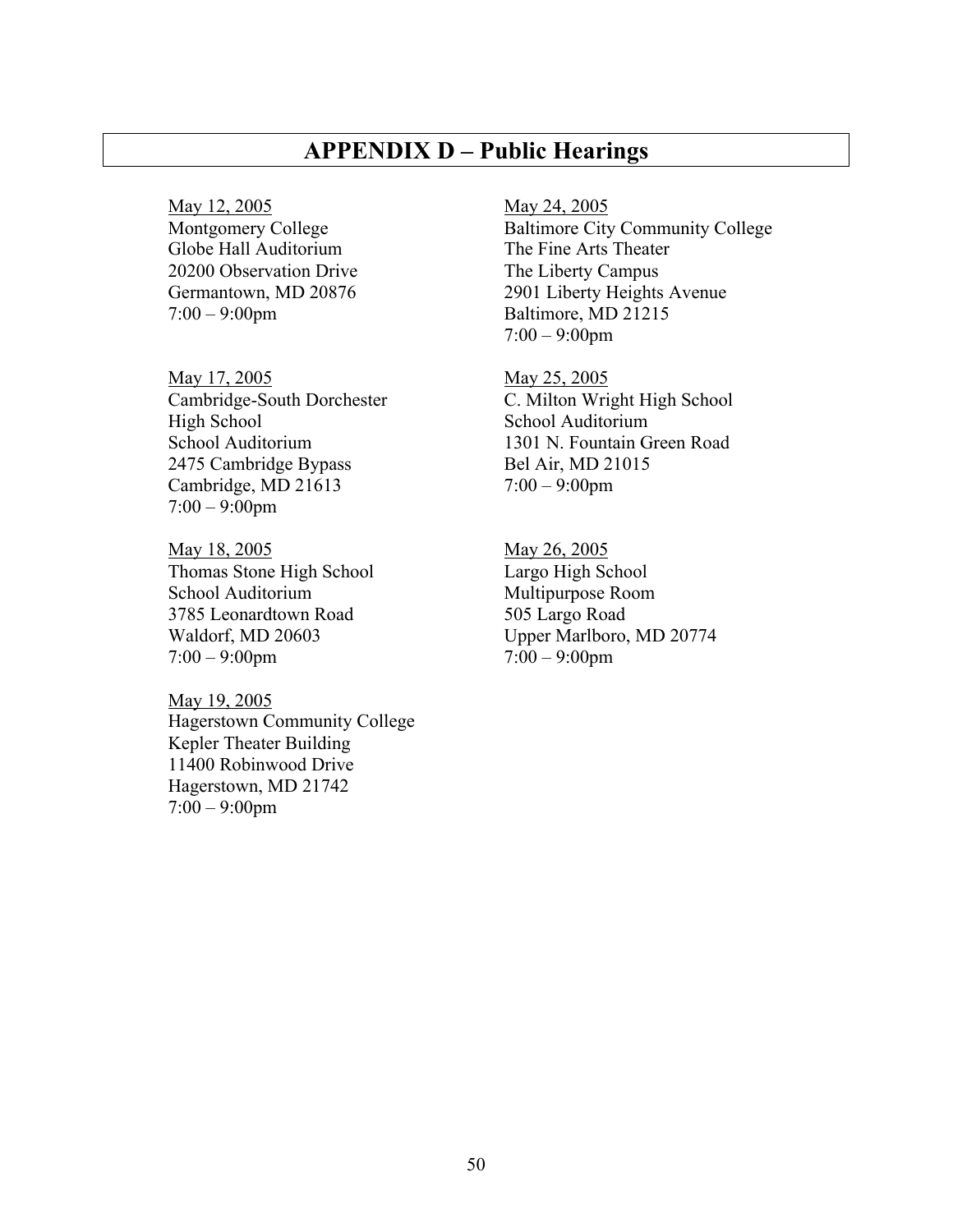# APPENDIX D – Public Hearings

<u>May 12, 2005</u>
Montgomery College
Globe Hall Auditorium
20200 Observation Drive
Germantown, MD 20876
7:00 – 9:00pm

<u>May 17, 2005</u>
Cambridge-South Dorchester
High School
School Auditorium
2475 Cambridge Bypass
Cambridge, MD 21613
7:00 – 9:00pm

<u>May 18, 2005</u>
Thomas Stone High School
School Auditorium
3785 Leonardtown Road
Waldorf, MD 20603
7:00 – 9:00pm

<u>May 19, 2005</u>
Hagerstown Community College
Kepler Theater Building
11400 Robinwood Drive
Hagerstown, MD 21742
7:00 – 9:00pm

<u>May 24, 2005</u>
Baltimore City Community College
The Fine Arts Theater
The Liberty Campus
2901 Liberty Heights Avenue
Baltimore, MD 21215
7:00 – 9:00pm

<u>May 25, 2005</u>
C. Milton Wright High School
School Auditorium
1301 N. Fountain Green Road
Bel Air, MD 21015
7:00 – 9:00pm

<u>May 26, 2005</u>
Largo High School
Multipurpose Room
505 Largo Road
Upper Marlboro, MD 20774
7:00 – 9:00pm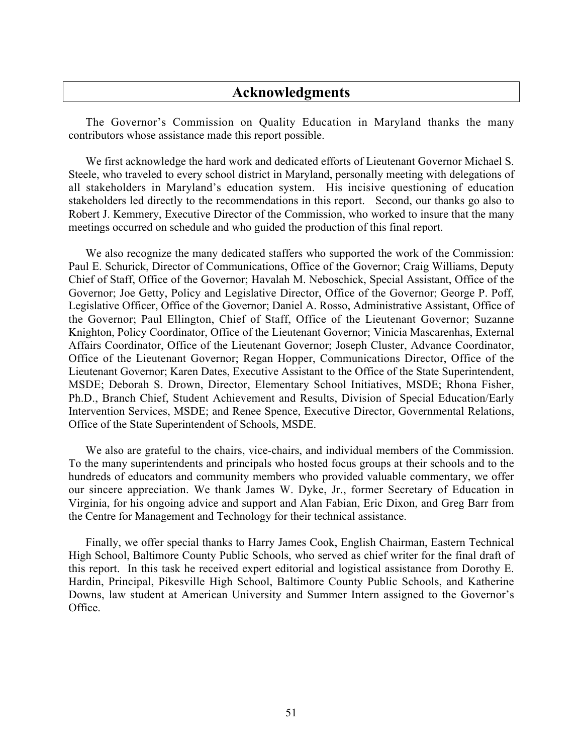# Acknowledgments

The Governor's Commission on Quality Education in Maryland thanks the many contributors whose assistance made this report possible.

We first acknowledge the hard work and dedicated efforts of Lieutenant Governor Michael S. Steele, who traveled to every school district in Maryland, personally meeting with delegations of all stakeholders in Maryland's education system. His incisive questioning of education stakeholders led directly to the recommendations in this report. Second, our thanks go also to Robert J. Kemmery, Executive Director of the Commission, who worked to insure that the many meetings occurred on schedule and who guided the production of this final report.

We also recognize the many dedicated staffers who supported the work of the Commission: Paul E. Schurick, Director of Communications, Office of the Governor; Craig Williams, Deputy Chief of Staff, Office of the Governor; Havalah M. Neboschick, Special Assistant, Office of the Governor; Joe Getty, Policy and Legislative Director, Office of the Governor; George P. Poff, Legislative Officer, Office of the Governor; Daniel A. Rosso, Administrative Assistant, Office of the Governor; Paul Ellington, Chief of Staff, Office of the Lieutenant Governor; Suzanne Knighton, Policy Coordinator, Office of the Lieutenant Governor; Vinicia Mascarenhas, External Affairs Coordinator, Office of the Lieutenant Governor; Joseph Cluster, Advance Coordinator, Office of the Lieutenant Governor; Regan Hopper, Communications Director, Office of the Lieutenant Governor; Karen Dates, Executive Assistant to the Office of the State Superintendent, MSDE; Deborah S. Drown, Director, Elementary School Initiatives, MSDE; Rhona Fisher, Ph.D., Branch Chief, Student Achievement and Results, Division of Special Education/Early Intervention Services, MSDE; and Renee Spence, Executive Director, Governmental Relations, Office of the State Superintendent of Schools, MSDE.

We also are grateful to the chairs, vice-chairs, and individual members of the Commission. To the many superintendents and principals who hosted focus groups at their schools and to the hundreds of educators and community members who provided valuable commentary, we offer our sincere appreciation. We thank James W. Dyke, Jr., former Secretary of Education in Virginia, for his ongoing advice and support and Alan Fabian, Eric Dixon, and Greg Barr from the Centre for Management and Technology for their technical assistance.

Finally, we offer special thanks to Harry James Cook, English Chairman, Eastern Technical High School, Baltimore County Public Schools, who served as chief writer for the final draft of this report. In this task he received expert editorial and logistical assistance from Dorothy E. Hardin, Principal, Pikesville High School, Baltimore County Public Schools, and Katherine Downs, law student at American University and Summer Intern assigned to the Governor's Office.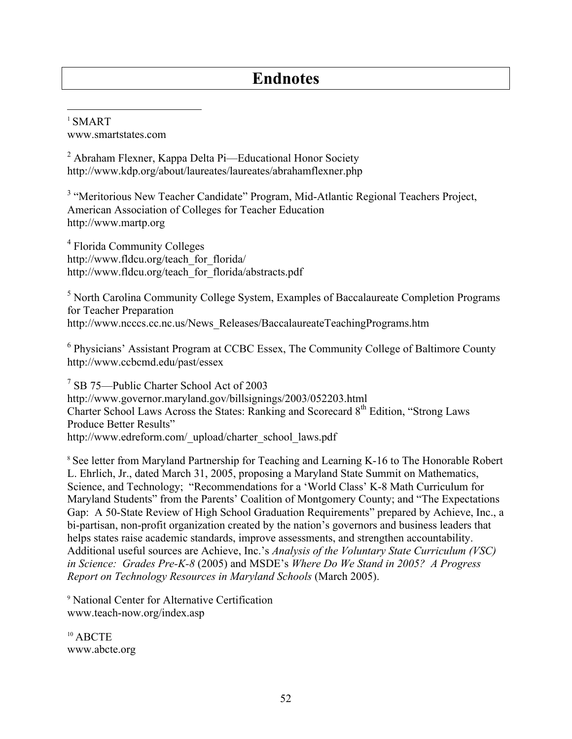# Endnotes

[1] SMART
www.smartstates.com

[2] Abraham Flexner, Kappa Delta Pi—Educational Honor Society
http://www.kdp.org/about/laureates/laureates/abrahamflexner.php

[3] "Meritorious New Teacher Candidate" Program, Mid-Atlantic Regional Teachers Project, American Association of Colleges for Teacher Education
http://www.martp.org

[4] Florida Community Colleges
http://www.fldcu.org/teach_for_florida/
http://www.fldcu.org/teach_for_florida/abstracts.pdf

[5] North Carolina Community College System, Examples of Baccalaureate Completion Programs for Teacher Preparation
http://www.ncccs.cc.nc.us/News_Releases/BaccalaureateTeachingPrograms.htm

[6] Physicians' Assistant Program at CCBC Essex, The Community College of Baltimore County
http://www.ccbcmd.edu/past/essex

[7] SB 75—Public Charter School Act of 2003
http://www.governor.maryland.gov/billsignings/2003/052203.html
Charter School Laws Across the States: Ranking and Scorecard 8th Edition, "Strong Laws Produce Better Results"
http://www.edreform.com/_upload/charter_school_laws.pdf

[8] See letter from Maryland Partnership for Teaching and Learning K-16 to The Honorable Robert L. Ehrlich, Jr., dated March 31, 2005, proposing a Maryland State Summit on Mathematics, Science, and Technology; "Recommendations for a 'World Class' K-8 Math Curriculum for Maryland Students" from the Parents' Coalition of Montgomery County; and "The Expectations Gap: A 50-State Review of High School Graduation Requirements" prepared by Achieve, Inc., a bi-partisan, non-profit organization created by the nation's governors and business leaders that helps states raise academic standards, improve assessments, and strengthen accountability. Additional useful sources are Achieve, Inc.'s *Analysis of the Voluntary State Curriculum (VSC) in Science: Grades Pre-K-8* (2005) and MSDE's *Where Do We Stand in 2005? A Progress Report on Technology Resources in Maryland Schools* (March 2005).

[9] National Center for Alternative Certification
www.teach-now.org/index.asp

[10] ABCTE
www.abcte.org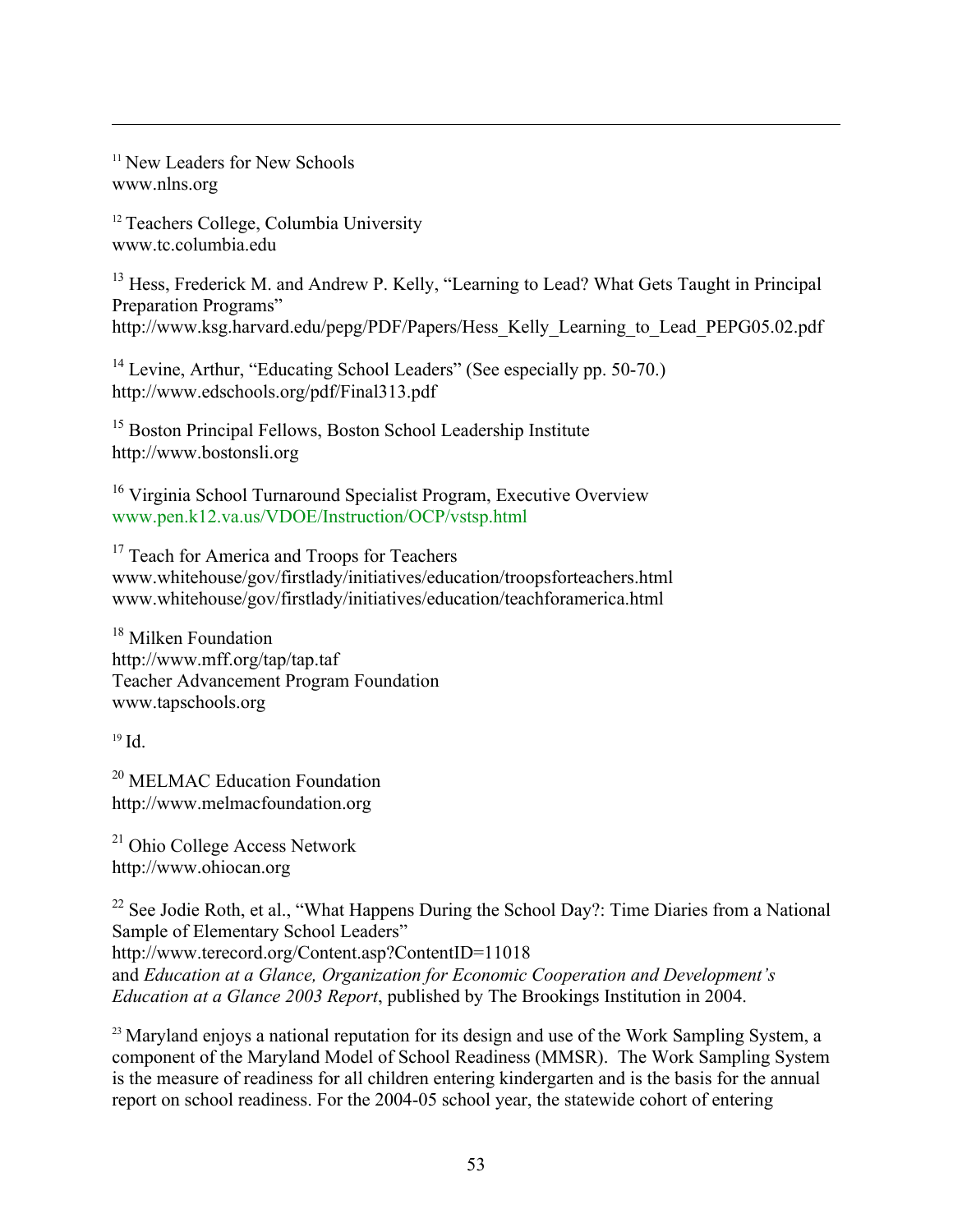[11] New Leaders for New Schools
www.nlns.org

[12] Teachers College, Columbia University
www.tc.columbia.edu

[13] Hess, Frederick M. and Andrew P. Kelly, "Learning to Lead? What Gets Taught in Principal Preparation Programs"
http://www.ksg.harvard.edu/pepg/PDF/Papers/Hess_Kelly_Learning_to_Lead_PEPG05.02.pdf

[14] Levine, Arthur, "Educating School Leaders" (See especially pp. 50-70.)
http://www.edschools.org/pdf/Final313.pdf

[15] Boston Principal Fellows, Boston School Leadership Institute
http://www.bostonsli.org

[16] Virginia School Turnaround Specialist Program, Executive Overview
www.pen.k12.va.us/VDOE/Instruction/OCP/vstsp.html

[17] Teach for America and Troops for Teachers
www.whitehouse/gov/firstlady/initiatives/education/troopsforteachers.html
www.whitehouse/gov/firstlady/initiatives/education/teachforamerica.html

[18] Milken Foundation
http://www.mff.org/tap/tap.taf
Teacher Advancement Program Foundation
www.tapschools.org

[19] Id.

[20] MELMAC Education Foundation
http://www.melmacfoundation.org

[21] Ohio College Access Network
http://www.ohiocan.org

[22] See Jodie Roth, et al., "What Happens During the School Day?: Time Diaries from a National Sample of Elementary School Leaders"
http://www.terecord.org/Content.asp?ContentID=11018
and *Education at a Glance, Organization for Economic Cooperation and Development's Education at a Glance 2003 Report*, published by The Brookings Institution in 2004.

[23] Maryland enjoys a national reputation for its design and use of the Work Sampling System, a component of the Maryland Model of School Readiness (MMSR). The Work Sampling System is the measure of readiness for all children entering kindergarten and is the basis for the annual report on school readiness. For the 2004-05 school year, the statewide cohort of entering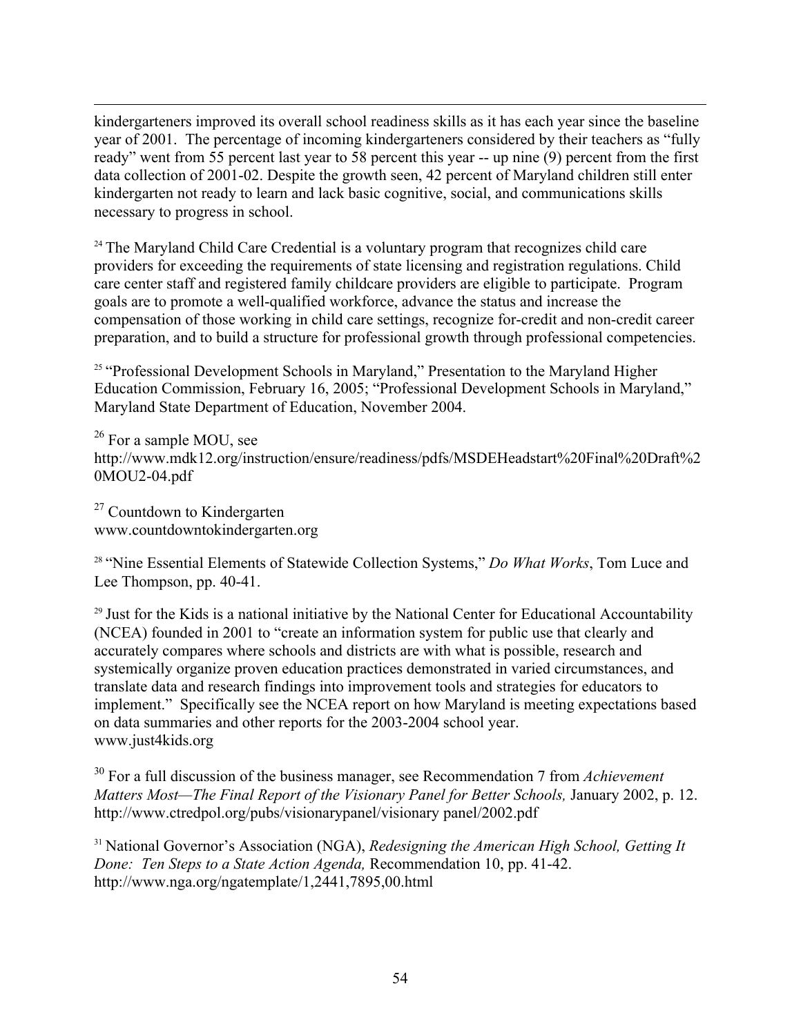kindergarteners improved its overall school readiness skills as it has each year since the baseline year of 2001. The percentage of incoming kindergarteners considered by their teachers as "fully ready" went from 55 percent last year to 58 percent this year -- up nine (9) percent from the first data collection of 2001-02. Despite the growth seen, 42 percent of Maryland children still enter kindergarten not ready to learn and lack basic cognitive, social, and communications skills necessary to progress in school.

[24] The Maryland Child Care Credential is a voluntary program that recognizes child care providers for exceeding the requirements of state licensing and registration regulations. Child care center staff and registered family childcare providers are eligible to participate. Program goals are to promote a well-qualified workforce, advance the status and increase the compensation of those working in child care settings, recognize for-credit and non-credit career preparation, and to build a structure for professional growth through professional competencies.

[25] "Professional Development Schools in Maryland," Presentation to the Maryland Higher Education Commission, February 16, 2005; "Professional Development Schools in Maryland," Maryland State Department of Education, November 2004.

[26] For a sample MOU, see
http://www.mdk12.org/instruction/ensure/readiness/pdfs/MSDEHeadstart%20Final%20Draft%20MOU2-04.pdf

[27] Countdown to Kindergarten
www.countdowntokindergarten.org

[28] "Nine Essential Elements of Statewide Collection Systems," *Do What Works*, Tom Luce and Lee Thompson, pp. 40-41.

[29] Just for the Kids is a national initiative by the National Center for Educational Accountability (NCEA) founded in 2001 to "create an information system for public use that clearly and accurately compares where schools and districts are with what is possible, research and systemically organize proven education practices demonstrated in varied circumstances, and translate data and research findings into improvement tools and strategies for educators to implement." Specifically see the NCEA report on how Maryland is meeting expectations based on data summaries and other reports for the 2003-2004 school year.
www.just4kids.org

[30] For a full discussion of the business manager, see Recommendation 7 from *Achievement Matters Most—The Final Report of the Visionary Panel for Better Schools,* January 2002, p. 12.
http://www.ctredpol.org/pubs/visionarypanel/visionary panel/2002.pdf

[31] National Governor's Association (NGA), *Redesigning the American High School, Getting It Done: Ten Steps to a State Action Agenda,* Recommendation 10, pp. 41-42.
http://www.nga.org/ngatemplate/1,2441,7895,00.html